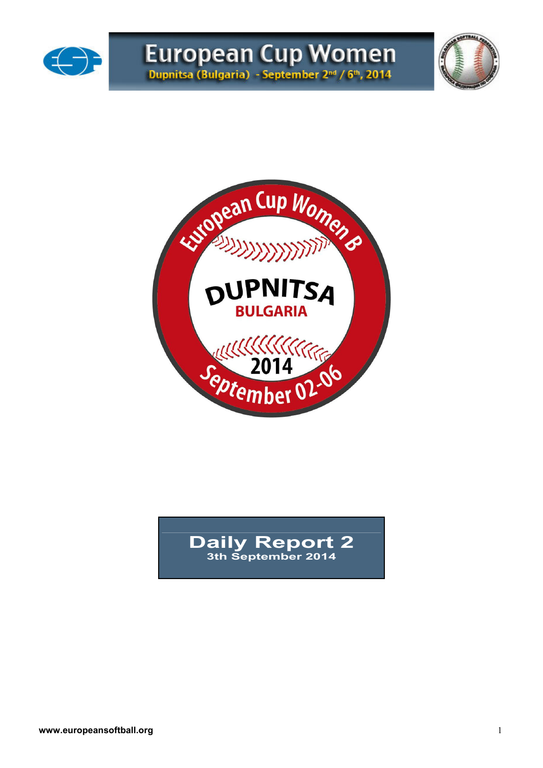# European Cup Women

Dupnitsa (Bulgaria) - September 2nd / 6th, 2014

European Cup Women B

DUPNITSA

BULGARIA

2014

September 02-06

## Daily Report 2

3th September 2014

www.europeansoftball.org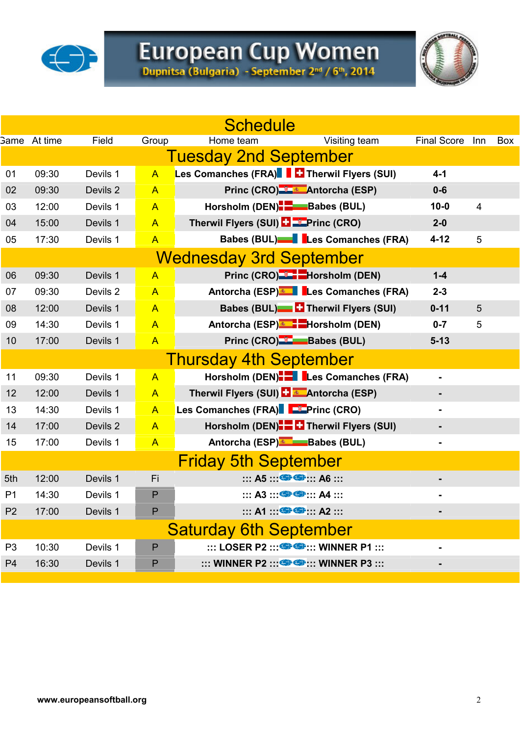# European Cup Women

**Dupnitsa (Bulgaria) - September 2nd / 6th, 2014**

## Schedule

| Game | At time | Field | Group | Home team | Visiting team | Final Score | Inn | Box |
|---|---|---|---|---|---|---|---|---|
| **Tuesday 2nd September** | | | | | | | | |
| 01 | 09:30 | Devils 1 | A | **Les Comanches (FRA)** | **Therwil Flyers (SUI)** | **4-1** | | |
| 02 | 09:30 | Devils 2 | A | **Princ (CRO)** | **Antorcha (ESP)** | **0-6** | | |
| 03 | 12:00 | Devils 1 | A | **Horsholm (DEN)** | **Babes (BUL)** | **10-0** | 4 | |
| 04 | 15:00 | Devils 1 | A | **Therwil Flyers (SUI)** | **Princ (CRO)** | **2-0** | | |
| 05 | 17:30 | Devils 1 | A | **Babes (BUL)** | **Les Comanches (FRA)** | **4-12** | 5 | |
| **Wednesday 3rd September** | | | | | | | | |
| 06 | 09:30 | Devils 1 | A | **Princ (CRO)** | **Horsholm (DEN)** | **1-4** | | |
| 07 | 09:30 | Devils 2 | A | **Antorcha (ESP)** | **Les Comanches (FRA)** | **2-3** | | |
| 08 | 12:00 | Devils 1 | A | **Babes (BUL)** | **Therwil Flyers (SUI)** | **0-11** | 5 | |
| 09 | 14:30 | Devils 1 | A | **Antorcha (ESP)** | **Horsholm (DEN)** | **0-7** | 5 | |
| 10 | 17:00 | Devils 1 | A | **Princ (CRO)** | **Babes (BUL)** | **5-13** | | |
| **Thursday 4th September** | | | | | | | | |
| 11 | 09:30 | Devils 1 | A | **Horsholm (DEN)** | **Les Comanches (FRA)** | **-** | | |
| 12 | 12:00 | Devils 1 | A | **Therwil Flyers (SUI)** | **Antorcha (ESP)** | **-** | | |
| 13 | 14:30 | Devils 1 | A | **Les Comanches (FRA)** | **Princ (CRO)** | **-** | | |
| 14 | 17:00 | Devils 2 | A | **Horsholm (DEN)** | **Therwil Flyers (SUI)** | **-** | | |
| 15 | 17:00 | Devils 1 | A | **Antorcha (ESP)** | **Babes (BUL)** | **-** | | |
| **Friday 5th September** | | | | | | | | |
| 5th | 12:00 | Devils 1 | Fi | **::: A5 :::** | **::: A6 :::** | **-** | | |
| P1 | 14:30 | Devils 1 | P | **::: A3 :::** | **::: A4 :::** | **-** | | |
| P2 | 17:00 | Devils 1 | P | **::: A1 :::** | **::: A2 :::** | **-** | | |
| **Saturday 6th September** | | | | | | | | |
| P3 | 10:30 | Devils 1 | P | **::: LOSER P2 :::** | **::: WINNER P1 :::** | **-** | | |
| P4 | 16:30 | Devils 1 | P | **::: WINNER P2 :::** | **::: WINNER P3 :::** | **-** | | |

**www.europeansoftball.org**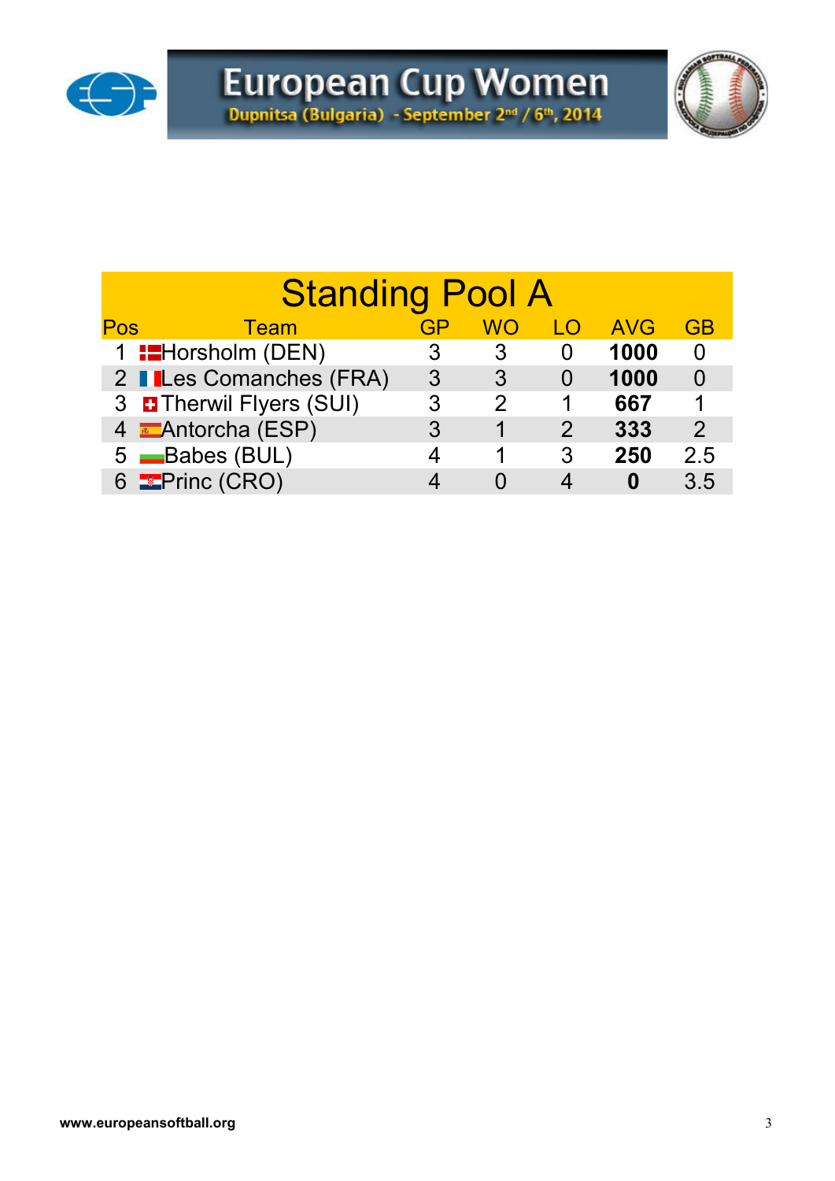# European Cup Women

Dupnitsa (Bulgaria) - September 2nd / 6th, 2014

## Standing Pool A

| Pos | Team | GP | WO | LO | AVG | GB |
|---|---|---|---|---|---|---|
| 1 | Horsholm (DEN) | 3 | 3 | 0 | **1000** | 0 |
| 2 | Les Comanches (FRA) | 3 | 3 | 0 | **1000** | 0 |
| 3 | Therwil Flyers (SUI) | 3 | 2 | 1 | **667** | 1 |
| 4 | Antorcha (ESP) | 3 | 1 | 2 | **333** | 2 |
| 5 | Babes (BUL) | 4 | 1 | 3 | **250** | 2.5 |
| 6 | Princ (CRO) | 4 | 0 | 4 | **0** | 3.5 |

www.europeansoftball.org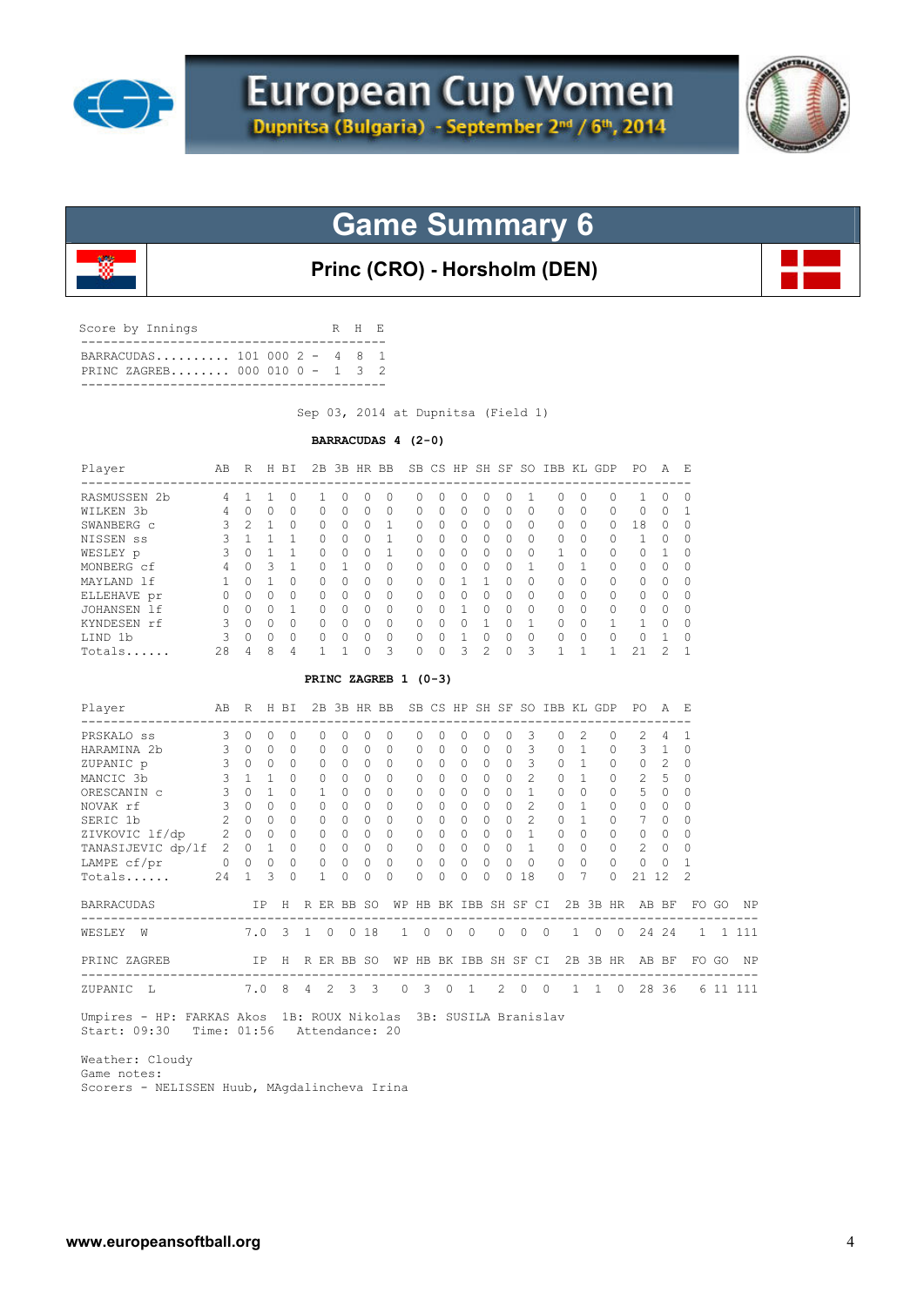# European Cup Women

Dupnitsa (Bulgaria) - September 2nd / 6th, 2014

## Game Summary 6

### Princ (CRO) - Horsholm (DEN)

| Score by Innings | | R | H | E |
|---|---|---|---|---|
| BARRACUDAS | 101 000 2 | 4 | 8 | 1 |
| PRINC ZAGREB | 000 010 0 | 1 | 3 | 2 |

Sep 03, 2014 at Dupnitsa (Field 1)

**BARRACUDAS 4 (2-0)**

| Player | AB | R | H | BI | 2B | 3B | HR | BB | SB | CS | HP | SH | SF | SO | IBB | KL | GDP | PO | A | E |
|---|---|---|---|---|---|---|---|---|---|---|---|---|---|---|---|---|---|---|---|---|
| RASMUSSEN 2b | 4 | 1 | 1 | 0 | 1 | 0 | 0 | 0 | 0 | 0 | 0 | 0 | 0 | 1 | 0 | 0 | 0 | 1 | 0 | 0 |
| WILKEN 3b | 4 | 0 | 0 | 0 | 0 | 0 | 0 | 0 | 0 | 0 | 0 | 0 | 0 | 0 | 0 | 0 | 0 | 0 | 0 | 1 |
| SWANBERG c | 3 | 2 | 1 | 0 | 0 | 0 | 0 | 1 | 0 | 0 | 0 | 0 | 0 | 0 | 0 | 0 | 0 | 18 | 0 | 0 |
| NISSEN ss | 3 | 1 | 1 | 1 | 0 | 0 | 0 | 1 | 0 | 0 | 0 | 0 | 0 | 0 | 0 | 0 | 0 | 1 | 0 | 0 |
| WESLEY p | 3 | 0 | 1 | 1 | 0 | 0 | 0 | 1 | 0 | 0 | 0 | 0 | 0 | 0 | 1 | 0 | 0 | 0 | 1 | 0 |
| MONBERG cf | 4 | 0 | 3 | 1 | 0 | 1 | 0 | 0 | 0 | 0 | 0 | 0 | 0 | 1 | 0 | 1 | 0 | 0 | 0 | 0 |
| MAYLAND lf | 1 | 0 | 1 | 0 | 0 | 0 | 0 | 0 | 0 | 0 | 1 | 1 | 0 | 0 | 0 | 0 | 0 | 0 | 0 | 0 |
| ELLEHAVE pr | 0 | 0 | 0 | 0 | 0 | 0 | 0 | 0 | 0 | 0 | 0 | 0 | 0 | 0 | 0 | 0 | 0 | 0 | 0 | 0 |
| JOHANSEN lf | 0 | 0 | 0 | 1 | 0 | 0 | 0 | 0 | 0 | 0 | 1 | 0 | 0 | 0 | 0 | 0 | 0 | 0 | 0 | 0 |
| KYNDESEN rf | 3 | 0 | 0 | 0 | 0 | 0 | 0 | 0 | 0 | 0 | 0 | 1 | 0 | 1 | 0 | 0 | 1 | 1 | 0 | 0 |
| LIND 1b | 3 | 0 | 0 | 0 | 0 | 0 | 0 | 0 | 0 | 0 | 1 | 0 | 0 | 0 | 0 | 0 | 0 | 0 | 1 | 0 |
| Totals...... | 28 | 4 | 8 | 4 | 1 | 1 | 0 | 3 | 0 | 0 | 3 | 2 | 0 | 3 | 1 | 1 | 1 | 21 | 2 | 1 |

**PRINC ZAGREB 1 (0-3)**

| Player | AB | R | H | BI | 2B | 3B | HR | BB | SB | CS | HP | SH | SF | SO | IBB | KL | GDP | PO | A | E |
|---|---|---|---|---|---|---|---|---|---|---|---|---|---|---|---|---|---|---|---|---|
| PRSKALO ss | 3 | 0 | 0 | 0 | 0 | 0 | 0 | 0 | 0 | 0 | 0 | 0 | 0 | 3 | 0 | 2 | 0 | 2 | 4 | 1 |
| HARAMINA 2b | 3 | 0 | 0 | 0 | 0 | 0 | 0 | 0 | 0 | 0 | 0 | 0 | 0 | 3 | 0 | 1 | 0 | 3 | 1 | 0 |
| ZUPANIC p | 3 | 0 | 0 | 0 | 0 | 0 | 0 | 0 | 0 | 0 | 0 | 0 | 0 | 3 | 0 | 1 | 0 | 0 | 2 | 0 |
| MANCIC 3b | 3 | 1 | 1 | 0 | 0 | 0 | 0 | 0 | 0 | 0 | 0 | 0 | 0 | 2 | 0 | 1 | 0 | 2 | 5 | 0 |
| ORESCANIN c | 3 | 0 | 1 | 0 | 1 | 0 | 0 | 0 | 0 | 0 | 0 | 0 | 0 | 1 | 0 | 0 | 0 | 5 | 0 | 0 |
| NOVAK rf | 3 | 0 | 0 | 0 | 0 | 0 | 0 | 0 | 0 | 0 | 0 | 0 | 0 | 2 | 0 | 1 | 0 | 0 | 0 | 0 |
| SERIC 1b | 2 | 0 | 0 | 0 | 0 | 0 | 0 | 0 | 0 | 0 | 0 | 0 | 0 | 2 | 0 | 1 | 0 | 7 | 0 | 0 |
| ZIVKOVIC lf/dp | 2 | 0 | 0 | 0 | 0 | 0 | 0 | 0 | 0 | 0 | 0 | 0 | 0 | 1 | 0 | 0 | 0 | 0 | 0 | 0 |
| TANASIJEVIC dp/lf | 2 | 0 | 1 | 0 | 0 | 0 | 0 | 0 | 0 | 0 | 0 | 0 | 0 | 1 | 0 | 0 | 0 | 2 | 0 | 0 |
| LAMPE cf/pr | 0 | 0 | 0 | 0 | 0 | 0 | 0 | 0 | 0 | 0 | 0 | 0 | 0 | 0 | 0 | 0 | 0 | 0 | 0 | 1 |
| Totals...... | 24 | 1 | 3 | 0 | 1 | 0 | 0 | 0 | 0 | 0 | 0 | 0 | 0 | 18 | 0 | 7 | 0 | 21 | 12 | 2 |

| BARRACUDAS | IP | H | R | ER | BB | SO | WP | HB | BK | IBB | SH | SF | CI | 2B | 3B | HR | AB | BF | FO | GO | NP |
|---|---|---|---|---|---|---|---|---|---|---|---|---|---|---|---|---|---|---|---|---|---|
| WESLEY W | 7.0 | 3 | 1 | 0 | 0 | 18 | 1 | 0 | 0 | 0 | 0 | 0 | 0 | 1 | 0 | 0 | 24 | 24 | 1 | 1 | 111 |

| PRINC ZAGREB | IP | H | R | ER | BB | SO | WP | HB | BK | IBB | SH | SF | CI | 2B | 3B | HR | AB | BF | FO | GO | NP |
|---|---|---|---|---|---|---|---|---|---|---|---|---|---|---|---|---|---|---|---|---|---|
| ZUPANIC L | 7.0 | 8 | 4 | 2 | 3 | 3 | 0 | 3 | 0 | 1 | 2 | 0 | 0 | 1 | 1 | 0 | 28 | 36 | 6 | 11 | 111 |

Umpires - HP: FARKAS Akos 1B: ROUX Nikolas 3B: SUSILA Branislav
Start: 09:30 Time: 01:56 Attendance: 20

Weather: Cloudy
Game notes:
Scorers - NELISSEN Huub, MAgdalincheva Irina

www.europeansoftball.org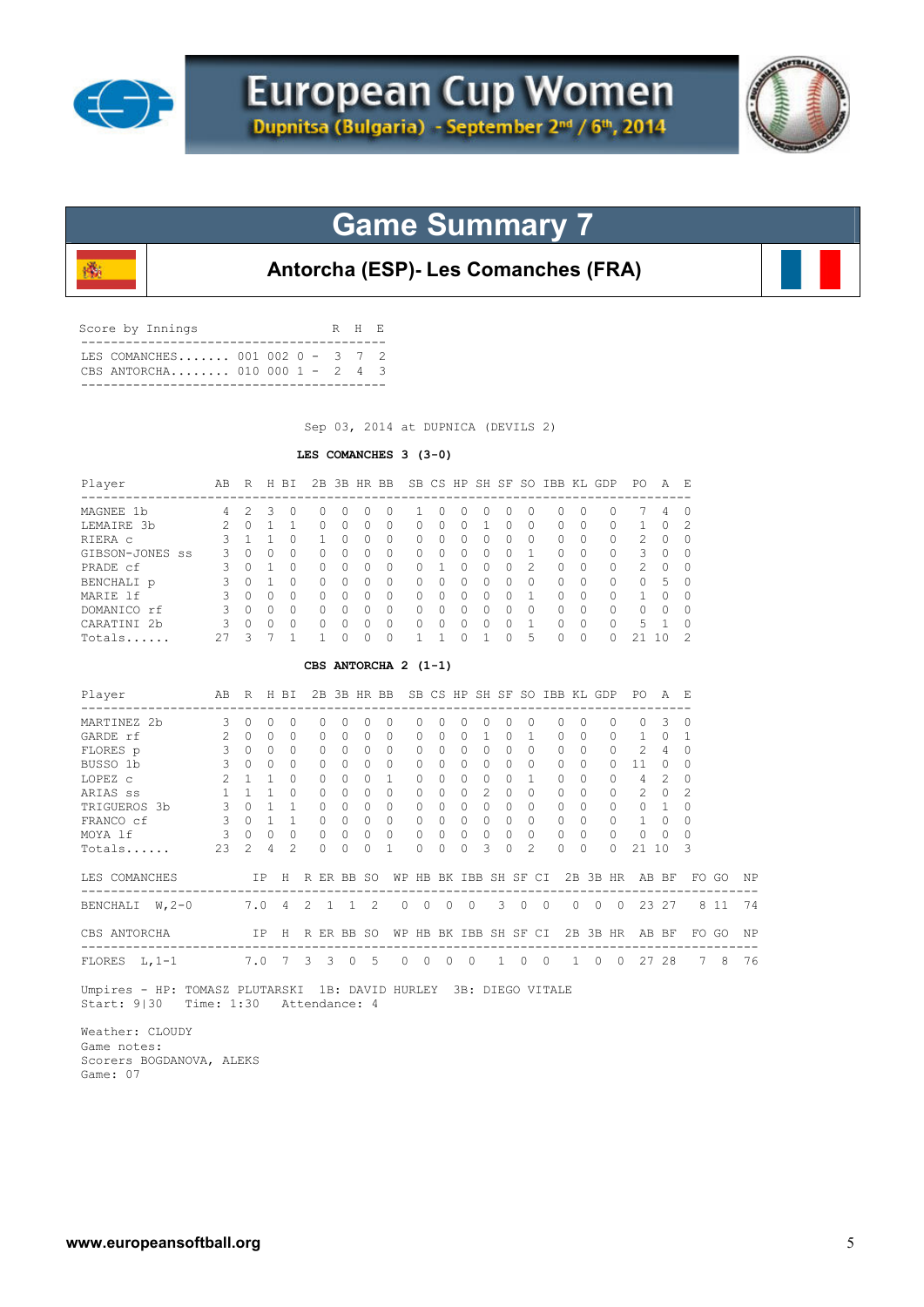# European Cup Women

**Dupnitsa (Bulgaria) - September 2nd / 6th, 2014**

## Game Summary 7

### Antorcha (ESP)- Les Comanches (FRA)

Score by Innings

| | | R | H | E |
|---|---|---|---|---|
| LES COMANCHES....... | 001 002 0 - | 3 | 7 | 2 |
| CBS ANTORCHA........ | 010 000 1 - | 2 | 4 | 3 |

Sep 03, 2014 at DUPNICA (DEVILS 2)

**LES COMANCHES 3 (3-0)**

| Player | AB | R | H | BI | 2B | 3B | HR | BB | SB | CS | HP | SH | SF | SO | IBB | KL | GDP | PO | A | E |
|---|---|---|---|---|---|---|---|---|---|---|---|---|---|---|---|---|---|---|---|---|
| MAGNEE 1b | 4 | 2 | 3 | 0 | 0 | 0 | 0 | 0 | 1 | 0 | 0 | 0 | 0 | 0 | 0 | 0 | 0 | 7 | 4 | 0 |
| LEMAIRE 3b | 2 | 0 | 1 | 1 | 0 | 0 | 0 | 0 | 0 | 0 | 0 | 1 | 0 | 0 | 0 | 0 | 0 | 1 | 0 | 2 |
| RIERA c | 3 | 1 | 1 | 0 | 1 | 0 | 0 | 0 | 0 | 0 | 0 | 0 | 0 | 0 | 0 | 0 | 0 | 2 | 0 | 0 |
| GIBSON-JONES ss | 3 | 0 | 0 | 0 | 0 | 0 | 0 | 0 | 0 | 0 | 0 | 0 | 0 | 1 | 0 | 0 | 0 | 3 | 0 | 0 |
| PRADE cf | 3 | 0 | 1 | 0 | 0 | 0 | 0 | 0 | 0 | 1 | 0 | 0 | 0 | 2 | 0 | 0 | 0 | 2 | 0 | 0 |
| BENCHALI p | 3 | 0 | 1 | 0 | 0 | 0 | 0 | 0 | 0 | 0 | 0 | 0 | 0 | 0 | 0 | 0 | 0 | 0 | 5 | 0 |
| MARIE lf | 3 | 0 | 0 | 0 | 0 | 0 | 0 | 0 | 0 | 0 | 0 | 0 | 0 | 1 | 0 | 0 | 0 | 1 | 0 | 0 |
| DOMANICO rf | 3 | 0 | 0 | 0 | 0 | 0 | 0 | 0 | 0 | 0 | 0 | 0 | 0 | 0 | 0 | 0 | 0 | 0 | 0 | 0 |
| CARATINI 2b | 3 | 0 | 0 | 0 | 0 | 0 | 0 | 0 | 0 | 0 | 0 | 0 | 0 | 1 | 0 | 0 | 0 | 5 | 1 | 0 |
| Totals...... | 27 | 3 | 7 | 1 | 1 | 0 | 0 | 0 | 1 | 1 | 0 | 1 | 0 | 5 | 0 | 0 | 0 | 21 | 10 | 2 |

**CBS ANTORCHA 2 (1-1)**

| Player | AB | R | H | BI | 2B | 3B | HR | BB | SB | CS | HP | SH | SF | SO | IBB | KL | GDP | PO | A | E |
|---|---|---|---|---|---|---|---|---|---|---|---|---|---|---|---|---|---|---|---|---|
| MARTINEZ 2b | 3 | 0 | 0 | 0 | 0 | 0 | 0 | 0 | 0 | 0 | 0 | 0 | 0 | 0 | 0 | 0 | 0 | 0 | 3 | 0 |
| GARDE rf | 2 | 0 | 0 | 0 | 0 | 0 | 0 | 0 | 0 | 0 | 0 | 1 | 0 | 1 | 0 | 0 | 0 | 1 | 0 | 1 |
| FLORES p | 3 | 0 | 0 | 0 | 0 | 0 | 0 | 0 | 0 | 0 | 0 | 0 | 0 | 0 | 0 | 0 | 0 | 2 | 4 | 0 |
| BUSSO 1b | 3 | 0 | 0 | 0 | 0 | 0 | 0 | 0 | 0 | 0 | 0 | 0 | 0 | 0 | 0 | 0 | 0 | 11 | 0 | 0 |
| LOPEZ c | 2 | 1 | 1 | 0 | 0 | 0 | 0 | 1 | 0 | 0 | 0 | 0 | 0 | 1 | 0 | 0 | 0 | 4 | 2 | 0 |
| ARIAS ss | 1 | 1 | 1 | 0 | 0 | 0 | 0 | 0 | 0 | 0 | 0 | 2 | 0 | 0 | 0 | 0 | 0 | 2 | 0 | 2 |
| TRIGUEROS 3b | 3 | 0 | 1 | 1 | 0 | 0 | 0 | 0 | 0 | 0 | 0 | 0 | 0 | 0 | 0 | 0 | 0 | 0 | 1 | 0 |
| FRANCO cf | 3 | 0 | 1 | 1 | 0 | 0 | 0 | 0 | 0 | 0 | 0 | 0 | 0 | 0 | 0 | 0 | 0 | 1 | 0 | 0 |
| MOYA lf | 3 | 0 | 0 | 0 | 0 | 0 | 0 | 0 | 0 | 0 | 0 | 0 | 0 | 0 | 0 | 0 | 0 | 0 | 0 | 0 |
| Totals...... | 23 | 2 | 4 | 2 | 0 | 0 | 0 | 1 | 0 | 0 | 0 | 3 | 0 | 2 | 0 | 0 | 0 | 21 | 10 | 3 |

| LES COMANCHES | IP | H | R | ER | BB | SO | WP | HB | BK | IBB | SH | SF | CI | 2B | 3B | HR | AB | BF | FO | GO | NP |
|---|---|---|---|---|---|---|---|---|---|---|---|---|---|---|---|---|---|---|---|---|---|
| BENCHALI W,2-0 | 7.0 | 4 | 2 | 1 | 1 | 2 | 0 | 0 | 0 | 0 | 3 | 0 | 0 | 0 | 0 | 0 | 23 | 27 | 8 | 11 | 74 |

| CBS ANTORCHA | IP | H | R | ER | BB | SO | WP | HB | BK | IBB | SH | SF | CI | 2B | 3B | HR | AB | BF | FO | GO | NP |
|---|---|---|---|---|---|---|---|---|---|---|---|---|---|---|---|---|---|---|---|---|---|
| FLORES L,1-1 | 7.0 | 7 | 3 | 3 | 0 | 5 | 0 | 0 | 0 | 0 | 1 | 0 | 0 | 1 | 0 | 0 | 27 | 28 | 7 | 8 | 76 |

Umpires - HP: TOMASZ PLUTARSKI 1B: DAVID HURLEY 3B: DIEGO VITALE
Start: 9|30 Time: 1:30 Attendance: 4

Weather: CLOUDY
Game notes:
Scorers BOGDANOVA, ALEKS
Game: 07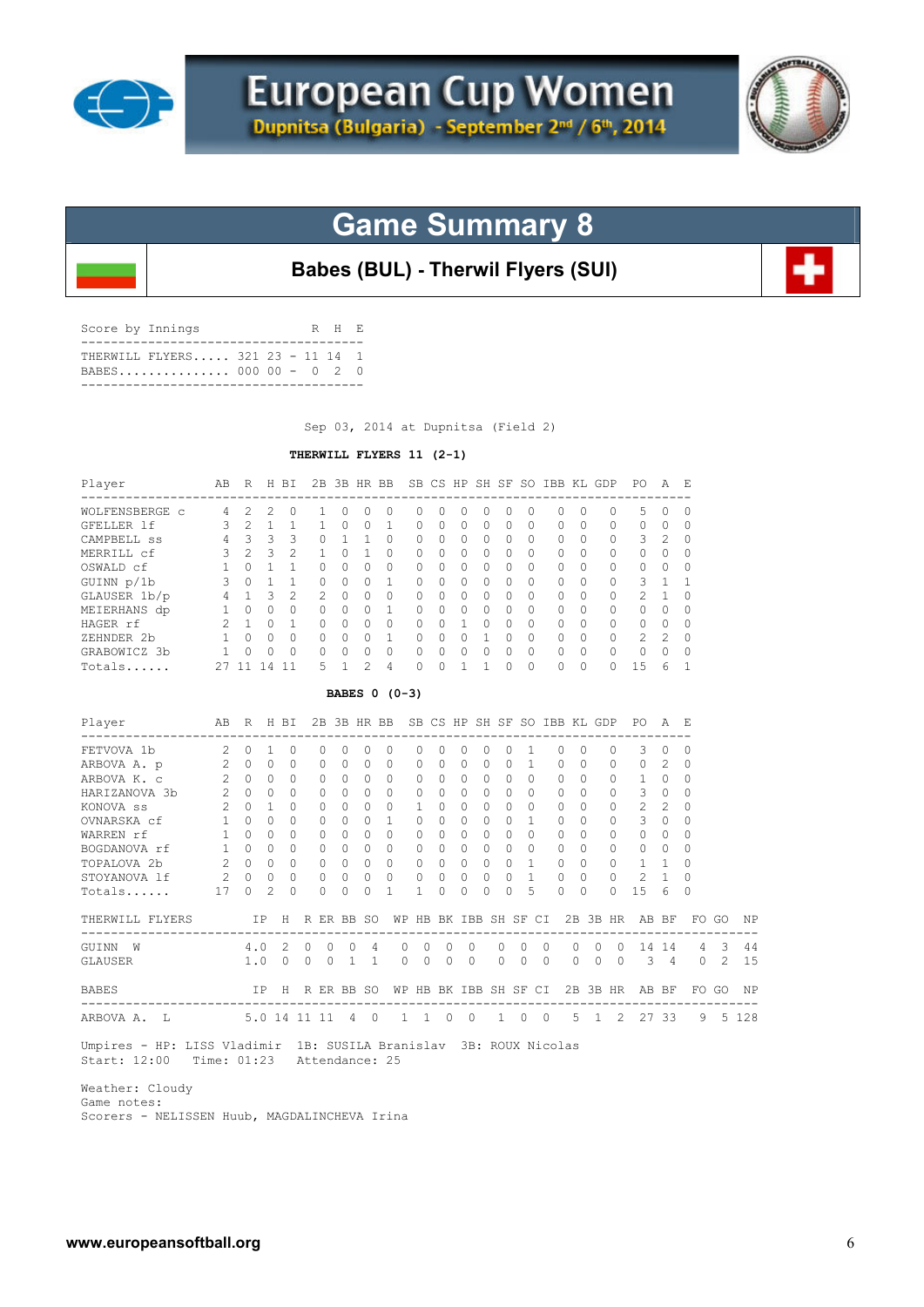# European Cup Women

Dupnitsa (Bulgaria) - September 2nd / 6th, 2014

## Game Summary 8

### Babes (BUL) - Therwil Flyers (SUI)

| Score by Innings | | R | H | E |
|---|---|---|---|---|
| THERWILL FLYERS..... | 321 23 - | 11 | 14 | 1 |
| BABES............... | 000 00 - | 0 | 2 | 0 |

Sep 03, 2014 at Dupnitsa (Field 2)

**THERWILL FLYERS 11 (2-1)**

| Player | AB | R | H | BI | 2B | 3B | HR | BB | SB | CS | HP | SH | SF | SO | IBB | KL | GDP | PO | A | E |
|---|---|---|---|---|---|---|---|---|---|---|---|---|---|---|---|---|---|---|---|---|
| WOLFENSBERGE c | 4 | 2 | 2 | 0 | 1 | 0 | 0 | 0 | 0 | 0 | 0 | 0 | 0 | 0 | 0 | 0 | 0 | 5 | 0 | 0 |
| GFELLER lf | 3 | 2 | 1 | 1 | 1 | 0 | 0 | 1 | 0 | 0 | 0 | 0 | 0 | 0 | 0 | 0 | 0 | 0 | 0 | 0 |
| CAMPBELL ss | 4 | 3 | 3 | 3 | 0 | 1 | 1 | 0 | 0 | 0 | 0 | 0 | 0 | 0 | 0 | 0 | 0 | 3 | 2 | 0 |
| MERRILL cf | 3 | 2 | 3 | 2 | 1 | 0 | 1 | 0 | 0 | 0 | 0 | 0 | 0 | 0 | 0 | 0 | 0 | 0 | 0 | 0 |
| OSWALD cf | 1 | 0 | 1 | 1 | 0 | 0 | 0 | 0 | 0 | 0 | 0 | 0 | 0 | 0 | 0 | 0 | 0 | 0 | 0 | 0 |
| GUINN p/1b | 3 | 0 | 1 | 1 | 0 | 0 | 0 | 1 | 0 | 0 | 0 | 0 | 0 | 0 | 0 | 0 | 0 | 3 | 1 | 1 |
| GLAUSER 1b/p | 4 | 1 | 3 | 2 | 2 | 0 | 0 | 0 | 0 | 0 | 0 | 0 | 0 | 0 | 0 | 0 | 0 | 2 | 1 | 0 |
| MEIERHANS dp | 1 | 0 | 0 | 0 | 0 | 0 | 0 | 1 | 0 | 0 | 0 | 0 | 0 | 0 | 0 | 0 | 0 | 0 | 0 | 0 |
| HAGER rf | 2 | 1 | 0 | 1 | 0 | 0 | 0 | 0 | 0 | 0 | 1 | 0 | 0 | 0 | 0 | 0 | 0 | 0 | 0 | 0 |
| ZEHNDER 2b | 1 | 0 | 0 | 0 | 0 | 0 | 0 | 1 | 0 | 0 | 0 | 1 | 0 | 0 | 0 | 0 | 0 | 2 | 2 | 0 |
| GRABOWICZ 3b | 1 | 0 | 0 | 0 | 0 | 0 | 0 | 0 | 0 | 0 | 0 | 0 | 0 | 0 | 0 | 0 | 0 | 0 | 0 | 0 |
| Totals...... | 27 | 11 | 14 | 11 | 5 | 1 | 2 | 4 | 0 | 0 | 1 | 1 | 0 | 0 | 0 | 0 | 0 | 15 | 6 | 1 |

**BABES 0 (0-3)**

| Player | AB | R | H | BI | 2B | 3B | HR | BB | SB | CS | HP | SH | SF | SO | IBB | KL | GDP | PO | A | E |
|---|---|---|---|---|---|---|---|---|---|---|---|---|---|---|---|---|---|---|---|---|
| FETVOVA 1b | 2 | 0 | 1 | 0 | 0 | 0 | 0 | 0 | 0 | 0 | 0 | 0 | 0 | 1 | 0 | 0 | 0 | 3 | 0 | 0 |
| ARBOVA A. p | 2 | 0 | 0 | 0 | 0 | 0 | 0 | 0 | 0 | 0 | 0 | 0 | 0 | 1 | 0 | 0 | 0 | 0 | 2 | 0 |
| ARBOVA K. c | 2 | 0 | 0 | 0 | 0 | 0 | 0 | 0 | 0 | 0 | 0 | 0 | 0 | 0 | 0 | 0 | 0 | 1 | 0 | 0 |
| HARIZANOVA 3b | 2 | 0 | 0 | 0 | 0 | 0 | 0 | 0 | 0 | 0 | 0 | 0 | 0 | 0 | 0 | 0 | 0 | 3 | 0 | 0 |
| KONOVA ss | 2 | 0 | 1 | 0 | 0 | 0 | 0 | 0 | 1 | 0 | 0 | 0 | 0 | 0 | 0 | 0 | 0 | 2 | 2 | 0 |
| OVNARSKA cf | 1 | 0 | 0 | 0 | 0 | 0 | 0 | 1 | 0 | 0 | 0 | 0 | 0 | 1 | 0 | 0 | 0 | 3 | 0 | 0 |
| WARREN rf | 1 | 0 | 0 | 0 | 0 | 0 | 0 | 0 | 0 | 0 | 0 | 0 | 0 | 0 | 0 | 0 | 0 | 0 | 0 | 0 |
| BOGDANOVA rf | 1 | 0 | 0 | 0 | 0 | 0 | 0 | 0 | 0 | 0 | 0 | 0 | 0 | 0 | 0 | 0 | 0 | 0 | 0 | 0 |
| TOPALOVA 2b | 2 | 0 | 0 | 0 | 0 | 0 | 0 | 0 | 0 | 0 | 0 | 0 | 0 | 1 | 0 | 0 | 0 | 1 | 1 | 0 |
| STOYANOVA lf | 2 | 0 | 0 | 0 | 0 | 0 | 0 | 0 | 0 | 0 | 0 | 0 | 0 | 1 | 0 | 0 | 0 | 2 | 1 | 0 |
| Totals...... | 17 | 0 | 2 | 0 | 0 | 0 | 0 | 1 | 1 | 0 | 0 | 0 | 0 | 5 | 0 | 0 | 0 | 15 | 6 | 0 |

| THERWILL FLYERS | IP | H | R | ER | BB | SO | WP | HB | BK | IBB | SH | SF | CI | 2B | 3B | HR | AB | BF | FO | GO | NP |
|---|---|---|---|---|---|---|---|---|---|---|---|---|---|---|---|---|---|---|---|---|---|
| GUINN W | 4.0 | 2 | 0 | 0 | 0 | 4 | 0 | 0 | 0 | 0 | 0 | 0 | 0 | 0 | 0 | 0 | 14 | 14 | 4 | 3 | 44 |
| GLAUSER | 1.0 | 0 | 0 | 0 | 1 | 1 | 0 | 0 | 0 | 0 | 0 | 0 | 0 | 0 | 0 | 0 | 3 | 4 | 0 | 2 | 15 |

| BABES | IP | H | R | ER | BB | SO | WP | HB | BK | IBB | SH | SF | CI | 2B | 3B | HR | AB | BF | FO | GO | NP |
|---|---|---|---|---|---|---|---|---|---|---|---|---|---|---|---|---|---|---|---|---|---|
| ARBOVA A. L | 5.0 | 14 | 11 | 11 | 4 | 0 | 1 | 1 | 0 | 0 | 1 | 0 | 0 | 5 | 1 | 2 | 27 | 33 | 9 | 5 | 128 |

Umpires - HP: LISS Vladimir 1B: SUSILA Branislav 3B: ROUX Nicolas
Start: 12:00 Time: 01:23 Attendance: 25

Weather: Cloudy
Game notes:
Scorers - NELISSEN Huub, MAGDALINCHEVA Irina

www.europeansoftball.org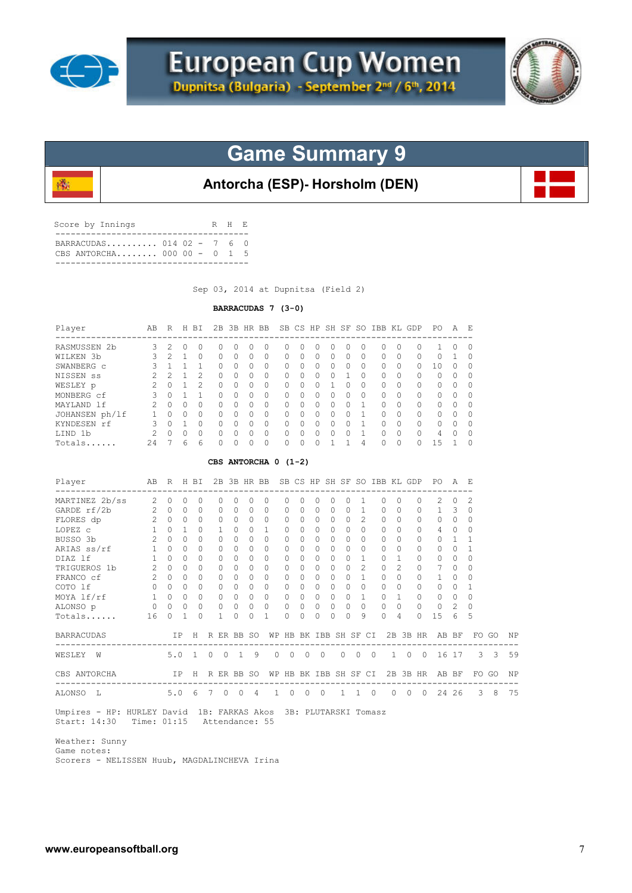# European Cup Women

**Dupnitsa (Bulgaria) - September 2nd / 6th, 2014**

## Game Summary 9

### Antorcha (ESP)- Horsholm (DEN)

Score by Innings

| Team | Innings | R | H | E |
|---|---|---|---|---|
| BARRACUDAS | 014 02 - | 7 | 6 | 0 |
| CBS ANTORCHA | 000 00 - | 0 | 1 | 5 |

Sep 03, 2014 at Dupnitsa (Field 2)

**BARRACUDAS 7 (3-0)**

| Player | AB | R | H | BI | 2B | 3B | HR | BB | SB | CS | HP | SH | SF | SO | IBB | KL | GDP | PO | A | E |
|---|---|---|---|---|---|---|---|---|---|---|---|---|---|---|---|---|---|---|---|---|
| RASMUSSEN 2b | 3 | 2 | 0 | 0 | 0 | 0 | 0 | 0 | 0 | 0 | 0 | 0 | 0 | 0 | 0 | 0 | 0 | 1 | 0 | 0 |
| WILKEN 3b | 3 | 2 | 1 | 0 | 0 | 0 | 0 | 0 | 0 | 0 | 0 | 0 | 0 | 0 | 0 | 0 | 0 | 0 | 1 | 0 |
| SWANBERG c | 3 | 1 | 1 | 1 | 0 | 0 | 0 | 0 | 0 | 0 | 0 | 0 | 0 | 0 | 0 | 0 | 0 | 10 | 0 | 0 |
| NISSEN ss | 2 | 2 | 1 | 2 | 0 | 0 | 0 | 0 | 0 | 0 | 0 | 0 | 1 | 0 | 0 | 0 | 0 | 0 | 0 | 0 |
| WESLEY p | 2 | 0 | 1 | 2 | 0 | 0 | 0 | 0 | 0 | 0 | 0 | 1 | 0 | 0 | 0 | 0 | 0 | 0 | 0 | 0 |
| MONBERG cf | 3 | 0 | 1 | 1 | 0 | 0 | 0 | 0 | 0 | 0 | 0 | 0 | 0 | 0 | 0 | 0 | 0 | 0 | 0 | 0 |
| MAYLAND lf | 2 | 0 | 0 | 0 | 0 | 0 | 0 | 0 | 0 | 0 | 0 | 0 | 0 | 1 | 0 | 0 | 0 | 0 | 0 | 0 |
| JOHANSEN ph/lf | 1 | 0 | 0 | 0 | 0 | 0 | 0 | 0 | 0 | 0 | 0 | 0 | 0 | 1 | 0 | 0 | 0 | 0 | 0 | 0 |
| KYNDESEN rf | 3 | 0 | 1 | 0 | 0 | 0 | 0 | 0 | 0 | 0 | 0 | 0 | 0 | 1 | 0 | 0 | 0 | 0 | 0 | 0 |
| LIND 1b | 2 | 0 | 0 | 0 | 0 | 0 | 0 | 0 | 0 | 0 | 0 | 0 | 0 | 1 | 0 | 0 | 0 | 4 | 0 | 0 |
| Totals...... | 24 | 7 | 6 | 6 | 0 | 0 | 0 | 0 | 0 | 0 | 0 | 1 | 1 | 4 | 0 | 0 | 0 | 15 | 1 | 0 |

**CBS ANTORCHA 0 (1-2)**

| Player | AB | R | H | BI | 2B | 3B | HR | BB | SB | CS | HP | SH | SF | SO | IBB | KL | GDP | PO | A | E |
|---|---|---|---|---|---|---|---|---|---|---|---|---|---|---|---|---|---|---|---|---|
| MARTINEZ 2b/ss | 2 | 0 | 0 | 0 | 0 | 0 | 0 | 0 | 0 | 0 | 0 | 0 | 0 | 1 | 0 | 0 | 0 | 2 | 0 | 2 |
| GARDE rf/2b | 2 | 0 | 0 | 0 | 0 | 0 | 0 | 0 | 0 | 0 | 0 | 0 | 0 | 1 | 0 | 0 | 0 | 1 | 3 | 0 |
| FLORES dp | 2 | 0 | 0 | 0 | 0 | 0 | 0 | 0 | 0 | 0 | 0 | 0 | 0 | 2 | 0 | 0 | 0 | 0 | 0 | 0 |
| LOPEZ c | 1 | 0 | 1 | 0 | 1 | 0 | 0 | 1 | 0 | 0 | 0 | 0 | 0 | 0 | 0 | 0 | 0 | 4 | 0 | 0 |
| BUSSO 3b | 2 | 0 | 0 | 0 | 0 | 0 | 0 | 0 | 0 | 0 | 0 | 0 | 0 | 0 | 0 | 0 | 0 | 0 | 1 | 1 |
| ARIAS ss/rf | 1 | 0 | 0 | 0 | 0 | 0 | 0 | 0 | 0 | 0 | 0 | 0 | 0 | 0 | 0 | 0 | 0 | 0 | 0 | 1 |
| DIAZ lf | 1 | 0 | 0 | 0 | 0 | 0 | 0 | 0 | 0 | 0 | 0 | 0 | 0 | 1 | 0 | 1 | 0 | 0 | 0 | 0 |
| TRIGUEROS 1b | 2 | 0 | 0 | 0 | 0 | 0 | 0 | 0 | 0 | 0 | 0 | 0 | 0 | 2 | 0 | 2 | 0 | 7 | 0 | 0 |
| FRANCO cf | 2 | 0 | 0 | 0 | 0 | 0 | 0 | 0 | 0 | 0 | 0 | 0 | 0 | 1 | 0 | 0 | 0 | 1 | 0 | 0 |
| COTO lf | 0 | 0 | 0 | 0 | 0 | 0 | 0 | 0 | 0 | 0 | 0 | 0 | 0 | 0 | 0 | 0 | 0 | 0 | 0 | 1 |
| MOYA lf/rf | 1 | 0 | 0 | 0 | 0 | 0 | 0 | 0 | 0 | 0 | 0 | 0 | 0 | 1 | 0 | 1 | 0 | 0 | 0 | 0 |
| ALONSO p | 0 | 0 | 0 | 0 | 0 | 0 | 0 | 0 | 0 | 0 | 0 | 0 | 0 | 0 | 0 | 0 | 0 | 0 | 2 | 0 |
| Totals...... | 16 | 0 | 1 | 0 | 1 | 0 | 0 | 1 | 0 | 0 | 0 | 0 | 0 | 9 | 0 | 4 | 0 | 15 | 6 | 5 |

| BARRACUDAS | IP | H | R | ER | BB | SO | WP | HB | BK | IBB | SH | SF | CI | 2B | 3B | HR | AB | BF | FO | GO | NP |
|---|---|---|---|---|---|---|---|---|---|---|---|---|---|---|---|---|---|---|---|---|---|
| WESLEY W | 5.0 | 1 | 0 | 0 | 1 | 9 | 0 | 0 | 0 | 0 | 0 | 0 | 0 | 1 | 0 | 0 | 16 | 17 | 3 | 3 | 59 |

| CBS ANTORCHA | IP | H | R | ER | BB | SO | WP | HB | BK | IBB | SH | SF | CI | 2B | 3B | HR | AB | BF | FO | GO | NP |
|---|---|---|---|---|---|---|---|---|---|---|---|---|---|---|---|---|---|---|---|---|---|
| ALONSO L | 5.0 | 6 | 7 | 0 | 0 | 4 | 1 | 0 | 0 | 0 | 1 | 1 | 0 | 0 | 0 | 0 | 24 | 26 | 3 | 8 | 75 |

Umpires - HP: HURLEY David 1B: FARKAS Akos 3B: PLUTARSKI Tomasz
Start: 14:30 Time: 01:15 Attendance: 55

Weather: Sunny
Game notes:
Scorers - NELISSEN Huub, MAGDALINCHEVA Irina

www.europeansoftball.org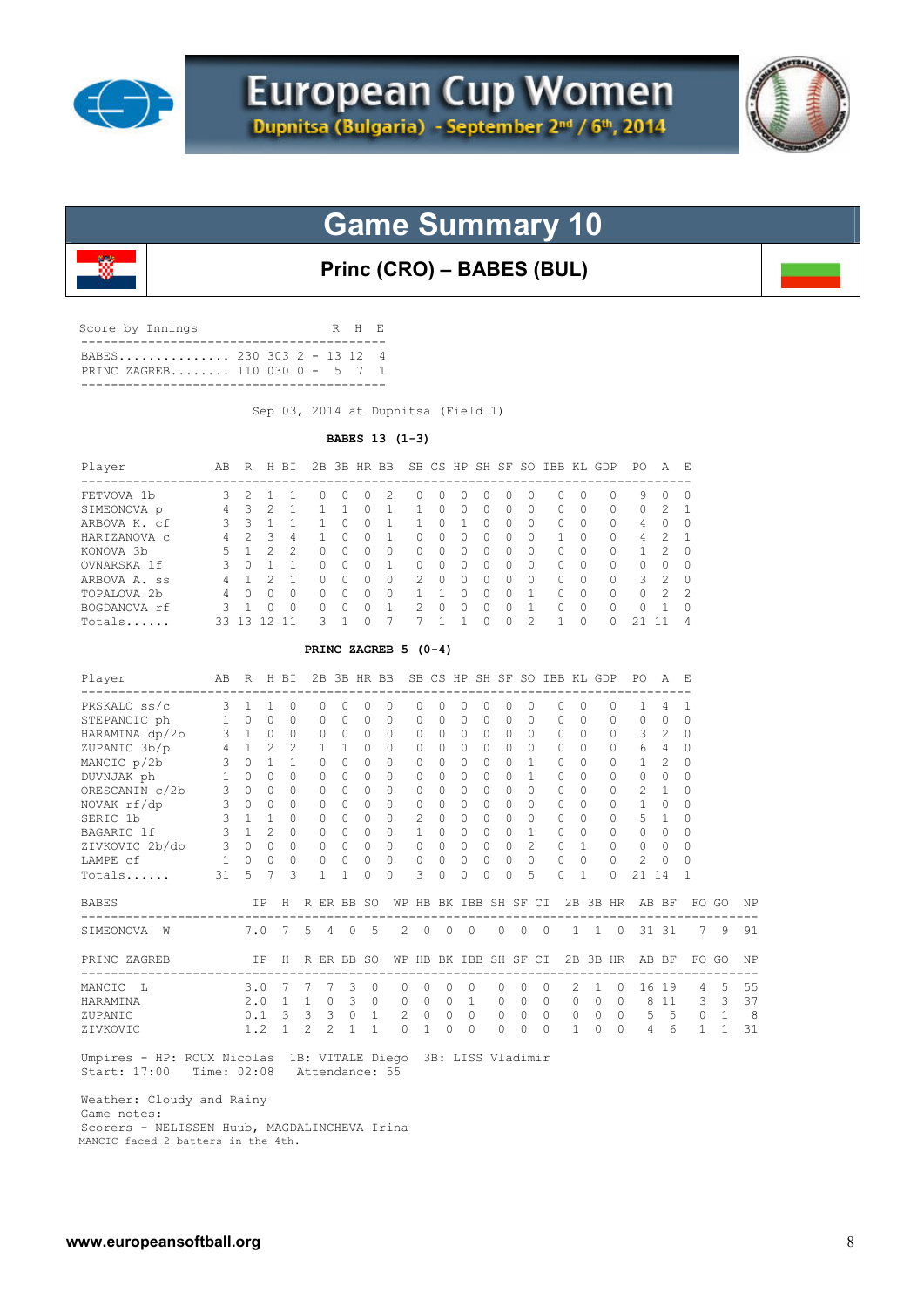# European Cup Women

Dupnitsa (Bulgaria) - September 2nd / 6th, 2014

## Game Summary 10

### Princ (CRO) – BABES (BUL)

Score by Innings

| Team | Innings | | R | H | E |
|---|---|---|---|---|---|
| BABES | 230 303 2 | - | 13 | 12 | 4 |
| PRINC ZAGREB | 110 030 0 | - | 5 | 7 | 1 |

Sep 03, 2014 at Dupnitsa (Field 1)

**BABES 13 (1-3)**

| Player | AB | R | H | BI | 2B | 3B | HR | BB | SB | CS | HP | SH | SF | SO | IBB | KL | GDP | PO | A | E |
|---|---|---|---|---|---|---|---|---|---|---|---|---|---|---|---|---|---|---|---|---|
| FETVOVA 1b | 3 | 2 | 1 | 1 | 0 | 0 | 0 | 2 | 0 | 0 | 0 | 0 | 0 | 0 | 0 | 0 | 0 | 9 | 0 | 0 |
| SIMEONOVA p | 4 | 3 | 2 | 1 | 1 | 1 | 0 | 1 | 1 | 0 | 0 | 0 | 0 | 0 | 0 | 0 | 0 | 0 | 2 | 1 |
| ARBOVA K. cf | 3 | 3 | 1 | 1 | 1 | 0 | 0 | 1 | 1 | 0 | 1 | 0 | 0 | 0 | 0 | 0 | 0 | 4 | 0 | 0 |
| HARIZANOVA c | 4 | 2 | 3 | 4 | 1 | 0 | 0 | 1 | 0 | 0 | 0 | 0 | 0 | 0 | 1 | 0 | 0 | 4 | 2 | 1 |
| KONOVA 3b | 5 | 1 | 2 | 2 | 0 | 0 | 0 | 0 | 0 | 0 | 0 | 0 | 0 | 0 | 0 | 0 | 0 | 1 | 2 | 0 |
| OVNARSKA lf | 3 | 0 | 1 | 1 | 0 | 0 | 0 | 1 | 0 | 0 | 0 | 0 | 0 | 0 | 0 | 0 | 0 | 0 | 0 | 0 |
| ARBOVA A. ss | 4 | 1 | 2 | 1 | 0 | 0 | 0 | 0 | 2 | 0 | 0 | 0 | 0 | 0 | 0 | 0 | 0 | 3 | 2 | 0 |
| TOPALOVA 2b | 4 | 0 | 0 | 0 | 0 | 0 | 0 | 0 | 1 | 1 | 0 | 0 | 0 | 1 | 0 | 0 | 0 | 0 | 2 | 2 |
| BOGDANOVA rf | 3 | 1 | 0 | 0 | 0 | 0 | 0 | 1 | 2 | 0 | 0 | 0 | 0 | 1 | 0 | 0 | 0 | 0 | 1 | 0 |
| Totals...... | 33 | 13 | 12 | 11 | 3 | 1 | 0 | 7 | 7 | 1 | 1 | 0 | 0 | 2 | 1 | 0 | 0 | 21 | 11 | 4 |

**PRINC ZAGREB 5 (0-4)**

| Player | AB | R | H | BI | 2B | 3B | HR | BB | SB | CS | HP | SH | SF | SO | IBB | KL | GDP | PO | A | E |
|---|---|---|---|---|---|---|---|---|---|---|---|---|---|---|---|---|---|---|---|---|
| PRSKALO ss/c | 3 | 1 | 1 | 0 | 0 | 0 | 0 | 0 | 0 | 0 | 0 | 0 | 0 | 0 | 0 | 0 | 0 | 1 | 4 | 1 |
| STEPANCIC ph | 1 | 0 | 0 | 0 | 0 | 0 | 0 | 0 | 0 | 0 | 0 | 0 | 0 | 0 | 0 | 0 | 0 | 0 | 0 | 0 |
| HARAMINA dp/2b | 3 | 1 | 0 | 0 | 0 | 0 | 0 | 0 | 0 | 0 | 0 | 0 | 0 | 0 | 0 | 0 | 0 | 3 | 2 | 0 |
| ZUPANIC 3b/p | 4 | 1 | 2 | 2 | 1 | 1 | 0 | 0 | 0 | 0 | 0 | 0 | 0 | 0 | 0 | 0 | 0 | 6 | 4 | 0 |
| MANCIC p/2b | 3 | 0 | 1 | 1 | 0 | 0 | 0 | 0 | 0 | 0 | 0 | 0 | 0 | 1 | 0 | 0 | 0 | 1 | 2 | 0 |
| DUVNJAK ph | 1 | 0 | 0 | 0 | 0 | 0 | 0 | 0 | 0 | 0 | 0 | 0 | 0 | 1 | 0 | 0 | 0 | 0 | 0 | 0 |
| ORESCANIN c/2b | 3 | 0 | 0 | 0 | 0 | 0 | 0 | 0 | 0 | 0 | 0 | 0 | 0 | 0 | 0 | 0 | 0 | 2 | 1 | 0 |
| NOVAK rf/dp | 3 | 0 | 0 | 0 | 0 | 0 | 0 | 0 | 0 | 0 | 0 | 0 | 0 | 0 | 0 | 0 | 0 | 1 | 0 | 0 |
| SERIC 1b | 3 | 1 | 1 | 0 | 0 | 0 | 0 | 0 | 2 | 0 | 0 | 0 | 0 | 0 | 0 | 0 | 0 | 5 | 1 | 0 |
| BAGARIC lf | 3 | 1 | 2 | 0 | 0 | 0 | 0 | 0 | 1 | 0 | 0 | 0 | 0 | 1 | 0 | 0 | 0 | 0 | 0 | 0 |
| ZIVKOVIC 2b/dp | 3 | 0 | 0 | 0 | 0 | 0 | 0 | 0 | 0 | 0 | 0 | 0 | 0 | 2 | 0 | 1 | 0 | 0 | 0 | 0 |
| LAMPE cf | 1 | 0 | 0 | 0 | 0 | 0 | 0 | 0 | 0 | 0 | 0 | 0 | 0 | 0 | 0 | 0 | 0 | 2 | 0 | 0 |
| Totals...... | 31 | 5 | 7 | 3 | 1 | 1 | 0 | 0 | 3 | 0 | 0 | 0 | 0 | 5 | 0 | 1 | 0 | 21 | 14 | 1 |

| BABES | IP | H | R | ER | BB | SO | WP | HB | BK | IBB | SH | SF | CI | 2B | 3B | HR | AB | BF | FO | GO | NP |
|---|---|---|---|---|---|---|---|---|---|---|---|---|---|---|---|---|---|---|---|---|---|
| SIMEONOVA W | 7.0 | 7 | 5 | 4 | 0 | 5 | 2 | 0 | 0 | 0 | 0 | 0 | 0 | 1 | 1 | 0 | 31 | 31 | 7 | 9 | 91 |

| PRINC ZAGREB | IP | H | R | ER | BB | SO | WP | HB | BK | IBB | SH | SF | CI | 2B | 3B | HR | AB | BF | FO | GO | NP |
|---|---|---|---|---|---|---|---|---|---|---|---|---|---|---|---|---|---|---|---|---|---|
| MANCIC L | 3.0 | 7 | 7 | 7 | 3 | 0 | 0 | 0 | 0 | 0 | 0 | 0 | 0 | 2 | 1 | 0 | 16 | 19 | 4 | 5 | 55 |
| HARAMINA | 2.0 | 1 | 1 | 0 | 3 | 0 | 0 | 0 | 0 | 1 | 0 | 0 | 0 | 0 | 0 | 0 | 8 | 11 | 3 | 3 | 37 |
| ZUPANIC | 0.1 | 3 | 3 | 3 | 0 | 1 | 2 | 0 | 0 | 0 | 0 | 0 | 0 | 0 | 0 | 0 | 5 | 5 | 0 | 1 | 8 |
| ZIVKOVIC | 1.2 | 1 | 2 | 2 | 1 | 1 | 0 | 1 | 0 | 0 | 0 | 0 | 0 | 1 | 0 | 0 | 4 | 6 | 1 | 1 | 31 |

Umpires - HP: ROUX Nicolas 1B: VITALE Diego 3B: LISS Vladimir
Start: 17:00 Time: 02:08 Attendance: 55

Weather: Cloudy and Rainy
Game notes:
Scorers - NELISSEN Huub, MAGDALINCHEVA Irina
MANCIC faced 2 batters in the 4th.

www.europeansoftball.org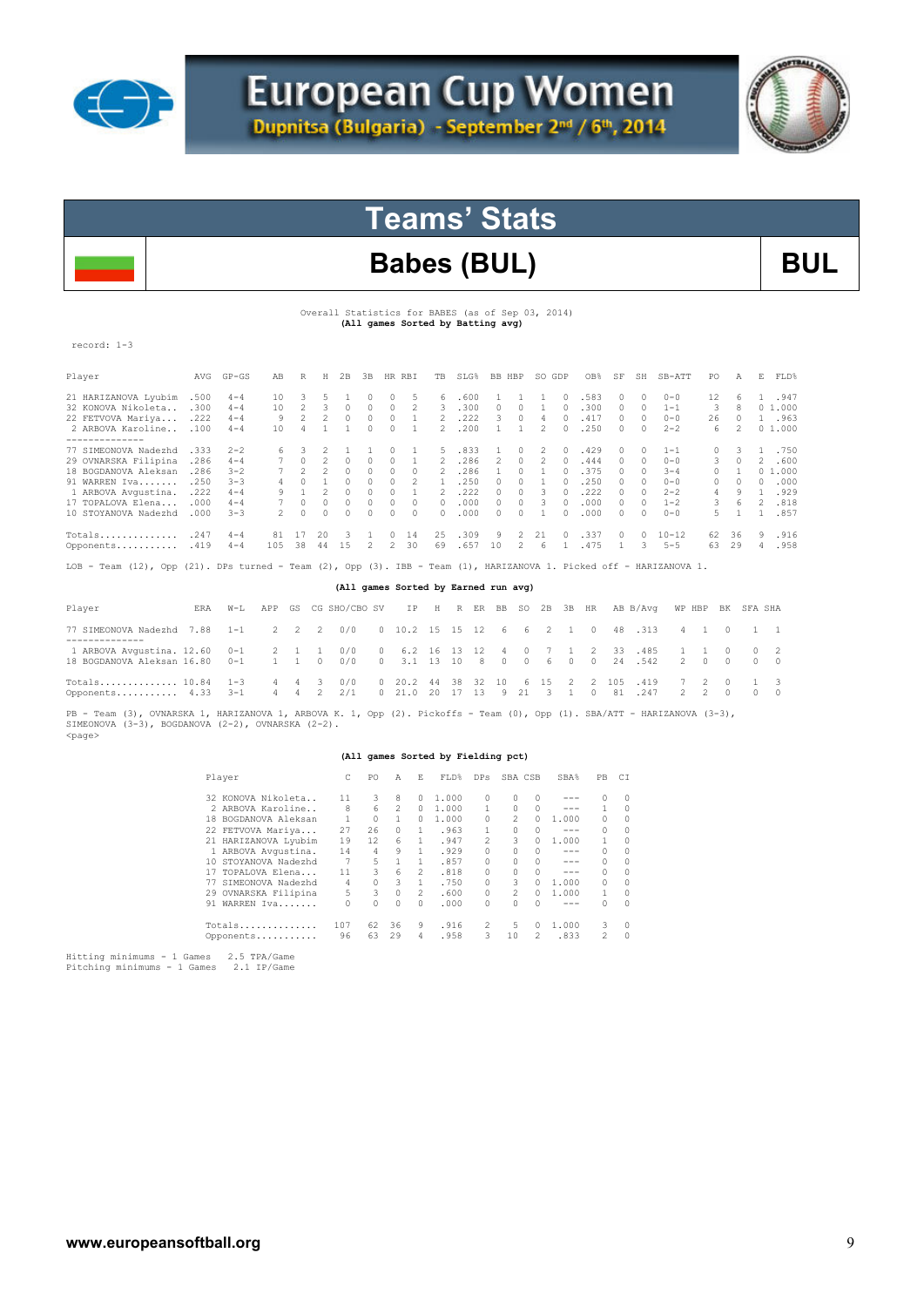# European Cup Women

Dupnitsa (Bulgaria) - September 2nd / 6th, 2014

## Teams' Stats

## Babes (BUL)

**BUL**

Overall Statistics for BABES (as of Sep 03, 2014)
**(All games Sorted by Batting avg)**

record: 1-3

| Player | AVG | GP-GS | AB | R | H | 2B | 3B | HR | RBI | TB | SLG% | BB | HBP | SO | GDP | OB% | SF | SH | SB-ATT | PO | A | E | FLD% |
|---|---|---|---|---|---|---|---|---|---|---|---|---|---|---|---|---|---|---|---|---|---|---|---|
| 21 HARIZANOVA Lyubim | .500 | 4-4 | 10 | 3 | 5 | 1 | 0 | 0 | 5 | 6 | .600 | 1 | 1 | 1 | 0 | .583 | 0 | 0 | 0-0 | 12 | 6 | 1 | .947 |
| 32 KONOVA Nikoleta.. | .300 | 4-4 | 10 | 2 | 3 | 0 | 0 | 0 | 2 | 3 | .300 | 0 | 0 | 1 | 0 | .300 | 0 | 0 | 1-1 | 3 | 8 | 0 | 1.000 |
| 22 FETVOVA Mariya... | .222 | 4-4 | 9 | 2 | 2 | 0 | 0 | 0 | 1 | 2 | .222 | 3 | 0 | 4 | 0 | .417 | 0 | 0 | 0-0 | 26 | 0 | 1 | .963 |
| 2 ARBOVA Karoline.. | .100 | 4-4 | 10 | 4 | 1 | 1 | 0 | 0 | 1 | 2 | .200 | 1 | 1 | 2 | 0 | .250 | 0 | 0 | 2-2 | 6 | 2 | 0 | 1.000 |
| -------------- | | | | | | | | | | | | | | | | | | | | | | | |
| 77 SIMEONOVA Nadezhd | .333 | 2-2 | 6 | 3 | 2 | 1 | 1 | 0 | 1 | 5 | .833 | 1 | 0 | 2 | 0 | .429 | 0 | 0 | 1-1 | 0 | 3 | 1 | .750 |
| 29 OVNARSKA Filipina | .286 | 4-4 | 7 | 0 | 2 | 0 | 0 | 0 | 1 | 2 | .286 | 2 | 0 | 2 | 0 | .444 | 0 | 0 | 0-0 | 3 | 0 | 2 | .600 |
| 18 BOGDANOVA Aleksan | .286 | 3-2 | 7 | 2 | 2 | 0 | 0 | 0 | 0 | 2 | .286 | 1 | 0 | 1 | 0 | .375 | 0 | 0 | 3-4 | 0 | 1 | 0 | 1.000 |
| 91 WARREN Iva....... | .250 | 3-3 | 4 | 0 | 1 | 0 | 0 | 0 | 2 | 1 | .250 | 0 | 0 | 1 | 0 | .250 | 0 | 0 | 0-0 | 0 | 0 | 0 | .000 |
| 1 ARBOVA Avgustina. | .222 | 4-4 | 9 | 1 | 2 | 0 | 0 | 0 | 1 | 2 | .222 | 0 | 0 | 3 | 0 | .222 | 0 | 0 | 2-2 | 4 | 9 | 1 | .929 |
| 17 TOPALOVA Elena... | .000 | 4-4 | 7 | 0 | 0 | 0 | 0 | 0 | 0 | 0 | .000 | 0 | 0 | 3 | 0 | .000 | 0 | 0 | 1-2 | 3 | 6 | 2 | .818 |
| 10 STOYANOVA Nadezhd | .000 | 3-3 | 2 | 0 | 0 | 0 | 0 | 0 | 0 | 0 | .000 | 0 | 0 | 1 | 0 | .000 | 0 | 0 | 0-0 | 5 | 1 | 1 | .857 |
| Totals.............. | .247 | 4-4 | 81 | 17 | 20 | 3 | 1 | 0 | 14 | 25 | .309 | 9 | 2 | 21 | 0 | .337 | 0 | 0 | 10-12 | 62 | 36 | 9 | .916 |
| Opponents........... | .419 | 4-4 | 105 | 38 | 44 | 15 | 2 | 2 | 30 | 69 | .657 | 10 | 2 | 6 | 1 | .475 | 1 | 3 | 5-5 | 63 | 29 | 4 | .958 |

LOB - Team (12), Opp (21). DPs turned - Team (2), Opp (3). IBB - Team (1), HARIZANOVA 1. Picked off - HARIZANOVA 1.

**(All games Sorted by Earned run avg)**

| Player | ERA | W-L | APP | GS | CG | SHO/CBO | SV | IP | H | R | ER | BB | SO | 2B | 3B | HR | AB | B/Avg | WP | HBP | BK | SFA | SHA |
|---|---|---|---|---|---|---|---|---|---|---|---|---|---|---|---|---|---|---|---|---|---|---|---|
| 77 SIMEONOVA Nadezhd | 7.88 | 1-1 | 2 | 2 | 2 | 0/0 | 0 | 10.2 | 15 | 15 | 12 | 6 | 6 | 2 | 1 | 0 | 48 | .313 | 4 | 1 | 0 | 1 | 1 |
| -------------- | | | | | | | | | | | | | | | | | | | | | | | |
| 1 ARBOVA Avgustina. | 12.60 | 0-1 | 2 | 1 | 1 | 0/0 | 0 | 6.2 | 16 | 13 | 12 | 4 | 0 | 7 | 1 | 2 | 33 | .485 | 1 | 1 | 0 | 0 | 2 |
| 18 BOGDANOVA Aleksan | 16.80 | 0-1 | 1 | 1 | 0 | 0/0 | 0 | 3.1 | 13 | 10 | 8 | 0 | 0 | 6 | 0 | 0 | 24 | .542 | 2 | 0 | 0 | 0 | 0 |
| Totals.............. | 10.84 | 1-3 | 4 | 4 | 3 | 0/0 | 0 | 20.2 | 44 | 38 | 32 | 10 | 6 | 15 | 2 | 2 | 105 | .419 | 7 | 2 | 0 | 1 | 3 |
| Opponents........... | 4.33 | 3-1 | 4 | 4 | 2 | 2/1 | 0 | 21.0 | 20 | 17 | 13 | 9 | 21 | 3 | 1 | 0 | 81 | .247 | 2 | 2 | 0 | 0 | 0 |

PB - Team (3), OVNARSKA 1, HARIZANOVA 1, ARBOVA K. 1, Opp (2). Pickoffs - Team (0), Opp (1). SBA/ATT - HARIZANOVA (3-3), SIMEONOVA (3-3), BOGDANOVA (2-2), OVNARSKA (2-2).
<page>

**(All games Sorted by Fielding pct)**

| Player | C | PO | A | E | FLD% | DPs | SBA | CSB | SBA% | PB | CI |
|---|---|---|---|---|---|---|---|---|---|---|---|
| 32 KONOVA Nikoleta.. | 11 | 3 | 8 | 0 | 1.000 | 0 | 0 | 0 | --- | 0 | 0 |
| 2 ARBOVA Karoline.. | 8 | 6 | 2 | 0 | 1.000 | 1 | 0 | 0 | --- | 1 | 0 |
| 18 BOGDANOVA Aleksan | 1 | 0 | 1 | 0 | 1.000 | 0 | 2 | 0 | 1.000 | 0 | 0 |
| 22 FETVOVA Mariya... | 27 | 26 | 0 | 1 | .963 | 1 | 0 | 0 | --- | 0 | 0 |
| 21 HARIZANOVA Lyubim | 19 | 12 | 6 | 1 | .947 | 2 | 3 | 0 | 1.000 | 1 | 0 |
| 1 ARBOVA Avgustina. | 14 | 4 | 9 | 1 | .929 | 0 | 0 | 0 | --- | 0 | 0 |
| 10 STOYANOVA Nadezhd | 7 | 5 | 1 | 1 | .857 | 0 | 0 | 0 | --- | 0 | 0 |
| 17 TOPALOVA Elena... | 11 | 3 | 6 | 2 | .818 | 0 | 0 | 0 | --- | 0 | 0 |
| 77 SIMEONOVA Nadezhd | 4 | 0 | 3 | 1 | .750 | 0 | 3 | 0 | 1.000 | 0 | 0 |
| 29 OVNARSKA Filipina | 5 | 3 | 0 | 2 | .600 | 0 | 2 | 0 | 1.000 | 1 | 0 |
| 91 WARREN Iva....... | 0 | 0 | 0 | 0 | .000 | 0 | 0 | 0 | --- | 0 | 0 |
| Totals.............. | 107 | 62 | 36 | 9 | .916 | 2 | 5 | 0 | 1.000 | 3 | 0 |
| Opponents........... | 96 | 63 | 29 | 4 | .958 | 3 | 10 | 2 | .833 | 2 | 0 |

Hitting minimums - 1 Games &nbsp;&nbsp; 2.5 TPA/Game
Pitching minimums - 1 Games &nbsp;&nbsp; 2.1 IP/Game

www.europeansoftball.org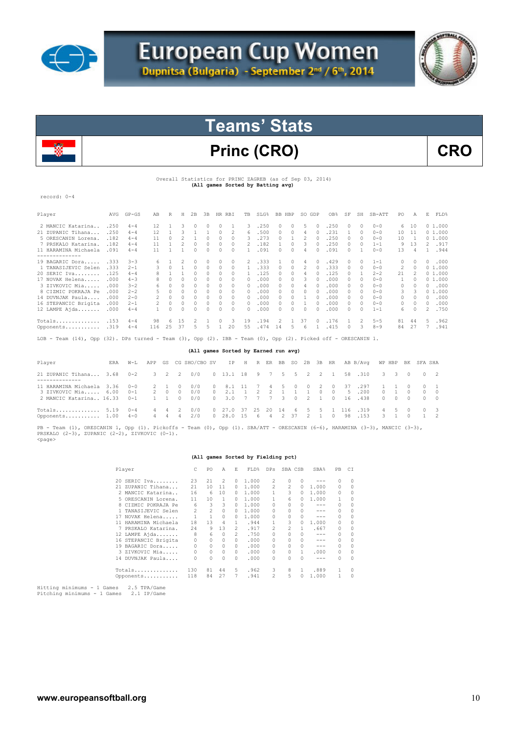# European Cup Women

Dupnitsa (Bulgaria) - September 2nd / 6th, 2014

## Teams' Stats

## Princ (CRO) CRO

Overall Statistics for PRINC ZAGREB (as of Sep 03, 2014)
**(All games Sorted by Batting avg)**

record: 0-4

| Player | AVG | GP-GS | AB | R | H | 2B | 3B | HR | RBI | TB | SLG% | BB | HBP | SO | GDP | OB% | SF | SH | SB-ATT | PO | A | E | FLD% |
|---|---|---|---|---|---|---|---|---|---|---|---|---|---|---|---|---|---|---|---|---|---|---|---|
| 2 MANCIC Katarina.. | .250 | 4-4 | 12 | 1 | 3 | 0 | 0 | 0 | 1 | 3 | .250 | 0 | 0 | 5 | 0 | .250 | 0 | 0 | 0-0 | 6 | 10 | 0 | 1.000 |
| 21 ZUPANIC Tihana... | .250 | 4-4 | 12 | 1 | 3 | 1 | 1 | 0 | 2 | 6 | .500 | 0 | 0 | 4 | 0 | .231 | 1 | 0 | 0-0 | 10 | 11 | 0 | 1.000 |
| 5 ORESCANIN Lorena. | .182 | 4-4 | 11 | 0 | 2 | 1 | 0 | 0 | 0 | 3 | .273 | 0 | 1 | 2 | 0 | .250 | 0 | 0 | 0-0 | 10 | 1 | 0 | 1.000 |
| 7 PRSKALO Katarina. | .182 | 4-4 | 11 | 1 | 2 | 0 | 0 | 0 | 0 | 2 | .182 | 1 | 0 | 3 | 0 | .250 | 0 | 0 | 1-1 | 9 | 13 | 2 | .917 |
| 11 HARAMINA Michaela | .091 | 4-4 | 11 | 1 | 1 | 0 | 0 | 0 | 0 | 1 | .091 | 0 | 0 | 4 | 0 | .091 | 0 | 1 | 0-0 | 13 | 4 | 1 | .944 |
| -------------- | | | | | | | | | | | | | | | | | | | | | | | |
| 19 BAGARIC Dora..... | .333 | 3-3 | 6 | 1 | 2 | 0 | 0 | 0 | 0 | 2 | .333 | 1 | 0 | 4 | 0 | .429 | 0 | 0 | 1-1 | 0 | 0 | 0 | .000 |
| 1 TANASIJEVIC Selen | .333 | 2-1 | 3 | 0 | 1 | 0 | 0 | 0 | 0 | 1 | .333 | 0 | 0 | 2 | 0 | .333 | 0 | 0 | 0-0 | 2 | 0 | 0 | 1.000 |
| 20 SERIC Iva........ | .125 | 4-4 | 8 | 1 | 1 | 0 | 0 | 0 | 0 | 1 | .125 | 0 | 0 | 4 | 0 | .125 | 0 | 1 | 2-2 | 21 | 2 | 0 | 1.000 |
| 17 NOVAK Helena..... | .000 | 4-3 | 8 | 0 | 0 | 0 | 0 | 0 | 0 | 0 | .000 | 0 | 0 | 3 | 0 | .000 | 0 | 0 | 0-0 | 1 | 0 | 0 | 1.000 |
| 3 ZIVKOVIC Mia..... | .000 | 3-2 | 6 | 0 | 0 | 0 | 0 | 0 | 0 | 0 | .000 | 0 | 0 | 4 | 0 | .000 | 0 | 0 | 0-0 | 0 | 0 | 0 | .000 |
| 8 CIZMIC POKRAJA Pe | .000 | 2-2 | 5 | 0 | 0 | 0 | 0 | 0 | 0 | 0 | .000 | 0 | 0 | 0 | 0 | .000 | 0 | 0 | 0-0 | 3 | 3 | 0 | 1.000 |
| 14 DUVNJAK Paula.... | .000 | 2-0 | 2 | 0 | 0 | 0 | 0 | 0 | 0 | 0 | .000 | 0 | 0 | 1 | 0 | .000 | 0 | 0 | 0-0 | 0 | 0 | 0 | .000 |
| 16 STEPANCIC Brigita | .000 | 2-1 | 2 | 0 | 0 | 0 | 0 | 0 | 0 | 0 | .000 | 0 | 0 | 1 | 0 | .000 | 0 | 0 | 0-0 | 0 | 0 | 0 | .000 |
| 12 LAMPE Ajda....... | .000 | 4-4 | 1 | 0 | 0 | 0 | 0 | 0 | 0 | 0 | .000 | 0 | 0 | 0 | 0 | .000 | 0 | 0 | 1-1 | 6 | 0 | 2 | .750 |
| Totals.............. | .153 | 4-4 | 98 | 6 | 15 | 2 | 1 | 0 | 3 | 19 | .194 | 2 | 1 | 37 | 0 | .176 | 1 | 2 | 5-5 | 81 | 44 | 5 | .962 |
| Opponents........... | .319 | 4-4 | 116 | 25 | 37 | 5 | 5 | 1 | 20 | 55 | .474 | 14 | 5 | 6 | 1 | .415 | 0 | 3 | 8-9 | 84 | 27 | 7 | .941 |

LOB - Team (14), Opp (32). DPs turned - Team (3), Opp (2). IBB - Team (0), Opp (2). Picked off - ORESCANIN 1.

**(All games Sorted by Earned run avg)**

| Player | ERA | W-L | APP | GS | CG | SHO/CBO | SV | IP | H | R | ER | BB | SO | 2B | 3B | HR | AB | B/Avg | WP | HBP | BK | SFA | SHA |
|---|---|---|---|---|---|---|---|---|---|---|---|---|---|---|---|---|---|---|---|---|---|---|---|
| 21 ZUPANIC Tihana... | 3.68 | 0-2 | 3 | 2 | 2 | 0/0 | 0 | 13.1 | 18 | 9 | 7 | 5 | 5 | 2 | 2 | 1 | 58 | .310 | 3 | 3 | 0 | 0 | 2 |
| -------------- | | | | | | | | | | | | | | | | | | | | | | | |
| 11 HARAMINA Michaela | 3.36 | 0-0 | 2 | 1 | 0 | 0/0 | 0 | 8.1 | 11 | 7 | 4 | 5 | 0 | 0 | 2 | 0 | 37 | .297 | 1 | 1 | 0 | 0 | 1 |
| 3 ZIVKOVIC Mia..... | 6.00 | 0-1 | 2 | 0 | 0 | 0/0 | 0 | 2.1 | 1 | 2 | 2 | 1 | 1 | 1 | 0 | 0 | 5 | .200 | 0 | 1 | 0 | 0 | 0 |
| 2 MANCIC Katarina.. | 16.33 | 0-1 | 1 | 1 | 0 | 0/0 | 0 | 3.0 | 7 | 7 | 7 | 3 | 0 | 2 | 1 | 0 | 16 | .438 | 0 | 0 | 0 | 0 | 0 |
| Totals.............. | 5.19 | 0-4 | 4 | 4 | 2 | 0/0 | 0 | 27.0 | 37 | 25 | 20 | 14 | 6 | 5 | 5 | 1 | 116 | .319 | 4 | 5 | 0 | 0 | 3 |
| Opponents........... | 1.00 | 4-0 | 4 | 4 | 4 | 2/0 | 0 | 28.0 | 15 | 6 | 4 | 2 | 37 | 2 | 1 | 0 | 98 | .153 | 3 | 1 | 0 | 1 | 2 |

PB - Team (1), ORESCANIN 1, Opp (1). Pickoffs - Team (0), Opp (1). SBA/ATT - ORESCANIN (6-6), HARAMINA (3-3), MANCIC (3-3), PRSKALO (2-3), ZUPANIC (2-2), ZIVKOVIC (0-1).
<page>

**(All games Sorted by Fielding pct)**

| Player | C | PO | A | E | FLD% | DPs | SBA | CSB | SBA% | PB | CI |
|---|---|---|---|---|---|---|---|---|---|---|---|
| 20 SERIC Iva........ | 23 | 21 | 2 | 0 | 1.000 | 2 | 0 | 0 | --- | 0 | 0 |
| 21 ZUPANIC Tihana... | 21 | 10 | 11 | 0 | 1.000 | 2 | 2 | 0 | 1.000 | 0 | 0 |
| 2 MANCIC Katarina.. | 16 | 6 | 10 | 0 | 1.000 | 1 | 3 | 0 | 1.000 | 0 | 0 |
| 5 ORESCANIN Lorena. | 11 | 10 | 1 | 0 | 1.000 | 1 | 6 | 0 | 1.000 | 1 | 0 |
| 8 CIZMIC POKRAJA Pe | 6 | 3 | 3 | 0 | 1.000 | 0 | 0 | 0 | --- | 0 | 0 |
| 1 TANASIJEVIC Selen | 2 | 2 | 0 | 0 | 1.000 | 0 | 0 | 0 | --- | 0 | 0 |
| 17 NOVAK Helena..... | 1 | 1 | 0 | 0 | 1.000 | 0 | 0 | 0 | --- | 0 | 0 |
| 11 HARAMINA Michaela | 18 | 13 | 4 | 1 | .944 | 1 | 3 | 0 | 1.000 | 0 | 0 |
| 7 PRSKALO Katarina. | 24 | 9 | 13 | 2 | .917 | 2 | 2 | 1 | .667 | 0 | 0 |
| 12 LAMPE Ajda....... | 8 | 6 | 0 | 2 | .750 | 0 | 0 | 0 | --- | 0 | 0 |
| 16 STEPANCIC Brigita | 0 | 0 | 0 | 0 | .000 | 0 | 0 | 0 | --- | 0 | 0 |
| 19 BAGARIC Dora..... | 0 | 0 | 0 | 0 | .000 | 0 | 0 | 0 | --- | 0 | 0 |
| 3 ZIVKOVIC Mia..... | 0 | 0 | 0 | 0 | .000 | 0 | 0 | 1 | .000 | 0 | 0 |
| 14 DUVNJAK Paula.... | 0 | 0 | 0 | 0 | .000 | 0 | 0 | 0 | --- | 0 | 0 |
| Totals.............. | 130 | 81 | 44 | 5 | .962 | 3 | 8 | 1 | .889 | 1 | 0 |
| Opponents........... | 118 | 84 | 27 | 7 | .941 | 2 | 5 | 0 | 1.000 | 1 | 0 |

Hitting minimums - 1 Games 2.5 TPA/Game
Pitching minimums - 1 Games 2.1 IP/Game

www.europeansoftball.org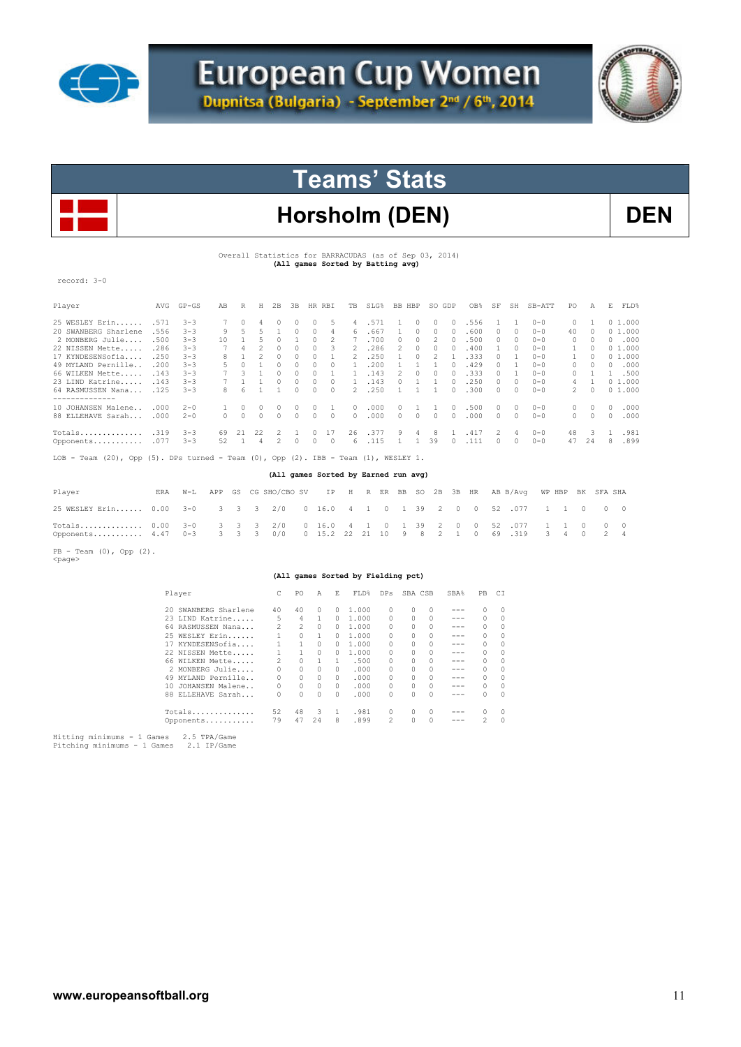# European Cup Women

Dupnitsa (Bulgaria) - September 2nd / 6th, 2014

## Teams' Stats

## Horsholm (DEN)

**DEN**

Overall Statistics for BARRACUDAS (as of Sep 03, 2014)
**(All games Sorted by Batting avg)**

record: 3-0

| Player | AVG | GP-GS | AB | R | H | 2B | 3B | HR | RBI | TB | SLG% | BB | HBP | SO | GDP | OB% | SF | SH | SB-ATT | PO | A | E | FLD% |
|---|---|---|---|---|---|---|---|---|---|---|---|---|---|---|---|---|---|---|---|---|---|---|---|
| 25 WESLEY Erin...... | .571 | 3-3 | 7 | 0 | 4 | 0 | 0 | 0 | 5 | 4 | .571 | 1 | 0 | 0 | 0 | .556 | 1 | 1 | 0-0 | 0 | 1 | 0 | 1.000 |
| 20 SWANBERG Sharlene | .556 | 3-3 | 9 | 5 | 5 | 1 | 0 | 0 | 4 | 6 | .667 | 1 | 0 | 0 | 0 | .600 | 0 | 0 | 0-0 | 40 | 0 | 0 | 1.000 |
| 2 MONBERG Julie.... | .500 | 3-3 | 10 | 1 | 5 | 0 | 1 | 0 | 2 | 7 | .700 | 0 | 0 | 2 | 0 | .500 | 0 | 0 | 0-0 | 0 | 0 | 0 | .000 |
| 22 NISSEN Mette..... | .286 | 3-3 | 7 | 4 | 2 | 0 | 0 | 0 | 3 | 2 | .286 | 2 | 0 | 0 | 0 | .400 | 1 | 0 | 0-0 | 1 | 0 | 0 | 1.000 |
| 17 KYNDESENSofia.... | .250 | 3-3 | 8 | 1 | 2 | 0 | 0 | 0 | 1 | 2 | .250 | 1 | 0 | 2 | 1 | .333 | 0 | 1 | 0-0 | 1 | 0 | 0 | 1.000 |
| 49 MYLAND Pernille.. | .200 | 3-3 | 5 | 0 | 1 | 0 | 0 | 0 | 0 | 1 | .200 | 1 | 1 | 1 | 0 | .429 | 0 | 1 | 0-0 | 0 | 0 | 0 | .000 |
| 66 WILKEN Mette..... | .143 | 3-3 | 7 | 3 | 1 | 0 | 0 | 0 | 1 | 1 | .143 | 2 | 0 | 0 | 0 | .333 | 0 | 1 | 0-0 | 0 | 1 | 1 | .500 |
| 23 LIND Katrine..... | .143 | 3-3 | 7 | 1 | 1 | 0 | 0 | 0 | 0 | 1 | .143 | 0 | 1 | 1 | 0 | .250 | 0 | 0 | 0-0 | 4 | 1 | 0 | 1.000 |
| 64 RASMUSSEN Nana... | .125 | 3-3 | 8 | 6 | 1 | 1 | 0 | 0 | 0 | 2 | .250 | 1 | 1 | 1 | 0 | .300 | 0 | 0 | 0-0 | 2 | 0 | 0 | 1.000 |
| 10 JOHANSEN Malene.. | .000 | 2-0 | 1 | 0 | 0 | 0 | 0 | 0 | 1 | 0 | .000 | 0 | 1 | 1 | 0 | .500 | 0 | 0 | 0-0 | 0 | 0 | 0 | .000 |
| 88 ELLEHAVE Sarah... | .000 | 2-0 | 0 | 0 | 0 | 0 | 0 | 0 | 0 | 0 | .000 | 0 | 0 | 0 | 0 | .000 | 0 | 0 | 0-0 | 0 | 0 | 0 | .000 |
| Totals.............. | .319 | 3-3 | 69 | 21 | 22 | 2 | 1 | 0 | 17 | 26 | .377 | 9 | 4 | 8 | 1 | .417 | 2 | 4 | 0-0 | 48 | 3 | 1 | .981 |
| Opponents........... | .077 | 3-3 | 52 | 1 | 4 | 2 | 0 | 0 | 0 | 6 | .115 | 1 | 1 | 39 | 0 | .111 | 0 | 0 | 0-0 | 47 | 24 | 8 | .899 |

LOB - Team (20), Opp (5). DPs turned - Team (0), Opp (2). IBB - Team (1), WESLEY 1.

**(All games Sorted by Earned run avg)**

| Player | ERA | W-L | APP | GS | CG | SHO/CBO | SV | IP | H | R | ER | BB | SO | 2B | 3B | HR | AB | B/Avg | WP | HBP | BK | SFA | SHA |
|---|---|---|---|---|---|---|---|---|---|---|---|---|---|---|---|---|---|---|---|---|---|---|---|
| 25 WESLEY Erin...... | 0.00 | 3-0 | 3 | 3 | 3 | 2/0 | 0 | 16.0 | 4 | 1 | 0 | 1 | 39 | 2 | 0 | 0 | 52 | .077 | 1 | 1 | 0 | 0 | 0 |
| Totals.............. | 0.00 | 3-0 | 3 | 3 | 3 | 2/0 | 0 | 16.0 | 4 | 1 | 0 | 1 | 39 | 2 | 0 | 0 | 52 | .077 | 1 | 1 | 0 | 0 | 0 |
| Opponents........... | 4.47 | 0-3 | 3 | 3 | 3 | 0/0 | 0 | 15.2 | 22 | 21 | 10 | 9 | 8 | 2 | 1 | 0 | 69 | .319 | 3 | 4 | 0 | 2 | 4 |

PB - Team (0), Opp (2).
<page>

**(All games Sorted by Fielding pct)**

| Player | C | PO | A | E | FLD% | DPs | SBA | CSB | SBA% | PB | CI |
|---|---|---|---|---|---|---|---|---|---|---|---|
| 20 SWANBERG Sharlene | 40 | 40 | 0 | 0 | 1.000 | 0 | 0 | 0 | --- | 0 | 0 |
| 23 LIND Katrine..... | 5 | 4 | 1 | 0 | 1.000 | 0 | 0 | 0 | --- | 0 | 0 |
| 64 RASMUSSEN Nana... | 2 | 2 | 0 | 0 | 1.000 | 0 | 0 | 0 | --- | 0 | 0 |
| 25 WESLEY Erin...... | 1 | 0 | 1 | 0 | 1.000 | 0 | 0 | 0 | --- | 0 | 0 |
| 17 KYNDESENSofia.... | 1 | 1 | 0 | 0 | 1.000 | 0 | 0 | 0 | --- | 0 | 0 |
| 22 NISSEN Mette..... | 1 | 1 | 0 | 0 | 1.000 | 0 | 0 | 0 | --- | 0 | 0 |
| 66 WILKEN Mette..... | 2 | 0 | 1 | 1 | .500 | 0 | 0 | 0 | --- | 0 | 0 |
| 2 MONBERG Julie.... | 0 | 0 | 0 | 0 | .000 | 0 | 0 | 0 | --- | 0 | 0 |
| 49 MYLAND Pernille.. | 0 | 0 | 0 | 0 | .000 | 0 | 0 | 0 | --- | 0 | 0 |
| 10 JOHANSEN Malene.. | 0 | 0 | 0 | 0 | .000 | 0 | 0 | 0 | --- | 0 | 0 |
| 88 ELLEHAVE Sarah... | 0 | 0 | 0 | 0 | .000 | 0 | 0 | 0 | --- | 0 | 0 |
| Totals.............. | 52 | 48 | 3 | 1 | .981 | 0 | 0 | 0 | --- | 0 | 0 |
| Opponents........... | 79 | 47 | 24 | 8 | .899 | 2 | 0 | 0 | --- | 2 | 0 |

Hitting minimums - 1 Games 2.5 TPA/Game
Pitching minimums - 1 Games 2.1 IP/Game

www.europeansoftball.org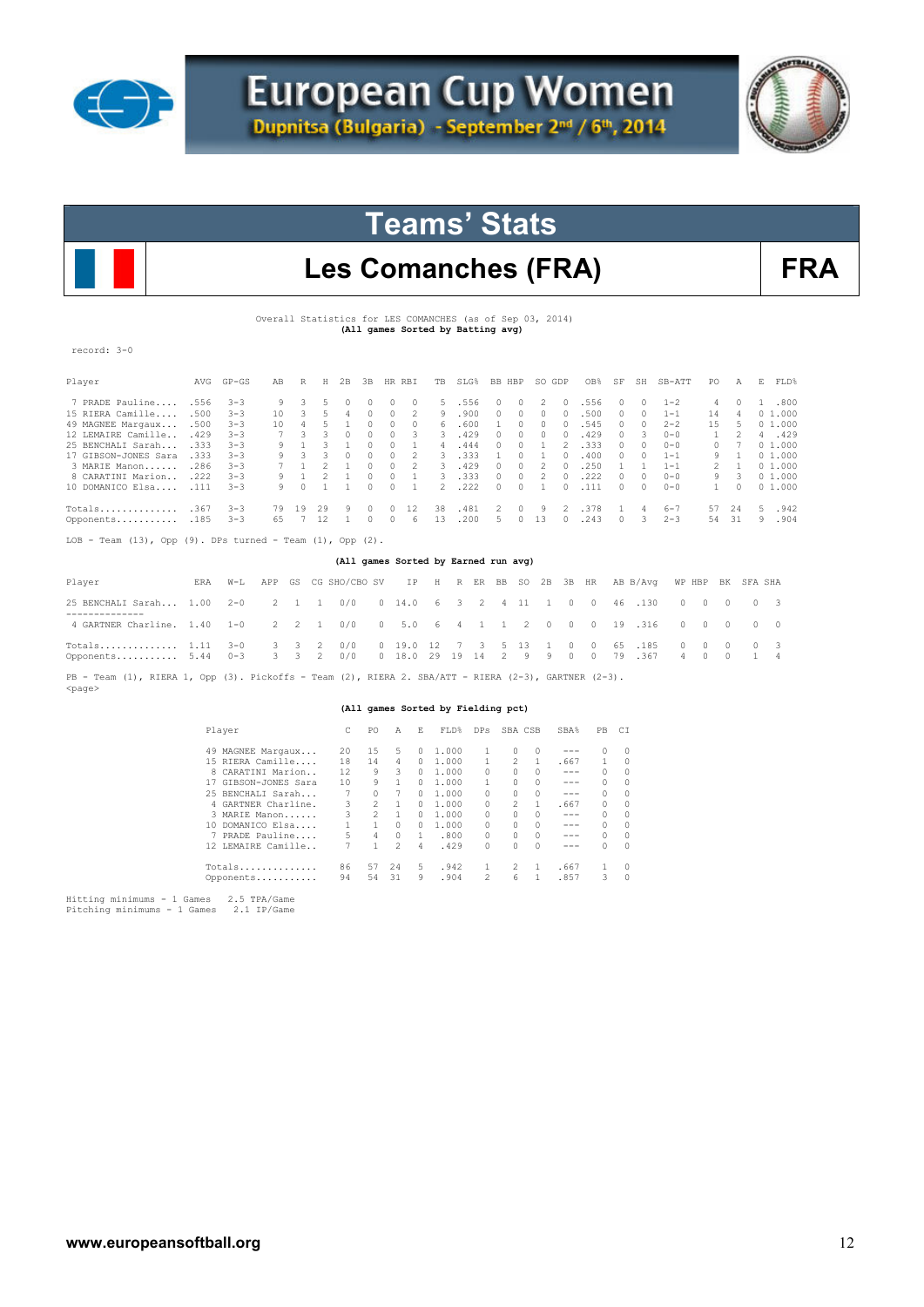# European Cup Women

Dupnitsa (Bulgaria) - September 2nd / 6th, 2014

## Teams' Stats

## Les Comanches (FRA) — FRA

Overall Statistics for LES COMANCHES (as of Sep 03, 2014)
**(All games Sorted by Batting avg)**

record: 3-0

| Player | AVG | GP-GS | AB | R | H | 2B | 3B | HR | RBI | TB | SLG% | BB | HBP | SO | GDP | OB% | SF | SH | SB-ATT | PO | A | E | FLD% |
|---|---|---|---|---|---|---|---|---|---|---|---|---|---|---|---|---|---|---|---|---|---|---|---|
| 7 PRADE Pauline.... | .556 | 3-3 | 9 | 3 | 5 | 0 | 0 | 0 | 0 | 5 | .556 | 0 | 0 | 2 | 0 | .556 | 0 | 0 | 1-2 | 4 | 0 | 1 | .800 |
| 15 RIERA Camille.... | .500 | 3-3 | 10 | 3 | 5 | 4 | 0 | 0 | 2 | 9 | .900 | 0 | 0 | 0 | 0 | .500 | 0 | 0 | 1-1 | 14 | 4 | 0 | 1.000 |
| 49 MAGNEE Margaux... | .500 | 3-3 | 10 | 4 | 5 | 1 | 0 | 0 | 0 | 6 | .600 | 1 | 0 | 0 | 0 | .545 | 0 | 0 | 2-2 | 15 | 5 | 0 | 1.000 |
| 12 LEMAIRE Camille.. | .429 | 3-3 | 7 | 3 | 3 | 0 | 0 | 0 | 3 | 3 | .429 | 0 | 0 | 0 | 0 | .429 | 0 | 3 | 0-0 | 1 | 2 | 4 | .429 |
| 25 BENCHALI Sarah... | .333 | 3-3 | 9 | 1 | 3 | 1 | 0 | 0 | 1 | 4 | .444 | 0 | 0 | 1 | 2 | .333 | 0 | 0 | 0-0 | 0 | 7 | 0 | 1.000 |
| 17 GIBSON-JONES Sara | .333 | 3-3 | 9 | 3 | 3 | 0 | 0 | 0 | 2 | 3 | .333 | 1 | 0 | 1 | 0 | .400 | 0 | 0 | 1-1 | 9 | 1 | 0 | 1.000 |
| 3 MARIE Manon...... | .286 | 3-3 | 7 | 1 | 2 | 1 | 0 | 0 | 2 | 3 | .429 | 0 | 0 | 2 | 0 | .250 | 1 | 1 | 1-1 | 2 | 1 | 0 | 1.000 |
| 8 CARATINI Marion.. | .222 | 3-3 | 9 | 1 | 2 | 1 | 0 | 0 | 1 | 3 | .333 | 0 | 0 | 2 | 0 | .222 | 0 | 0 | 0-0 | 9 | 3 | 0 | 1.000 |
| 10 DOMANICO Elsa.... | .111 | 3-3 | 9 | 0 | 1 | 1 | 0 | 0 | 1 | 2 | .222 | 0 | 0 | 1 | 0 | .111 | 0 | 0 | 0-0 | 1 | 0 | 0 | 1.000 |
| Totals.............. | .367 | 3-3 | 79 | 19 | 29 | 9 | 0 | 0 | 12 | 38 | .481 | 2 | 0 | 9 | 2 | .378 | 1 | 4 | 6-7 | 57 | 24 | 5 | .942 |
| Opponents........... | .185 | 3-3 | 65 | 7 | 12 | 1 | 0 | 0 | 6 | 13 | .200 | 5 | 0 | 13 | 0 | .243 | 0 | 3 | 2-3 | 54 | 31 | 9 | .904 |

LOB - Team (13), Opp (9). DPs turned - Team (1), Opp (2).

**(All games Sorted by Earned run avg)**

| Player | ERA | W-L | APP | GS | CG | SHO/CBO | SV | IP | H | R | ER | BB | SO | 2B | 3B | HR | AB | B/Avg | WP | HBP | BK | SFA | SHA |
|---|---|---|---|---|---|---|---|---|---|---|---|---|---|---|---|---|---|---|---|---|---|---|---|
| 25 BENCHALI Sarah... | 1.00 | 2-0 | 2 | 1 | 1 | 0/0 | 0 | 14.0 | 6 | 3 | 2 | 4 | 11 | 1 | 0 | 0 | 46 | .130 | 0 | 0 | 0 | 0 | 3 |
| 4 GARTNER Charline. | 1.40 | 1-0 | 2 | 2 | 1 | 0/0 | 0 | 5.0 | 6 | 4 | 1 | 1 | 2 | 0 | 0 | 0 | 19 | .316 | 0 | 0 | 0 | 0 | 0 |
| Totals.............. | 1.11 | 3-0 | 3 | 3 | 2 | 0/0 | 0 | 19.0 | 12 | 7 | 3 | 5 | 13 | 1 | 0 | 0 | 65 | .185 | 0 | 0 | 0 | 0 | 3 |
| Opponents........... | 5.44 | 0-3 | 3 | 3 | 2 | 0/0 | 0 | 18.0 | 29 | 19 | 14 | 2 | 9 | 9 | 0 | 0 | 79 | .367 | 4 | 0 | 0 | 1 | 4 |

PB - Team (1), RIERA 1, Opp (3). Pickoffs - Team (2), RIERA 2. SBA/ATT - RIERA (2-3), GARTNER (2-3).
<page>

**(All games Sorted by Fielding pct)**

| Player | C | PO | A | E | FLD% | DPs | SBA | CSB | SBA% | PB | CI |
|---|---|---|---|---|---|---|---|---|---|---|---|
| 49 MAGNEE Margaux... | 20 | 15 | 5 | 0 | 1.000 | 1 | 0 | 0 | --- | 0 | 0 |
| 15 RIERA Camille.... | 18 | 14 | 4 | 0 | 1.000 | 1 | 2 | 1 | .667 | 1 | 0 |
| 8 CARATINI Marion.. | 12 | 9 | 3 | 0 | 1.000 | 0 | 0 | 0 | --- | 0 | 0 |
| 17 GIBSON-JONES Sara | 10 | 9 | 1 | 0 | 1.000 | 1 | 0 | 0 | --- | 0 | 0 |
| 25 BENCHALI Sarah... | 7 | 0 | 7 | 0 | 1.000 | 0 | 0 | 0 | --- | 0 | 0 |
| 4 GARTNER Charline. | 3 | 2 | 1 | 0 | 1.000 | 0 | 2 | 1 | .667 | 0 | 0 |
| 3 MARIE Manon...... | 3 | 2 | 1 | 0 | 1.000 | 0 | 0 | 0 | --- | 0 | 0 |
| 10 DOMANICO Elsa.... | 1 | 1 | 0 | 0 | 1.000 | 0 | 0 | 0 | --- | 0 | 0 |
| 7 PRADE Pauline.... | 5 | 4 | 0 | 1 | .800 | 0 | 0 | 0 | --- | 0 | 0 |
| 12 LEMAIRE Camille.. | 7 | 1 | 2 | 4 | .429 | 0 | 0 | 0 | --- | 0 | 0 |
| Totals.............. | 86 | 57 | 24 | 5 | .942 | 1 | 2 | 1 | .667 | 1 | 0 |
| Opponents........... | 94 | 54 | 31 | 9 | .904 | 2 | 6 | 1 | .857 | 3 | 0 |

Hitting minimums - 1 Games 2.5 TPA/Game
Pitching minimums - 1 Games 2.1 IP/Game

www.europeansoftball.org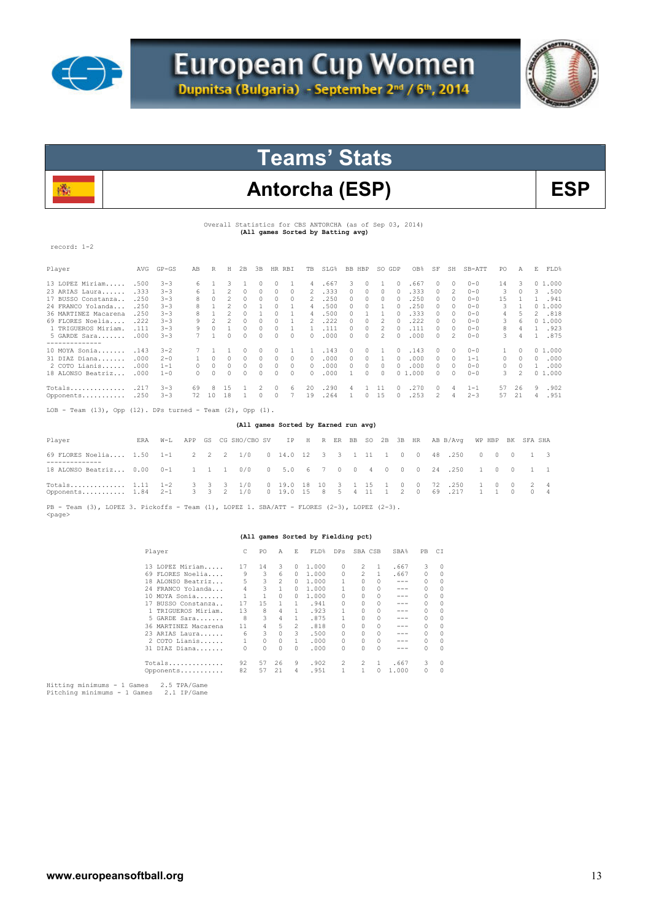# European Cup Women

Dupnitsa (Bulgaria) - September 2nd / 6th, 2014

## Teams' Stats

## Antorcha (ESP) — ESP

Overall Statistics for CBS ANTORCHA (as of Sep 03, 2014)
**(All games Sorted by Batting avg)**

record: 1-2

| Player | AVG | GP-GS | AB | R | H | 2B | 3B | HR | RBI | TB | SLG% | BB | HBP | SO | GDP | OB% | SF | SH | SB-ATT | PO | A | E | FLD% |
|---|---|---|---|---|---|---|---|---|---|---|---|---|---|---|---|---|---|---|---|---|---|---|---|
| 13 LOPEZ Miriam..... | .500 | 3-3 | 6 | 1 | 3 | 1 | 0 | 0 | 1 | 4 | .667 | 3 | 0 | 1 | 0 | .667 | 0 | 0 | 0-0 | 14 | 3 | 0 | 1.000 |
| 23 ARIAS Laura...... | .333 | 3-3 | 6 | 1 | 2 | 0 | 0 | 0 | 0 | 2 | .333 | 0 | 0 | 0 | 0 | .333 | 0 | 2 | 0-0 | 3 | 0 | 3 | .500 |
| 17 BUSSO Constanza.. | .250 | 3-3 | 8 | 0 | 2 | 0 | 0 | 0 | 0 | 2 | .250 | 0 | 0 | 0 | 0 | .250 | 0 | 0 | 0-0 | 15 | 1 | 1 | .941 |
| 24 FRANCO Yolanda... | .250 | 3-3 | 8 | 1 | 2 | 0 | 1 | 0 | 1 | 4 | .500 | 0 | 0 | 1 | 0 | .250 | 0 | 0 | 0-0 | 3 | 1 | 0 | 1.000 |
| 36 MARTINEZ Macarena | .250 | 3-3 | 8 | 1 | 2 | 0 | 1 | 0 | 1 | 4 | .500 | 0 | 1 | 1 | 0 | .333 | 0 | 0 | 0-0 | 4 | 5 | 2 | .818 |
| 69 FLORES Noelia.... | .222 | 3-3 | 9 | 2 | 2 | 0 | 0 | 0 | 1 | 2 | .222 | 0 | 0 | 2 | 0 | .222 | 0 | 0 | 0-0 | 3 | 6 | 0 | 1.000 |
| 1 TRIGUEROS Miriam. | .111 | 3-3 | 9 | 0 | 1 | 0 | 0 | 0 | 1 | 1 | .111 | 0 | 0 | 2 | 0 | .111 | 0 | 0 | 0-0 | 8 | 4 | 1 | .923 |
| 5 GARDE Sara....... | .000 | 3-3 | 7 | 1 | 0 | 0 | 0 | 0 | 0 | 0 | .000 | 0 | 0 | 2 | 0 | .000 | 0 | 2 | 0-0 | 3 | 4 | 1 | .875 |
| 10 MOYA Sonia....... | .143 | 3-2 | 7 | 1 | 1 | 0 | 0 | 0 | 1 | 1 | .143 | 0 | 0 | 1 | 0 | .143 | 0 | 0 | 0-0 | 1 | 0 | 0 | 1.000 |
| 31 DIAZ Diana....... | .000 | 2-0 | 1 | 0 | 0 | 0 | 0 | 0 | 0 | 0 | .000 | 0 | 0 | 1 | 0 | .000 | 0 | 0 | 1-1 | 0 | 0 | 0 | .000 |
| 2 COTO Lianis...... | .000 | 1-1 | 0 | 0 | 0 | 0 | 0 | 0 | 0 | 0 | .000 | 0 | 0 | 0 | 0 | .000 | 0 | 0 | 0-0 | 0 | 0 | 1 | .000 |
| 18 ALONSO Beatriz... | .000 | 1-0 | 0 | 0 | 0 | 0 | 0 | 0 | 0 | 0 | .000 | 1 | 0 | 0 | 0 | 1.000 | 0 | 0 | 0-0 | 3 | 2 | 0 | 1.000 |
| Totals.............. | .217 | 3-3 | 69 | 8 | 15 | 1 | 2 | 0 | 6 | 20 | .290 | 4 | 1 | 11 | 0 | .270 | 0 | 4 | 1-1 | 57 | 26 | 9 | .902 |
| Opponents........... | .250 | 3-3 | 72 | 10 | 18 | 1 | 0 | 0 | 7 | 19 | .264 | 1 | 0 | 15 | 0 | .253 | 2 | 4 | 2-3 | 57 | 21 | 4 | .951 |

LOB - Team (13), Opp (12). DPs turned - Team (2), Opp (1).

**(All games Sorted by Earned run avg)**

| Player | ERA | W-L | APP | GS | CG | SHO/CBO | SV | IP | H | R | ER | BB | SO | 2B | 3B | HR | AB | B/Avg | WP | HBP | BK | SFA | SHA |
|---|---|---|---|---|---|---|---|---|---|---|---|---|---|---|---|---|---|---|---|---|---|---|---|
| 69 FLORES Noelia.... | 1.50 | 1-1 | 2 | 2 | 2 | 1/0 | 0 | 14.0 | 12 | 3 | 3 | 1 | 11 | 1 | 0 | 0 | 48 | .250 | 0 | 0 | 0 | 1 | 3 |
| 18 ALONSO Beatriz... | 0.00 | 0-1 | 1 | 1 | 1 | 0/0 | 0 | 5.0 | 6 | 7 | 0 | 0 | 4 | 0 | 0 | 0 | 24 | .250 | 1 | 0 | 0 | 1 | 1 |
| Totals.............. | 1.11 | 1-2 | 3 | 3 | 3 | 1/0 | 0 | 19.0 | 18 | 10 | 3 | 1 | 15 | 1 | 0 | 0 | 72 | .250 | 1 | 0 | 0 | 2 | 4 |
| Opponents........... | 1.84 | 2-1 | 3 | 3 | 2 | 1/0 | 0 | 19.0 | 15 | 8 | 5 | 4 | 11 | 1 | 2 | 0 | 69 | .217 | 1 | 1 | 0 | 0 | 4 |

PB - Team (3), LOPEZ 3. Pickoffs - Team (1), LOPEZ 1. SBA/ATT - FLORES (2-3), LOPEZ (2-3).
<page>

**(All games Sorted by Fielding pct)**

| Player | C | PO | A | E | FLD% | DPs | SBA | CSB | SBA% | PB | CI |
|---|---|---|---|---|---|---|---|---|---|---|---|
| 13 LOPEZ Miriam..... | 17 | 14 | 3 | 0 | 1.000 | 0 | 2 | 1 | .667 | 3 | 0 |
| 69 FLORES Noelia.... | 9 | 3 | 6 | 0 | 1.000 | 0 | 2 | 1 | .667 | 0 | 0 |
| 18 ALONSO Beatriz... | 5 | 3 | 2 | 0 | 1.000 | 1 | 0 | 0 | --- | 0 | 0 |
| 24 FRANCO Yolanda... | 4 | 3 | 1 | 0 | 1.000 | 1 | 0 | 0 | --- | 0 | 0 |
| 10 MOYA Sonia....... | 1 | 1 | 0 | 0 | 1.000 | 0 | 0 | 0 | --- | 0 | 0 |
| 17 BUSSO Constanza.. | 17 | 15 | 1 | 1 | .941 | 0 | 0 | 0 | --- | 0 | 0 |
| 1 TRIGUEROS Miriam. | 13 | 8 | 4 | 1 | .923 | 1 | 0 | 0 | --- | 0 | 0 |
| 5 GARDE Sara....... | 8 | 3 | 4 | 1 | .875 | 1 | 0 | 0 | --- | 0 | 0 |
| 36 MARTINEZ Macarena | 11 | 4 | 5 | 2 | .818 | 0 | 0 | 0 | --- | 0 | 0 |
| 23 ARIAS Laura...... | 6 | 3 | 0 | 3 | .500 | 0 | 0 | 0 | --- | 0 | 0 |
| 2 COTO Lianis...... | 1 | 0 | 0 | 1 | .000 | 0 | 0 | 0 | --- | 0 | 0 |
| 31 DIAZ Diana....... | 0 | 0 | 0 | 0 | .000 | 0 | 0 | 0 | --- | 0 | 0 |
| Totals.............. | 92 | 57 | 26 | 9 | .902 | 2 | 2 | 1 | .667 | 3 | 0 |
| Opponents........... | 82 | 57 | 21 | 4 | .951 | 1 | 1 | 0 | 1.000 | 0 | 0 |

Hitting minimums - 1 Games 2.5 TPA/Game
Pitching minimums - 1 Games 2.1 IP/Game

www.europeansoftball.org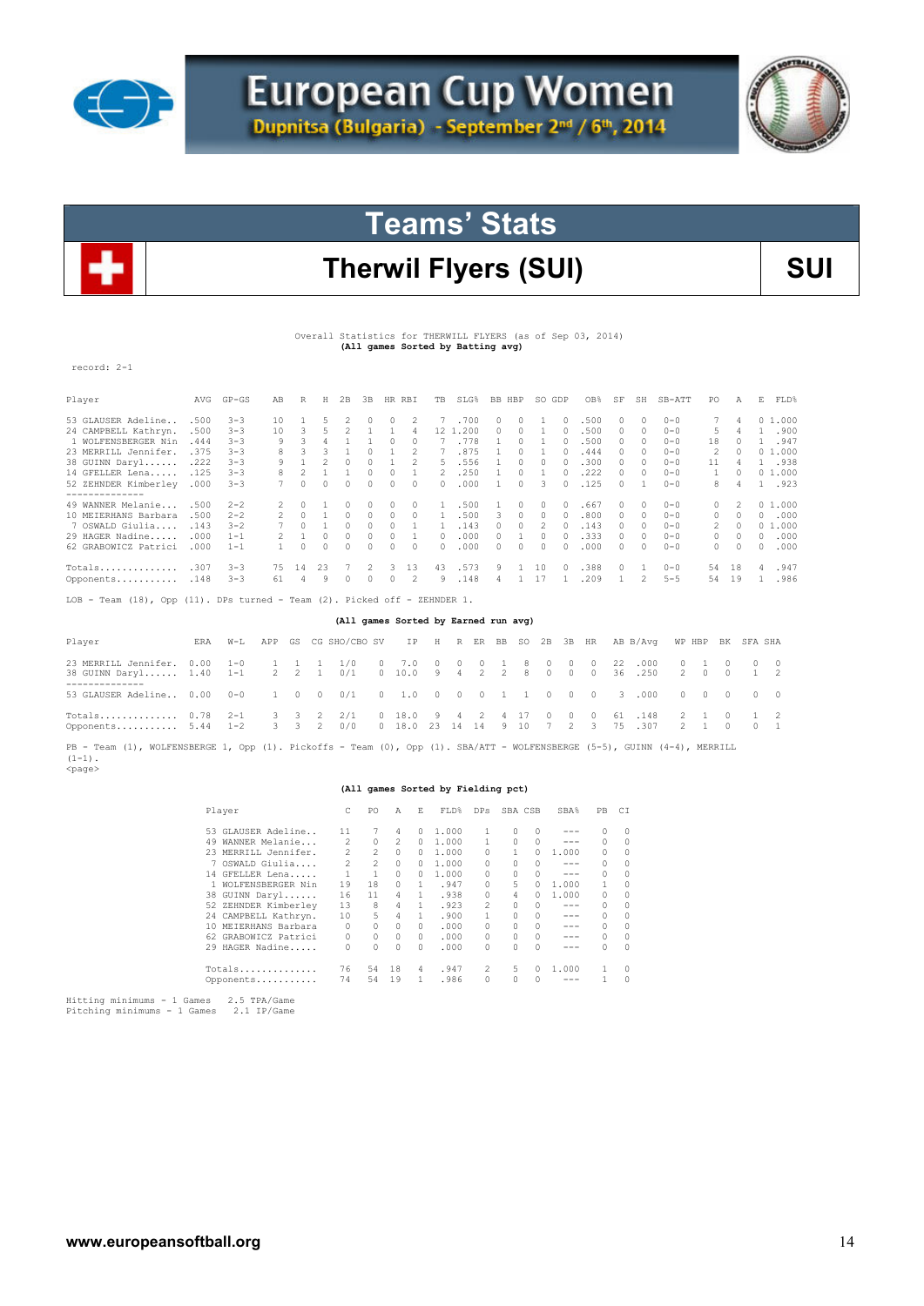# European Cup Women

Dupnitsa (Bulgaria) - September 2nd / 6th, 2014

## Teams' Stats

## Therwil Flyers (SUI)

SUI

Overall Statistics for THERWILL FLYERS (as of Sep 03, 2014)
**(All games Sorted by Batting avg)**

record: 2-1

| Player | AVG | GP-GS | AB | R | H | 2B | 3B | HR | RBI | TB | SLG% | BB | HBP | SO | GDP | OB% | SF | SH | SB-ATT | PO | A | E | FLD% |
|---|---|---|---|---|---|---|---|---|---|---|---|---|---|---|---|---|---|---|---|---|---|---|---|
| 53 GLAUSER Adeline.. | .500 | 3-3 | 10 | 1 | 5 | 2 | 0 | 0 | 2 | 7 | .700 | 0 | 0 | 1 | 0 | .500 | 0 | 0 | 0-0 | 7 | 4 | 0 | 1.000 |
| 24 CAMPBELL Kathryn. | .500 | 3-3 | 10 | 3 | 5 | 2 | 1 | 1 | 4 | 12 | 1.200 | 0 | 0 | 1 | 0 | .500 | 0 | 0 | 0-0 | 5 | 4 | 1 | .900 |
| 1 WOLFENSBERGER Nin | .444 | 3-3 | 9 | 3 | 4 | 1 | 1 | 0 | 0 | 7 | .778 | 1 | 0 | 1 | 0 | .500 | 0 | 0 | 0-0 | 18 | 0 | 1 | .947 |
| 23 MERRILL Jennifer. | .375 | 3-3 | 8 | 3 | 3 | 1 | 0 | 1 | 2 | 7 | .875 | 1 | 0 | 1 | 0 | .444 | 0 | 0 | 0-0 | 2 | 0 | 0 | 1.000 |
| 38 GUINN Daryl...... | .222 | 3-3 | 9 | 1 | 2 | 0 | 0 | 1 | 2 | 5 | .556 | 1 | 0 | 0 | 0 | .300 | 0 | 0 | 0-0 | 11 | 4 | 1 | .938 |
| 14 GFELLER Lena..... | .125 | 3-3 | 8 | 2 | 1 | 1 | 0 | 0 | 1 | 2 | .250 | 1 | 0 | 1 | 0 | .222 | 0 | 0 | 0-0 | 1 | 0 | 0 | 1.000 |
| 52 ZEHNDER Kimberley | .000 | 3-3 | 7 | 0 | 0 | 0 | 0 | 0 | 0 | 0 | .000 | 1 | 0 | 3 | 0 | .125 | 0 | 1 | 0-0 | 8 | 4 | 1 | .923 |
| 49 WANNER Melanie... | .500 | 2-2 | 2 | 0 | 1 | 0 | 0 | 0 | 0 | 1 | .500 | 1 | 0 | 0 | 0 | .667 | 0 | 0 | 0-0 | 0 | 2 | 0 | 1.000 |
| 10 MEIERHANS Barbara | .500 | 2-2 | 2 | 0 | 1 | 0 | 0 | 0 | 0 | 1 | .500 | 3 | 0 | 0 | 0 | .800 | 0 | 0 | 0-0 | 0 | 0 | 0 | .000 |
| 7 OSWALD Giulia.... | .143 | 3-2 | 7 | 0 | 1 | 0 | 0 | 0 | 1 | 1 | .143 | 0 | 0 | 2 | 0 | .143 | 0 | 0 | 0-0 | 2 | 0 | 0 | 1.000 |
| 29 HAGER Nadine..... | .000 | 1-1 | 2 | 1 | 0 | 0 | 0 | 0 | 1 | 0 | .000 | 0 | 1 | 0 | 0 | .333 | 0 | 0 | 0-0 | 0 | 0 | 0 | .000 |
| 62 GRABOWICZ Patrici | .000 | 1-1 | 1 | 0 | 0 | 0 | 0 | 0 | 0 | 0 | .000 | 0 | 0 | 0 | 0 | .000 | 0 | 0 | 0-0 | 0 | 0 | 0 | .000 |
| Totals.............. | .307 | 3-3 | 75 | 14 | 23 | 7 | 2 | 3 | 13 | 43 | .573 | 9 | 1 | 10 | 0 | .388 | 0 | 1 | 0-0 | 54 | 18 | 4 | .947 |
| Opponents........... | .148 | 3-3 | 61 | 4 | 9 | 0 | 0 | 0 | 2 | 9 | .148 | 4 | 1 | 17 | 1 | .209 | 1 | 2 | 5-5 | 54 | 19 | 1 | .986 |

LOB - Team (18), Opp (11). DPs turned - Team (2). Picked off - ZEHNDER 1.

**(All games Sorted by Earned run avg)**

| Player | ERA | W-L | APP | GS | CG | SHO/CBO | SV | IP | H | R | ER | BB | SO | 2B | 3B | HR | AB | B/Avg | WP | HBP | BK | SFA | SHA |
|---|---|---|---|---|---|---|---|---|---|---|---|---|---|---|---|---|---|---|---|---|---|---|---|
| 23 MERRILL Jennifer. | 0.00 | 1-0 | 1 | 1 | 1 | 1/0 | 0 | 7.0 | 0 | 0 | 0 | 1 | 8 | 0 | 0 | 0 | 22 | .000 | 0 | 1 | 0 | 0 | 0 |
| 38 GUINN Daryl...... | 1.40 | 1-1 | 2 | 2 | 1 | 0/1 | 0 | 10.0 | 9 | 4 | 2 | 2 | 8 | 0 | 0 | 0 | 36 | .250 | 2 | 0 | 0 | 1 | 2 |
| 53 GLAUSER Adeline.. | 0.00 | 0-0 | 1 | 0 | 0 | 0/1 | 0 | 1.0 | 0 | 0 | 0 | 1 | 1 | 0 | 0 | 0 | 3 | .000 | 0 | 0 | 0 | 0 | 0 |
| Totals.............. | 0.78 | 2-1 | 3 | 3 | 2 | 2/1 | 0 | 18.0 | 9 | 4 | 2 | 4 | 17 | 0 | 0 | 0 | 61 | .148 | 2 | 1 | 0 | 1 | 2 |
| Opponents........... | 5.44 | 1-2 | 3 | 3 | 2 | 0/0 | 0 | 18.0 | 23 | 14 | 14 | 9 | 10 | 7 | 2 | 3 | 75 | .307 | 2 | 1 | 0 | 0 | 1 |

PB - Team (1), WOLFENSBERGE 1, Opp (1). Pickoffs - Team (0), Opp (1). SBA/ATT - WOLFENSBERGE (5-5), GUINN (4-4), MERRILL (1-1).

**(All games Sorted by Fielding pct)**

| Player | C | PO | A | E | FLD% | DPs | SBA | CSB | SBA% | PB | CI |
|---|---|---|---|---|---|---|---|---|---|---|---|
| 53 GLAUSER Adeline.. | 11 | 7 | 4 | 0 | 1.000 | 1 | 0 | 0 | --- | 0 | 0 |
| 49 WANNER Melanie... | 2 | 0 | 2 | 0 | 1.000 | 1 | 0 | 0 | --- | 0 | 0 |
| 23 MERRILL Jennifer. | 2 | 2 | 0 | 0 | 1.000 | 0 | 1 | 0 | 1.000 | 0 | 0 |
| 7 OSWALD Giulia.... | 2 | 2 | 0 | 0 | 1.000 | 0 | 0 | 0 | --- | 0 | 0 |
| 14 GFELLER Lena..... | 1 | 1 | 0 | 0 | 1.000 | 0 | 0 | 0 | --- | 0 | 0 |
| 1 WOLFENSBERGER Nin | 19 | 18 | 0 | 1 | .947 | 0 | 5 | 0 | 1.000 | 1 | 0 |
| 38 GUINN Daryl...... | 16 | 11 | 4 | 1 | .938 | 0 | 4 | 0 | 1.000 | 0 | 0 |
| 52 ZEHNDER Kimberley | 13 | 8 | 4 | 1 | .923 | 2 | 0 | 0 | --- | 0 | 0 |
| 24 CAMPBELL Kathryn. | 10 | 5 | 4 | 1 | .900 | 1 | 0 | 0 | --- | 0 | 0 |
| 10 MEIERHANS Barbara | 0 | 0 | 0 | 0 | .000 | 0 | 0 | 0 | --- | 0 | 0 |
| 62 GRABOWICZ Patrici | 0 | 0 | 0 | 0 | .000 | 0 | 0 | 0 | --- | 0 | 0 |
| 29 HAGER Nadine..... | 0 | 0 | 0 | 0 | .000 | 0 | 0 | 0 | --- | 0 | 0 |
| Totals.............. | 76 | 54 | 18 | 4 | .947 | 2 | 5 | 0 | 1.000 | 1 | 0 |
| Opponents........... | 74 | 54 | 19 | 1 | .986 | 0 | 0 | 0 | --- | 1 | 0 |

Hitting minimums - 1 Games 2.5 TPA/Game
Pitching minimums - 1 Games 2.1 IP/Game

www.europeansoftball.org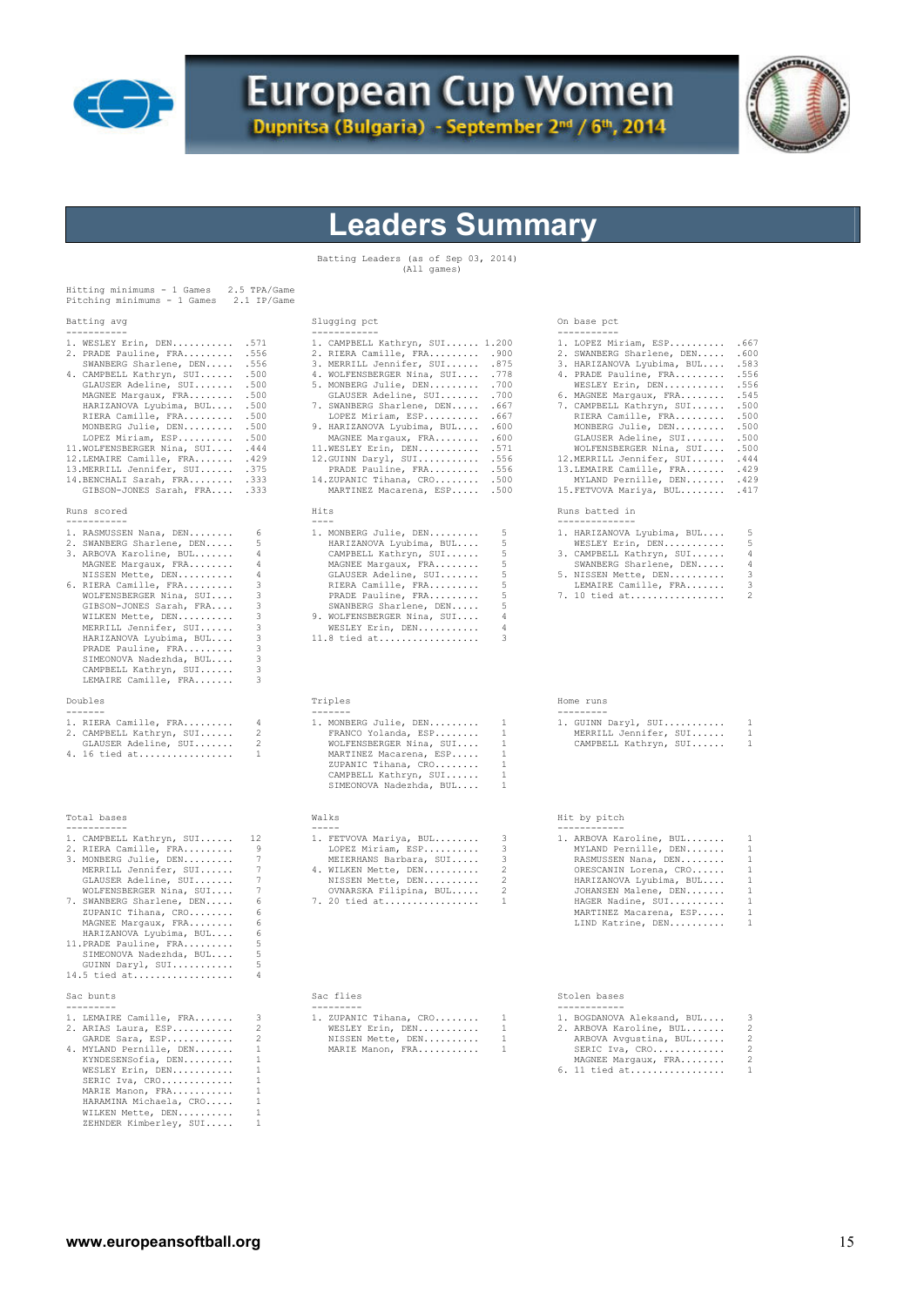# European Cup Women

Dupnitsa (Bulgaria) - September 2nd / 6th, 2014

## Leaders Summary

Batting Leaders (as of Sep 03, 2014)
(All games)

Hitting minimums - 1 Games 2.5 TPA/Game
Pitching minimums - 1 Games 2.1 IP/Game

### Batting avg

| Rank | Player | Value |
|---|---|---|
| 1. | WESLEY Erin, DEN | .571 |
| 2. | PRADE Pauline, FRA | .556 |
| | SWANBERG Sharlene, DEN | .556 |
| 4. | CAMPBELL Kathryn, SUI | .500 |
| | GLAUSER Adeline, SUI | .500 |
| | MAGNEE Margaux, FRA | .500 |
| | HARIZANOVA Lyubima, BUL | .500 |
| | RIERA Camille, FRA | .500 |
| | MONBERG Julie, DEN | .500 |
| | LOPEZ Miriam, ESP | .500 |
| 11. | WOLFENSBERGER Nina, SUI | .444 |
| 12. | LEMAIRE Camille, FRA | .429 |
| 13. | MERRILL Jennifer, SUI | .375 |
| 14. | BENCHALI Sarah, FRA | .333 |
| | GIBSON-JONES Sarah, FRA | .333 |

### Slugging pct

| Rank | Player | Value |
|---|---|---|
| 1. | CAMPBELL Kathryn, SUI | 1.200 |
| 2. | RIERA Camille, FRA | .900 |
| 3. | MERRILL Jennifer, SUI | .875 |
| 4. | WOLFENSBERGER Nina, SUI | .778 |
| 5. | MONBERG Julie, DEN | .700 |
| | GLAUSER Adeline, SUI | .700 |
| 7. | SWANBERG Sharlene, DEN | .667 |
| | LOPEZ Miriam, ESP | .667 |
| 9. | HARIZANOVA Lyubima, BUL | .600 |
| | MAGNEE Margaux, FRA | .600 |
| 11. | WESLEY Erin, DEN | .571 |
| 12. | GUINN Daryl, SUI | .556 |
| | PRADE Pauline, FRA | .556 |
| 14. | ZUPANIC Tihana, CRO | .500 |
| | MARTINEZ Macarena, ESP | .500 |

### On base pct

| Rank | Player | Value |
|---|---|---|
| 1. | LOPEZ Miriam, ESP | .667 |
| 2. | SWANBERG Sharlene, DEN | .600 |
| 3. | HARIZANOVA Lyubima, BUL | .583 |
| 4. | PRADE Pauline, FRA | .556 |
| | WESLEY Erin, DEN | .556 |
| 6. | MAGNEE Margaux, FRA | .545 |
| 7. | CAMPBELL Kathryn, SUI | .500 |
| | RIERA Camille, FRA | .500 |
| | MONBERG Julie, DEN | .500 |
| | GLAUSER Adeline, SUI | .500 |
| | WOLFENSBERGER Nina, SUI | .500 |
| 12. | MERRILL Jennifer, SUI | .444 |
| 13. | LEMAIRE Camille, FRA | .429 |
| | MYLAND Pernille, DEN | .429 |
| 15. | FETVOVA Mariya, BUL | .417 |

### Runs scored

| Rank | Player | Value |
|---|---|---|
| 1. | RASMUSSEN Nana, DEN | 6 |
| 2. | SWANBERG Sharlene, DEN | 5 |
| 3. | ARBOVA Karoline, BUL | 4 |
| | MAGNEE Margaux, FRA | 4 |
| | NISSEN Mette, DEN | 4 |
| 6. | RIERA Camille, FRA | 3 |
| | WOLFENSBERGER Nina, SUI | 3 |
| | GIBSON-JONES Sarah, FRA | 3 |
| | WILKEN Mette, DEN | 3 |
| | MERRILL Jennifer, SUI | 3 |
| | HARIZANOVA Lyubima, BUL | 3 |
| | PRADE Pauline, FRA | 3 |
| | SIMEONOVA Nadezhda, BUL | 3 |
| | CAMPBELL Kathryn, SUI | 3 |
| | LEMAIRE Camille, FRA | 3 |

### Hits

| Rank | Player | Value |
|---|---|---|
| 1. | MONBERG Julie, DEN | 5 |
| | HARIZANOVA Lyubima, BUL | 5 |
| | CAMPBELL Kathryn, SUI | 5 |
| | MAGNEE Margaux, FRA | 5 |
| | GLAUSER Adeline, SUI | 5 |
| | RIERA Camille, FRA | 5 |
| | PRADE Pauline, FRA | 5 |
| | SWANBERG Sharlene, DEN | 5 |
| 9. | WOLFENSBERGER Nina, SUI | 4 |
| | WESLEY Erin, DEN | 4 |
| 11. | 8 tied at | 3 |

### Runs batted in

| Rank | Player | Value |
|---|---|---|
| 1. | HARIZANOVA Lyubima, BUL | 5 |
| | WESLEY Erin, DEN | 5 |
| 3. | CAMPBELL Kathryn, SUI | 4 |
| | SWANBERG Sharlene, DEN | 4 |
| 5. | NISSEN Mette, DEN | 3 |
| | LEMAIRE Camille, FRA | 3 |
| 7. | 10 tied at | 2 |

### Doubles

| Rank | Player | Value |
|---|---|---|
| 1. | RIERA Camille, FRA | 4 |
| 2. | CAMPBELL Kathryn, SUI | 2 |
| | GLAUSER Adeline, SUI | 2 |
| 4. | 16 tied at | 1 |

### Triples

| Rank | Player | Value |
|---|---|---|
| 1. | MONBERG Julie, DEN | 1 |
| | FRANCO Yolanda, ESP | 1 |
| | WOLFENSBERGER Nina, SUI | 1 |
| | MARTINEZ Macarena, ESP | 1 |
| | ZUPANIC Tihana, CRO | 1 |
| | CAMPBELL Kathryn, SUI | 1 |
| | SIMEONOVA Nadezhda, BUL | 1 |

### Home runs

| Rank | Player | Value |
|---|---|---|
| 1. | GUINN Daryl, SUI | 1 |
| | MERRILL Jennifer, SUI | 1 |
| | CAMPBELL Kathryn, SUI | 1 |

### Total bases

| Rank | Player | Value |
|---|---|---|
| 1. | CAMPBELL Kathryn, SUI | 12 |
| 2. | RIERA Camille, FRA | 9 |
| 3. | MONBERG Julie, DEN | 7 |
| | MERRILL Jennifer, SUI | 7 |
| | GLAUSER Adeline, SUI | 7 |
| | WOLFENSBERGER Nina, SUI | 7 |
| 7. | SWANBERG Sharlene, DEN | 6 |
| | ZUPANIC Tihana, CRO | 6 |
| | MAGNEE Margaux, FRA | 6 |
| | HARIZANOVA Lyubima, BUL | 6 |
| 11. | PRADE Pauline, FRA | 5 |
| | SIMEONOVA Nadezhda, BUL | 5 |
| | GUINN Daryl, SUI | 5 |
| 14. | 5 tied at | 4 |

### Walks

| Rank | Player | Value |
|---|---|---|
| 1. | FETVOVA Mariya, BUL | 3 |
| | LOPEZ Miriam, ESP | 3 |
| | MEIERHANS Barbara, SUI | 3 |
| 4. | WILKEN Mette, DEN | 2 |
| | NISSEN Mette, DEN | 2 |
| | OVNARSKA Filipina, BUL | 2 |
| 7. | 20 tied at | 1 |

### Hit by pitch

| Rank | Player | Value |
|---|---|---|
| 1. | ARBOVA Karoline, BUL | 1 |
| | MYLAND Pernille, DEN | 1 |
| | RASMUSSEN Nana, DEN | 1 |
| | ORESCANIN Lorena, CRO | 1 |
| | HARIZANOVA Lyubima, BUL | 1 |
| | JOHANSEN Malene, DEN | 1 |
| | HAGER Nadine, SUI | 1 |
| | MARTINEZ Macarena, ESP | 1 |
| | LIND Katrine, DEN | 1 |

### Sac bunts

| Rank | Player | Value |
|---|---|---|
| 1. | LEMAIRE Camille, FRA | 3 |
| 2. | ARIAS Laura, ESP | 2 |
| | GARDE Sara, ESP | 2 |
| 4. | MYLAND Pernille, DEN | 1 |
| | KYNDESENSofia, DEN | 1 |
| | WESLEY Erin, DEN | 1 |
| | SERIC Iva, CRO | 1 |
| | MARIE Manon, FRA | 1 |
| | HARAMINA Michaela, CRO | 1 |
| | WILKEN Mette, DEN | 1 |
| | ZEHNDER Kimberley, SUI | 1 |

### Sac flies

| Rank | Player | Value |
|---|---|---|
| 1. | ZUPANIC Tihana, CRO | 1 |
| | WESLEY Erin, DEN | 1 |
| | NISSEN Mette, DEN | 1 |
| | MARIE Manon, FRA | 1 |

### Stolen bases

| Rank | Player | Value |
|---|---|---|
| 1. | BOGDANOVA Aleksand, BUL | 3 |
| 2. | ARBOVA Karoline, BUL | 2 |
| | ARBOVA Avgustina, BUL | 2 |
| | SERIC Iva, CRO | 2 |
| | MAGNEE Margaux, FRA | 2 |
| 6. | 11 tied at | 1 |

www.europeansoftball.org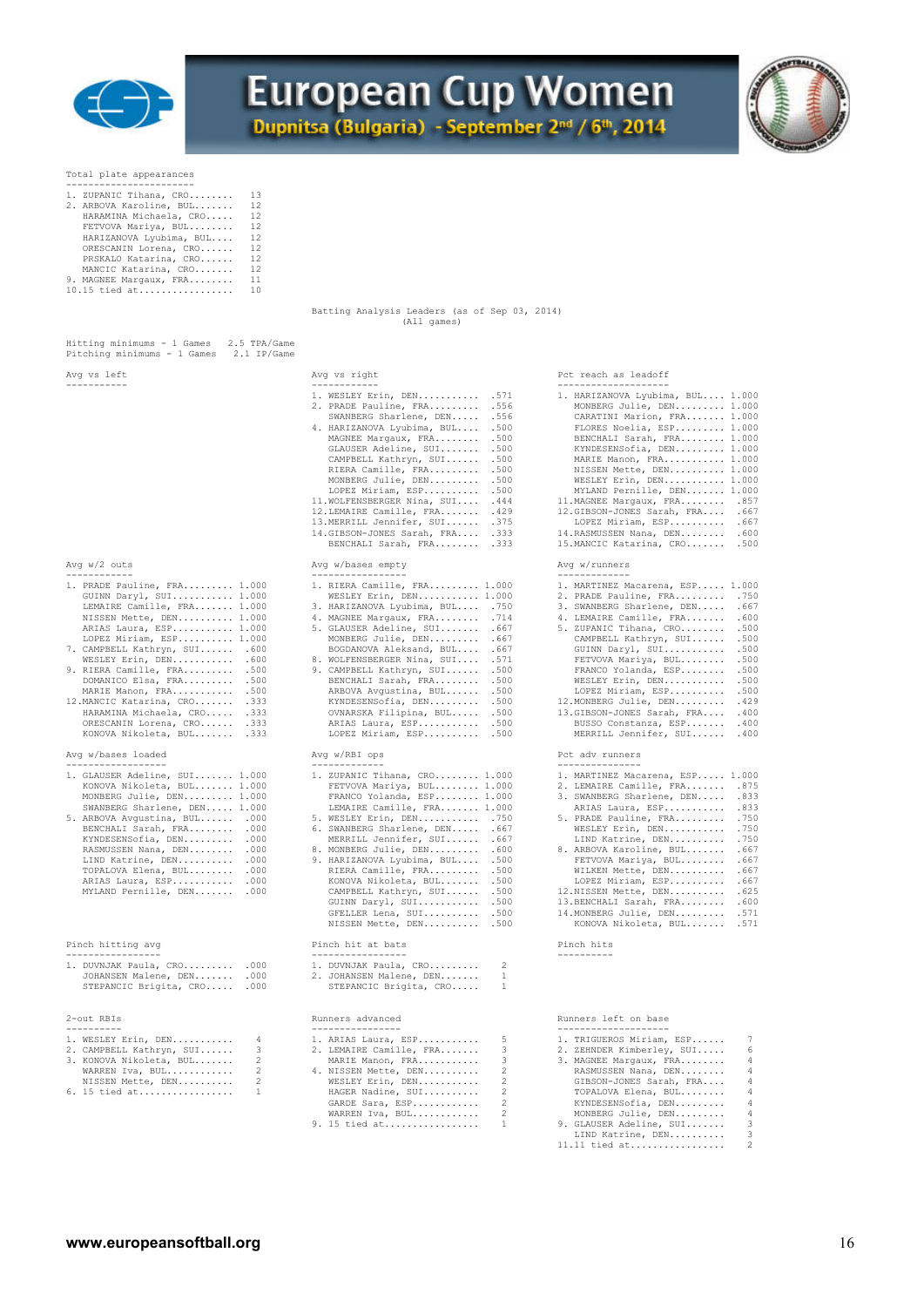# European Cup Women

**Dupnitsa (Bulgaria) - September 2nd / 6th, 2014**

### Total plate appearances

| Rank | Player | PA |
|---|---|---|
| 1. | ZUPANIC Tihana, CRO | 13 |
| 2. | ARBOVA Karoline, BUL | 12 |
| | HARAMINA Michaela, CRO | 12 |
| | FETVOVA Mariya, BUL | 12 |
| | HARIZANOVA Lyubima, BUL | 12 |
| | ORESCANIN Lorena, CRO | 12 |
| | PRSKALO Katarina, CRO | 12 |
| | MANCIC Katarina, CRO | 12 |
| 9. | MAGNEE Margaux, FRA | 11 |
| 10. | 15 tied at | 10 |

## Batting Analysis Leaders (as of Sep 03, 2014)
(All games)

Hitting minimums - 1 Games 2.5 TPA/Game
Pitching minimums - 1 Games 2.1 IP/Game

### Avg vs left

### Avg vs right

| Rank | Player | Avg |
|---|---|---|
| 1. | WESLEY Erin, DEN | .571 |
| 2. | PRADE Pauline, FRA | .556 |
| | SWANBERG Sharlene, DEN | .556 |
| 4. | HARIZANOVA Lyubima, BUL | .500 |
| | MAGNEE Margaux, FRA | .500 |
| | GLAUSER Adeline, SUI | .500 |
| | CAMPBELL Kathryn, SUI | .500 |
| | RIERA Camille, FRA | .500 |
| | MONBERG Julie, DEN | .500 |
| | LOPEZ Miriam, ESP | .500 |
| 11. | WOLFENSBERGER Nina, SUI | .444 |
| 12. | LEMAIRE Camille, FRA | .429 |
| 13. | MERRILL Jennifer, SUI | .375 |
| 14. | GIBSON-JONES Sarah, FRA | .333 |
| | BENCHALI Sarah, FRA | .333 |

### Pct reach as leadoff

| Rank | Player | Pct |
|---|---|---|
| 1. | HARIZANOVA Lyubima, BUL | 1.000 |
| | MONBERG Julie, DEN | 1.000 |
| | CARATINI Marion, FRA | 1.000 |
| | FLORES Noelia, ESP | 1.000 |
| | BENCHALI Sarah, FRA | 1.000 |
| | KYNDESENSofia, DEN | 1.000 |
| | MARIE Manon, FRA | 1.000 |
| | NISSEN Mette, DEN | 1.000 |
| | WESLEY Erin, DEN | 1.000 |
| | MYLAND Pernille, DEN | 1.000 |
| 11. | MAGNEE Margaux, FRA | .857 |
| 12. | GIBSON-JONES Sarah, FRA | .667 |
| | LOPEZ Miriam, ESP | .667 |
| 14. | RASMUSSEN Nana, DEN | .600 |
| 15. | MANCIC Katarina, CRO | .500 |

### Avg w/2 outs

| Rank | Player | Avg |
|---|---|---|
| 1. | PRADE Pauline, FRA | 1.000 |
| | GUINN Daryl, SUI | 1.000 |
| | LEMAIRE Camille, FRA | 1.000 |
| | NISSEN Mette, DEN | 1.000 |
| | ARIAS Laura, ESP | 1.000 |
| | LOPEZ Miriam, ESP | 1.000 |
| 7. | CAMPBELL Kathryn, SUI | .600 |
| | WESLEY Erin, DEN | .600 |
| 9. | RIERA Camille, FRA | .500 |
| | DOMANICO Elsa, FRA | .500 |
| | MARIE Manon, FRA | .500 |
| 12. | MANCIC Katarina, CRO | .333 |
| | HARAMINA Michaela, CRO | .333 |
| | ORESCANIN Lorena, CRO | .333 |
| | KONOVA Nikoleta, BUL | .333 |

### Avg w/bases empty

| Rank | Player | Avg |
|---|---|---|
| 1. | RIERA Camille, FRA | 1.000 |
| | WESLEY Erin, DEN | 1.000 |
| 3. | HARIZANOVA Lyubima, BUL | .750 |
| 4. | MAGNEE Margaux, FRA | .714 |
| 5. | GLAUSER Adeline, SUI | .667 |
| | MONBERG Julie, DEN | .667 |
| | BOGDANOVA Aleksand, BUL | .667 |
| 8. | WOLFENSBERGER Nina, SUI | .571 |
| 9. | CAMPBELL Kathryn, SUI | .500 |
| | BENCHALI Sarah, FRA | .500 |
| | ARBOVA Avgustina, BUL | .500 |
| | KYNDESENSofia, DEN | .500 |
| | OVNARSKA Filipina, BUL | .500 |
| | ARIAS Laura, ESP | .500 |
| | LOPEZ Miriam, ESP | .500 |

### Avg w/runners

| Rank | Player | Avg |
|---|---|---|
| 1. | MARTINEZ Macarena, ESP | 1.000 |
| 2. | PRADE Pauline, FRA | .750 |
| 3. | SWANBERG Sharlene, DEN | .667 |
| 4. | LEMAIRE Camille, FRA | .600 |
| 5. | ZUPANIC Tihana, CRO | .500 |
| | CAMPBELL Kathryn, SUI | .500 |
| | GUINN Daryl, SUI | .500 |
| | FETVOVA Mariya, BUL | .500 |
| | FRANCO Yolanda, ESP | .500 |
| | WESLEY Erin, DEN | .500 |
| | LOPEZ Miriam, ESP | .500 |
| 12. | MONBERG Julie, DEN | .429 |
| 13. | GIBSON-JONES Sarah, FRA | .400 |
| | BUSSO Constanza, ESP | .400 |
| | MERRILL Jennifer, SUI | .400 |

### Avg w/bases loaded

| Rank | Player | Avg |
|---|---|---|
| 1. | GLAUSER Adeline, SUI | 1.000 |
| | KONOVA Nikoleta, BUL | 1.000 |
| | MONBERG Julie, DEN | 1.000 |
| | SWANBERG Sharlene, DEN | 1.000 |
| 5. | ARBOVA Avgustina, BUL | .000 |
| | BENCHALI Sarah, FRA | .000 |
| | KYNDESENSofia, DEN | .000 |
| | RASMUSSEN Nana, DEN | .000 |
| | LIND Katrine, DEN | .000 |
| | TOPALOVA Elena, BUL | .000 |
| | ARIAS Laura, ESP | .000 |
| | MYLAND Pernille, DEN | .000 |

### Avg w/RBI ops

| Rank | Player | Avg |
|---|---|---|
| 1. | ZUPANIC Tihana, CRO | 1.000 |
| | FETVOVA Mariya, BUL | 1.000 |
| | FRANCO Yolanda, ESP | 1.000 |
| | LEMAIRE Camille, FRA | 1.000 |
| 5. | WESLEY Erin, DEN | .750 |
| 6. | SWANBERG Sharlene, DEN | .667 |
| | MERRILL Jennifer, SUI | .667 |
| 8. | MONBERG Julie, DEN | .600 |
| 9. | HARIZANOVA Lyubima, BUL | .500 |
| | RIERA Camille, FRA | .500 |
| | KONOVA Nikoleta, BUL | .500 |
| | CAMPBELL Kathryn, SUI | .500 |
| | GUINN Daryl, SUI | .500 |
| | GFELLER Lena, SUI | .500 |
| | NISSEN Mette, DEN | .500 |

### Pct adv runners

| Rank | Player | Pct |
|---|---|---|
| 1. | MARTINEZ Macarena, ESP | 1.000 |
| 2. | LEMAIRE Camille, FRA | .875 |
| 3. | SWANBERG Sharlene, DEN | .833 |
| | ARIAS Laura, ESP | .833 |
| 5. | PRADE Pauline, FRA | .750 |
| | WESLEY Erin, DEN | .750 |
| | LIND Katrine, DEN | .750 |
| 8. | ARBOVA Karoline, BUL | .667 |
| | FETVOVA Mariya, BUL | .667 |
| | WILKEN Mette, DEN | .667 |
| | LOPEZ Miriam, ESP | .667 |
| 12. | NISSEN Mette, DEN | .625 |
| 13. | BENCHALI Sarah, FRA | .600 |
| 14. | MONBERG Julie, DEN | .571 |
| | KONOVA Nikoleta, BUL | .571 |

### Pinch hitting avg

| Rank | Player | Avg |
|---|---|---|
| 1. | DUVNJAK Paula, CRO | .000 |
| | JOHANSEN Malene, DEN | .000 |
| | STEPANCIC Brigita, CRO | .000 |

### Pinch hit at bats

| Rank | Player | AB |
|---|---|---|
| 1. | DUVNJAK Paula, CRO | 2 |
| 2. | JOHANSEN Malene, DEN | 1 |
| | STEPANCIC Brigita, CRO | 1 |

### Pinch hits

### 2-out RBIs

| Rank | Player | RBI |
|---|---|---|
| 1. | WESLEY Erin, DEN | 4 |
| 2. | CAMPBELL Kathryn, SUI | 3 |
| 3. | KONOVA Nikoleta, BUL | 2 |
| | WARREN Iva, BUL | 2 |
| | NISSEN Mette, DEN | 2 |
| 6. | 15 tied at | 1 |

### Runners advanced

| Rank | Player | Adv |
|---|---|---|
| 1. | ARIAS Laura, ESP | 5 |
| 2. | LEMAIRE Camille, FRA | 3 |
| | MARIE Manon, FRA | 3 |
| 4. | NISSEN Mette, DEN | 2 |
| | WESLEY Erin, DEN | 2 |
| | HAGER Nadine, SUI | 2 |
| | GARDE Sara, ESP | 2 |
| | WARREN Iva, BUL | 2 |
| 9. | 15 tied at | 1 |

### Runners left on base

| Rank | Player | LOB |
|---|---|---|
| 1. | TRIGUEROS Miriam, ESP | 7 |
| 2. | ZEHNDER Kimberley, SUI | 6 |
| 3. | MAGNEE Margaux, FRA | 4 |
| | RASMUSSEN Nana, DEN | 4 |
| | GIBSON-JONES Sarah, FRA | 4 |
| | TOPALOVA Elena, BUL | 4 |
| | KYNDESENSofia, DEN | 4 |
| | MONBERG Julie, DEN | 4 |
| 9. | GLAUSER Adeline, SUI | 3 |
| | LIND Katrine, DEN | 3 |
| 11. | 11 tied at | 2 |

www.europeansoftball.org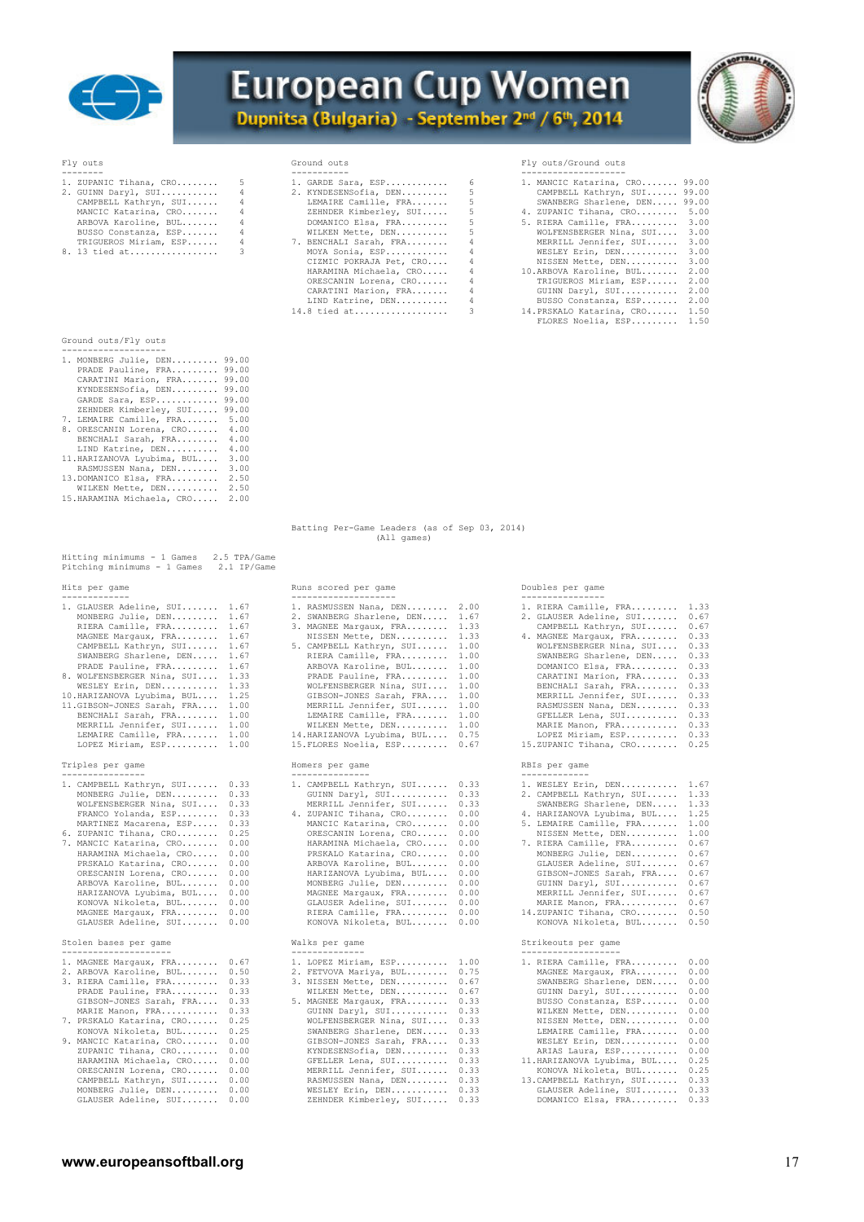# European Cup Women

Dupnitsa (Bulgaria) - September 2nd / 6th, 2014

### Fly outs

| Rank | Player | FO |
|---|---|---|
| 1. | ZUPANIC Tihana, CRO | 5 |
| 2. | GUINN Daryl, SUI | 4 |
| | CAMPBELL Kathryn, SUI | 4 |
| | MANCIC Katarina, CRO | 4 |
| | ARBOVA Karoline, BUL | 4 |
| | BUSSO Constanza, ESP | 4 |
| | TRIGUEROS Miriam, ESP | 4 |
| 8. | 13 tied at | 3 |

### Ground outs

| Rank | Player | GO |
|---|---|---|
| 1. | GARDE Sara, ESP | 6 |
| 2. | KYNDESENSofia, DEN | 5 |
| | LEMAIRE Camille, FRA | 5 |
| | ZEHNDER Kimberley, SUI | 5 |
| | DOMANICO Elsa, FRA | 5 |
| | WILKEN Mette, DEN | 5 |
| 7. | BENCHALI Sarah, FRA | 4 |
| | MOYA Sonia, ESP | 4 |
| | CIZMIC POKRAJA Pet, CRO | 4 |
| | HARAMINA Michaela, CRO | 4 |
| | ORESCANIN Lorena, CRO | 4 |
| | CARATINI Marion, FRA | 4 |
| | LIND Katrine, DEN | 4 |
| 14. | 8 tied at | 3 |

### Fly outs/Ground outs

| Rank | Player | FO/GO |
|---|---|---|
| 1. | MANCIC Katarina, CRO | 99.00 |
| | CAMPBELL Kathryn, SUI | 99.00 |
| | SWANBERG Sharlene, DEN | 99.00 |
| 4. | ZUPANIC Tihana, CRO | 5.00 |
| 5. | RIERA Camille, FRA | 3.00 |
| | WOLFENSBERGER Nina, SUI | 3.00 |
| | MERRILL Jennifer, SUI | 3.00 |
| | WESLEY Erin, DEN | 3.00 |
| | NISSEN Mette, DEN | 3.00 |
| 10. | ARBOVA Karoline, BUL | 2.00 |
| | TRIGUEROS Miriam, ESP | 2.00 |
| | GUINN Daryl, SUI | 2.00 |
| | BUSSO Constanza, ESP | 2.00 |
| 14. | PRSKALO Katarina, CRO | 1.50 |
| | FLORES Noelia, ESP | 1.50 |

### Ground outs/Fly outs

| Rank | Player | GO/FO |
|---|---|---|
| 1. | MONBERG Julie, DEN | 99.00 |
| | PRADE Pauline, FRA | 99.00 |
| | CARATINI Marion, FRA | 99.00 |
| | KYNDESENSofia, DEN | 99.00 |
| | GARDE Sara, ESP | 99.00 |
| | ZEHNDER Kimberley, SUI | 99.00 |
| 7. | LEMAIRE Camille, FRA | 5.00 |
| 8. | ORESCANIN Lorena, CRO | 4.00 |
| | BENCHALI Sarah, FRA | 4.00 |
| | LIND Katrine, DEN | 4.00 |
| 11. | HARIZANOVA Lyubima, BUL | 3.00 |
| | RASMUSSEN Nana, DEN | 3.00 |
| 13. | DOMANICO Elsa, FRA | 2.50 |
| | WILKEN Mette, DEN | 2.50 |
| 15. | HARAMINA Michaela, CRO | 2.00 |

## Batting Per-Game Leaders (as of Sep 03, 2014)
(All games)

Hitting minimums - 1 Games 2.5 TPA/Game
Pitching minimums - 1 Games 2.1 IP/Game

### Hits per game

| Rank | Player | H/G |
|---|---|---|
| 1. | GLAUSER Adeline, SUI | 1.67 |
| | MONBERG Julie, DEN | 1.67 |
| | RIERA Camille, FRA | 1.67 |
| | MAGNEE Margaux, FRA | 1.67 |
| | CAMPBELL Kathryn, SUI | 1.67 |
| | SWANBERG Sharlene, DEN | 1.67 |
| | PRADE Pauline, FRA | 1.67 |
| 8. | WOLFENSBERGER Nina, SUI | 1.33 |
| | WESLEY Erin, DEN | 1.33 |
| 10. | HARIZANOVA Lyubima, BUL | 1.25 |
| 11. | GIBSON-JONES Sarah, FRA | 1.00 |
| | BENCHALI Sarah, FRA | 1.00 |
| | MERRILL Jennifer, SUI | 1.00 |
| | LEMAIRE Camille, FRA | 1.00 |
| | LOPEZ Miriam, ESP | 1.00 |

### Runs scored per game

| Rank | Player | R/G |
|---|---|---|
| 1. | RASMUSSEN Nana, DEN | 2.00 |
| 2. | SWANBERG Sharlene, DEN | 1.67 |
| 3. | MAGNEE Margaux, FRA | 1.33 |
| | NISSEN Mette, DEN | 1.33 |
| 5. | CAMPBELL Kathryn, SUI | 1.00 |
| | RIERA Camille, FRA | 1.00 |
| | ARBOVA Karoline, BUL | 1.00 |
| | PRADE Pauline, FRA | 1.00 |
| | WOLFENSBERGER Nina, SUI | 1.00 |
| | GIBSON-JONES Sarah, FRA | 1.00 |
| | MERRILL Jennifer, SUI | 1.00 |
| | LEMAIRE Camille, FRA | 1.00 |
| | WILKEN Mette, DEN | 1.00 |
| 14. | HARIZANOVA Lyubima, BUL | 0.75 |
| 15. | FLORES Noelia, ESP | 0.67 |

### Doubles per game

| Rank | Player | 2B/G |
|---|---|---|
| 1. | RIERA Camille, FRA | 1.33 |
| 2. | GLAUSER Adeline, SUI | 0.67 |
| | CAMPBELL Kathryn, SUI | 0.67 |
| 4. | MAGNEE Margaux, FRA | 0.33 |
| | WOLFENSBERGER Nina, SUI | 0.33 |
| | SWANBERG Sharlene, DEN | 0.33 |
| | DOMANICO Elsa, FRA | 0.33 |
| | CARATINI Marion, FRA | 0.33 |
| | BENCHALI Sarah, FRA | 0.33 |
| | MERRILL Jennifer, SUI | 0.33 |
| | RASMUSSEN Nana, DEN | 0.33 |
| | GFELLER Lena, SUI | 0.33 |
| | MARIE Manon, FRA | 0.33 |
| | LOPEZ Miriam, ESP | 0.33 |
| 15. | ZUPANIC Tihana, CRO | 0.25 |

### Triples per game

| Rank | Player | 3B/G |
|---|---|---|
| 1. | CAMPBELL Kathryn, SUI | 0.33 |
| | MONBERG Julie, DEN | 0.33 |
| | WOLFENSBERGER Nina, SUI | 0.33 |
| | FRANCO Yolanda, ESP | 0.33 |
| | MARTINEZ Macarena, ESP | 0.33 |
| 6. | ZUPANIC Tihana, CRO | 0.25 |
| 7. | MANCIC Katarina, CRO | 0.00 |
| | HARAMINA Michaela, CRO | 0.00 |
| | PRSKALO Katarina, CRO | 0.00 |
| | ORESCANIN Lorena, CRO | 0.00 |
| | ARBOVA Karoline, BUL | 0.00 |
| | HARIZANOVA Lyubima, BUL | 0.00 |
| | KONOVA Nikoleta, BUL | 0.00 |
| | MAGNEE Margaux, FRA | 0.00 |
| | GLAUSER Adeline, SUI | 0.00 |

### Homers per game

| Rank | Player | HR/G |
|---|---|---|
| 1. | CAMPBELL Kathryn, SUI | 0.33 |
| | GUINN Daryl, SUI | 0.33 |
| | MERRILL Jennifer, SUI | 0.33 |
| 4. | ZUPANIC Tihana, CRO | 0.00 |
| | MANCIC Katarina, CRO | 0.00 |
| | ORESCANIN Lorena, CRO | 0.00 |
| | HARAMINA Michaela, CRO | 0.00 |
| | PRSKALO Katarina, CRO | 0.00 |
| | ARBOVA Karoline, BUL | 0.00 |
| | HARIZANOVA Lyubima, BUL | 0.00 |
| | MONBERG Julie, DEN | 0.00 |
| | MAGNEE Margaux, FRA | 0.00 |
| | GLAUSER Adeline, SUI | 0.00 |
| | RIERA Camille, FRA | 0.00 |
| | KONOVA Nikoleta, BUL | 0.00 |

### RBIs per game

| Rank | Player | RBI/G |
|---|---|---|
| 1. | WESLEY Erin, DEN | 1.67 |
| 2. | CAMPBELL Kathryn, SUI | 1.33 |
| | SWANBERG Sharlene, DEN | 1.33 |
| 4. | HARIZANOVA Lyubima, BUL | 1.25 |
| 5. | LEMAIRE Camille, FRA | 1.00 |
| | NISSEN Mette, DEN | 1.00 |
| 7. | RIERA Camille, FRA | 0.67 |
| | MONBERG Julie, DEN | 0.67 |
| | GLAUSER Adeline, SUI | 0.67 |
| | GIBSON-JONES Sarah, FRA | 0.67 |
| | GUINN Daryl, SUI | 0.67 |
| | MERRILL Jennifer, SUI | 0.67 |
| | MARIE Manon, FRA | 0.67 |
| 14. | ZUPANIC Tihana, CRO | 0.50 |
| | KONOVA Nikoleta, BUL | 0.50 |

### Stolen bases per game

| Rank | Player | SB/G |
|---|---|---|
| 1. | MAGNEE Margaux, FRA | 0.67 |
| 2. | ARBOVA Karoline, BUL | 0.50 |
| 3. | RIERA Camille, FRA | 0.33 |
| | PRADE Pauline, FRA | 0.33 |
| | GIBSON-JONES Sarah, FRA | 0.33 |
| | MARIE Manon, FRA | 0.33 |
| 7. | PRSKALO Katarina, CRO | 0.25 |
| | KONOVA Nikoleta, BUL | 0.25 |
| 9. | MANCIC Katarina, CRO | 0.00 |
| | ZUPANIC Tihana, CRO | 0.00 |
| | HARAMINA Michaela, CRO | 0.00 |
| | ORESCANIN Lorena, CRO | 0.00 |
| | CAMPBELL Kathryn, SUI | 0.00 |
| | MONBERG Julie, DEN | 0.00 |
| | GLAUSER Adeline, SUI | 0.00 |

### Walks per game

| Rank | Player | BB/G |
|---|---|---|
| 1. | LOPEZ Miriam, ESP | 1.00 |
| 2. | FETVOVA Mariya, BUL | 0.75 |
| 3. | NISSEN Mette, DEN | 0.67 |
| | WILKEN Mette, DEN | 0.67 |
| 5. | MAGNEE Margaux, FRA | 0.33 |
| | GUINN Daryl, SUI | 0.33 |
| | WOLFENSBERGER Nina, SUI | 0.33 |
| | SWANBERG Sharlene, DEN | 0.33 |
| | GIBSON-JONES Sarah, FRA | 0.33 |
| | KYNDESENSofia, DEN | 0.33 |
| | GFELLER Lena, SUI | 0.33 |
| | MERRILL Jennifer, SUI | 0.33 |
| | RASMUSSEN Nana, DEN | 0.33 |
| | WESLEY Erin, DEN | 0.33 |
| | ZEHNDER Kimberley, SUI | 0.33 |

### Strikeouts per game

| Rank | Player | SO/G |
|---|---|---|
| 1. | RIERA Camille, FRA | 0.00 |
| | MAGNEE Margaux, FRA | 0.00 |
| | SWANBERG Sharlene, DEN | 0.00 |
| | GUINN Daryl, SUI | 0.00 |
| | BUSSO Constanza, ESP | 0.00 |
| | WILKEN Mette, DEN | 0.00 |
| | NISSEN Mette, DEN | 0.00 |
| | LEMAIRE Camille, FRA | 0.00 |
| | WESLEY Erin, DEN | 0.00 |
| | ARIAS Laura, ESP | 0.00 |
| 11. | HARIZANOVA Lyubima, BUL | 0.25 |
| | KONOVA Nikoleta, BUL | 0.25 |
| 13. | CAMPBELL Kathryn, SUI | 0.33 |
| | GLAUSER Adeline, SUI | 0.33 |
| | DOMANICO Elsa, FRA | 0.33 |

www.europeansoftball.org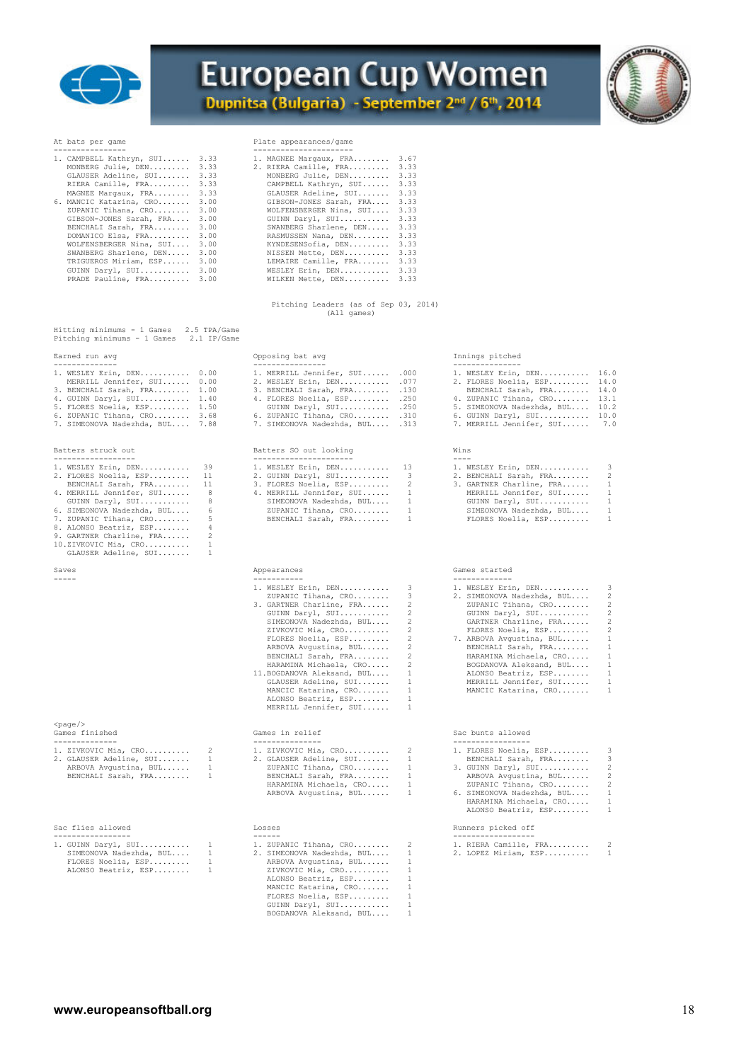# European Cup Women

Dupnitsa (Bulgaria) - September 2nd / 6th, 2014

**At bats per game**

| Rank | Player | Value |
|---|---|---|
| 1. | CAMPBELL Kathryn, SUI | 3.33 |
| | MONBERG Julie, DEN | 3.33 |
| | GLAUSER Adeline, SUI | 3.33 |
| | RIERA Camille, FRA | 3.33 |
| | MAGNEE Margaux, FRA | 3.33 |
| 6. | MANCIC Katarina, CRO | 3.00 |
| | ZUPANIC Tihana, CRO | 3.00 |
| | GIBSON-JONES Sarah, FRA | 3.00 |
| | BENCHALI Sarah, FRA | 3.00 |
| | DOMANICO Elsa, FRA | 3.00 |
| | WOLFENSBERGER Nina, SUI | 3.00 |
| | SWANBERG Sharlene, DEN | 3.00 |
| | TRIGUEROS Miriam, ESP | 3.00 |
| | GUINN Daryl, SUI | 3.00 |
| | PRADE Pauline, FRA | 3.00 |

**Plate appearances/game**

| Rank | Player | Value |
|---|---|---|
| 1. | MAGNEE Margaux, FRA | 3.67 |
| 2. | RIERA Camille, FRA | 3.33 |
| | MONBERG Julie, DEN | 3.33 |
| | CAMPBELL Kathryn, SUI | 3.33 |
| | GLAUSER Adeline, SUI | 3.33 |
| | GIBSON-JONES Sarah, FRA | 3.33 |
| | WOLFENSBERGER Nina, SUI | 3.33 |
| | GUINN Daryl, SUI | 3.33 |
| | SWANBERG Sharlene, DEN | 3.33 |
| | RASMUSSEN Nana, DEN | 3.33 |
| | KYNDESENSofia, DEN | 3.33 |
| | NISSEN Mette, DEN | 3.33 |
| | LEMAIRE Camille, FRA | 3.33 |
| | WESLEY Erin, DEN | 3.33 |
| | WILKEN Mette, DEN | 3.33 |

Pitching Leaders (as of Sep 03, 2014)
(All games)

Hitting minimums - 1 Games 2.5 TPA/Game
Pitching minimums - 1 Games 2.1 IP/Game

**Earned run avg**

| Rank | Player | Value |
|---|---|---|
| 1. | WESLEY Erin, DEN | 0.00 |
| | MERRILL Jennifer, SUI | 0.00 |
| 3. | BENCHALI Sarah, FRA | 1.00 |
| 4. | GUINN Daryl, SUI | 1.40 |
| 5. | FLORES Noelia, ESP | 1.50 |
| 6. | ZUPANIC Tihana, CRO | 3.68 |
| 7. | SIMEONOVA Nadezhda, BUL | 7.88 |

**Opposing bat avg**

| Rank | Player | Value |
|---|---|---|
| 1. | MERRILL Jennifer, SUI | .000 |
| 2. | WESLEY Erin, DEN | .077 |
| 3. | BENCHALI Sarah, FRA | .130 |
| 4. | FLORES Noelia, ESP | .250 |
| | GUINN Daryl, SUI | .250 |
| 6. | ZUPANIC Tihana, CRO | .310 |
| 7. | SIMEONOVA Nadezhda, BUL | .313 |

**Innings pitched**

| Rank | Player | Value |
|---|---|---|
| 1. | WESLEY Erin, DEN | 16.0 |
| 2. | FLORES Noelia, ESP | 14.0 |
| | BENCHALI Sarah, FRA | 14.0 |
| 4. | ZUPANIC Tihana, CRO | 13.1 |
| 5. | SIMEONOVA Nadezhda, BUL | 10.2 |
| 6. | GUINN Daryl, SUI | 10.0 |
| 7. | MERRILL Jennifer, SUI | 7.0 |

**Batters struck out**

| Rank | Player | Value |
|---|---|---|
| 1. | WESLEY Erin, DEN | 39 |
| 2. | FLORES Noelia, ESP | 11 |
| | BENCHALI Sarah, FRA | 11 |
| 4. | MERRILL Jennifer, SUI | 8 |
| | GUINN Daryl, SUI | 8 |
| 6. | SIMEONOVA Nadezhda, BUL | 6 |
| 7. | ZUPANIC Tihana, CRO | 5 |
| 8. | ALONSO Beatriz, ESP | 4 |
| 9. | GARTNER Charline, FRA | 2 |
| 10. | ZIVKOVIC Mia, CRO | 1 |
| | GLAUSER Adeline, SUI | 1 |

**Batters SO out looking**

| Rank | Player | Value |
|---|---|---|
| 1. | WESLEY Erin, DEN | 13 |
| 2. | GUINN Daryl, SUI | 3 |
| 3. | FLORES Noelia, ESP | 2 |
| 4. | MERRILL Jennifer, SUI | 1 |
| | SIMEONOVA Nadezhda, BUL | 1 |
| | ZUPANIC Tihana, CRO | 1 |
| | BENCHALI Sarah, FRA | 1 |

**Wins**

| Rank | Player | Value |
|---|---|---|
| 1. | WESLEY Erin, DEN | 3 |
| 2. | BENCHALI Sarah, FRA | 2 |
| 3. | GARTNER Charline, FRA | 1 |
| | MERRILL Jennifer, SUI | 1 |
| | GUINN Daryl, SUI | 1 |
| | SIMEONOVA Nadezhda, BUL | 1 |
| | FLORES Noelia, ESP | 1 |

**Saves**

**Appearances**

| Rank | Player | Value |
|---|---|---|
| 1. | WESLEY Erin, DEN | 3 |
| | ZUPANIC Tihana, CRO | 3 |
| 3. | GARTNER Charline, FRA | 2 |
| | GUINN Daryl, SUI | 2 |
| | SIMEONOVA Nadezhda, BUL | 2 |
| | ZIVKOVIC Mia, CRO | 2 |
| | FLORES Noelia, ESP | 2 |
| | ARBOVA Avgustina, BUL | 2 |
| | BENCHALI Sarah, FRA | 2 |
| | HARAMINA Michaela, CRO | 2 |
| 11. | BOGDANOVA Aleksand, BUL | 1 |
| | GLAUSER Adeline, SUI | 1 |
| | MANCIC Katarina, CRO | 1 |
| | ALONSO Beatriz, ESP | 1 |
| | MERRILL Jennifer, SUI | 1 |

**Games started**

| Rank | Player | Value |
|---|---|---|
| 1. | WESLEY Erin, DEN | 3 |
| 2. | SIMEONOVA Nadezhda, BUL | 2 |
| | ZUPANIC Tihana, CRO | 2 |
| | GUINN Daryl, SUI | 2 |
| | GARTNER Charline, FRA | 2 |
| | FLORES Noelia, ESP | 2 |
| 7. | ARBOVA Avgustina, BUL | 1 |
| | BENCHALI Sarah, FRA | 1 |
| | HARAMINA Michaela, CRO | 1 |
| | BOGDANOVA Aleksand, BUL | 1 |
| | ALONSO Beatriz, ESP | 1 |
| | MERRILL Jennifer, SUI | 1 |
| | MANCIC Katarina, CRO | 1 |

**Games finished**

| Rank | Player | Value |
|---|---|---|
| 1. | ZIVKOVIC Mia, CRO | 2 |
| 2. | GLAUSER Adeline, SUI | 1 |
| | ARBOVA Avgustina, BUL | 1 |
| | BENCHALI Sarah, FRA | 1 |

**Games in relief**

| Rank | Player | Value |
|---|---|---|
| 1. | ZIVKOVIC Mia, CRO | 2 |
| 2. | GLAUSER Adeline, SUI | 1 |
| | ZUPANIC Tihana, CRO | 1 |
| | BENCHALI Sarah, FRA | 1 |
| | HARAMINA Michaela, CRO | 1 |
| | ARBOVA Avgustina, BUL | 1 |

**Sac bunts allowed**

| Rank | Player | Value |
|---|---|---|
| 1. | FLORES Noelia, ESP | 3 |
| | BENCHALI Sarah, FRA | 3 |
| 3. | GUINN Daryl, SUI | 2 |
| | ARBOVA Avgustina, BUL | 2 |
| | ZUPANIC Tihana, CRO | 2 |
| 6. | SIMEONOVA Nadezhda, BUL | 1 |
| | HARAMINA Michaela, CRO | 1 |
| | ALONSO Beatriz, ESP | 1 |

**Sac flies allowed**

| Rank | Player | Value |
|---|---|---|
| 1. | GUINN Daryl, SUI | 1 |
| | SIMEONOVA Nadezhda, BUL | 1 |
| | FLORES Noelia, ESP | 1 |
| | ALONSO Beatriz, ESP | 1 |

**Losses**

| Rank | Player | Value |
|---|---|---|
| 1. | ZUPANIC Tihana, CRO | 2 |
| 2. | SIMEONOVA Nadezhda, BUL | 1 |
| | ARBOVA Avgustina, BUL | 1 |
| | ZIVKOVIC Mia, CRO | 1 |
| | ALONSO Beatriz, ESP | 1 |
| | MANCIC Katarina, CRO | 1 |
| | FLORES Noelia, ESP | 1 |
| | GUINN Daryl, SUI | 1 |
| | BOGDANOVA Aleksand, BUL | 1 |

**Runners picked off**

| Rank | Player | Value |
|---|---|---|
| 1. | RIERA Camille, FRA | 2 |
| 2. | LOPEZ Miriam, ESP | 1 |

www.europeansoftball.org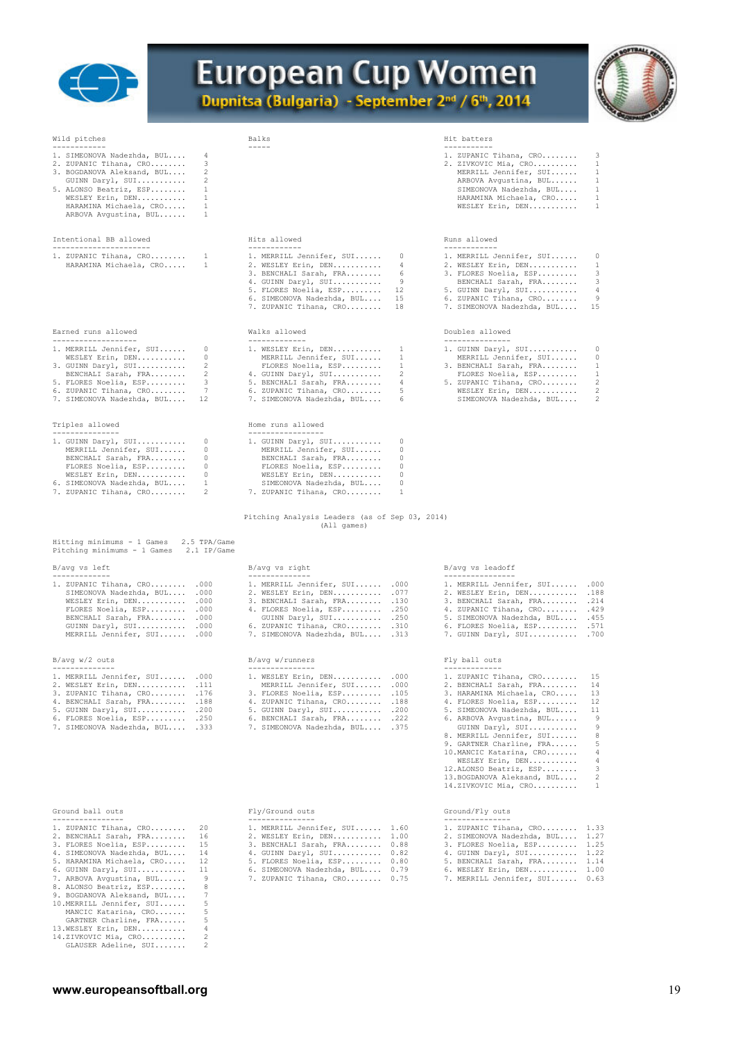# European Cup Women

Dupnitsa (Bulgaria) - September 2nd / 6th, 2014

### Wild pitches

| Rank | Player | |
|---|---|---|
| 1. | SIMEONOVA Nadezhda, BUL | 4 |
| 2. | ZUPANIC Tihana, CRO | 3 |
| 3. | BOGDANOVA Aleksand, BUL | 2 |
| | GUINN Daryl, SUI | 2 |
| 5. | ALONSO Beatriz, ESP | 1 |
| | WESLEY Erin, DEN | 1 |
| | HARAMINA Michaela, CRO | 1 |
| | ARBOVA Avgustina, BUL | 1 |

### Balks

### Hit batters

| Rank | Player | |
|---|---|---|
| 1. | ZUPANIC Tihana, CRO | 3 |
| 2. | ZIVKOVIC Mia, CRO | 1 |
| | MERRILL Jennifer, SUI | 1 |
| | ARBOVA Avgustina, BUL | 1 |
| | SIMEONOVA Nadezhda, BUL | 1 |
| | HARAMINA Michaela, CRO | 1 |
| | WESLEY Erin, DEN | 1 |

### Intentional BB allowed

| Rank | Player | |
|---|---|---|
| 1. | ZUPANIC Tihana, CRO | 1 |
| | HARAMINA Michaela, CRO | 1 |

### Hits allowed

| Rank | Player | |
|---|---|---|
| 1. | MERRILL Jennifer, SUI | 0 |
| 2. | WESLEY Erin, DEN | 4 |
| 3. | BENCHALI Sarah, FRA | 6 |
| 4. | GUINN Daryl, SUI | 9 |
| 5. | FLORES Noelia, ESP | 12 |
| 6. | SIMEONOVA Nadezhda, BUL | 15 |
| 7. | ZUPANIC Tihana, CRO | 18 |

### Runs allowed

| Rank | Player | |
|---|---|---|
| 1. | MERRILL Jennifer, SUI | 0 |
| 2. | WESLEY Erin, DEN | 1 |
| 3. | FLORES Noelia, ESP | 3 |
| | BENCHALI Sarah, FRA | 3 |
| 5. | GUINN Daryl, SUI | 4 |
| 6. | ZUPANIC Tihana, CRO | 9 |
| 7. | SIMEONOVA Nadezhda, BUL | 15 |

### Earned runs allowed

| Rank | Player | |
|---|---|---|
| 1. | MERRILL Jennifer, SUI | 0 |
| | WESLEY Erin, DEN | 0 |
| 3. | GUINN Daryl, SUI | 2 |
| | BENCHALI Sarah, FRA | 2 |
| 5. | FLORES Noelia, ESP | 3 |
| 6. | ZUPANIC Tihana, CRO | 7 |
| 7. | SIMEONOVA Nadezhda, BUL | 12 |

### Walks allowed

| Rank | Player | |
|---|---|---|
| 1. | WESLEY Erin, DEN | 1 |
| | MERRILL Jennifer, SUI | 1 |
| | FLORES Noelia, ESP | 1 |
| 4. | GUINN Daryl, SUI | 2 |
| 5. | BENCHALI Sarah, FRA | 4 |
| 6. | ZUPANIC Tihana, CRO | 5 |
| 7. | SIMEONOVA Nadezhda, BUL | 6 |

### Doubles allowed

| Rank | Player | |
|---|---|---|
| 1. | GUINN Daryl, SUI | 0 |
| | MERRILL Jennifer, SUI | 0 |
| 3. | BENCHALI Sarah, FRA | 1 |
| | FLORES Noelia, ESP | 1 |
| 5. | ZUPANIC Tihana, CRO | 2 |
| | WESLEY Erin, DEN | 2 |
| | SIMEONOVA Nadezhda, BUL | 2 |

### Triples allowed

| Rank | Player | |
|---|---|---|
| 1. | GUINN Daryl, SUI | 0 |
| | MERRILL Jennifer, SUI | 0 |
| | BENCHALI Sarah, FRA | 0 |
| | FLORES Noelia, ESP | 0 |
| | WESLEY Erin, DEN | 0 |
| 6. | SIMEONOVA Nadezhda, BUL | 1 |
| 7. | ZUPANIC Tihana, CRO | 2 |

### Home runs allowed

| Rank | Player | |
|---|---|---|
| 1. | GUINN Daryl, SUI | 0 |
| | MERRILL Jennifer, SUI | 0 |
| | BENCHALI Sarah, FRA | 0 |
| | FLORES Noelia, ESP | 0 |
| | WESLEY Erin, DEN | 0 |
| | SIMEONOVA Nadezhda, BUL | 0 |
| 7. | ZUPANIC Tihana, CRO | 1 |

## Pitching Analysis Leaders (as of Sep 03, 2014)
(All games)

Hitting minimums - 1 Games 2.5 TPA/Game
Pitching minimums - 1 Games 2.1 IP/Game

### B/avg vs left

| Rank | Player | |
|---|---|---|
| 1. | ZUPANIC Tihana, CRO | .000 |
| | SIMEONOVA Nadezhda, BUL | .000 |
| | WESLEY Erin, DEN | .000 |
| | FLORES Noelia, ESP | .000 |
| | BENCHALI Sarah, FRA | .000 |
| | GUINN Daryl, SUI | .000 |
| | MERRILL Jennifer, SUI | .000 |

### B/avg vs right

| Rank | Player | |
|---|---|---|
| 1. | MERRILL Jennifer, SUI | .000 |
| 2. | WESLEY Erin, DEN | .077 |
| 3. | BENCHALI Sarah, FRA | .130 |
| 4. | FLORES Noelia, ESP | .250 |
| | GUINN Daryl, SUI | .250 |
| 6. | ZUPANIC Tihana, CRO | .310 |
| 7. | SIMEONOVA Nadezhda, BUL | .313 |

### B/avg vs leadoff

| Rank | Player | |
|---|---|---|
| 1. | MERRILL Jennifer, SUI | .000 |
| 2. | WESLEY Erin, DEN | .188 |
| 3. | BENCHALI Sarah, FRA | .214 |
| 4. | ZUPANIC Tihana, CRO | .429 |
| 5. | SIMEONOVA Nadezhda, BUL | .455 |
| 6. | FLORES Noelia, ESP | .571 |
| 7. | GUINN Daryl, SUI | .700 |

### B/avg w/2 outs

| Rank | Player | |
|---|---|---|
| 1. | MERRILL Jennifer, SUI | .000 |
| 2. | WESLEY Erin, DEN | .111 |
| 3. | ZUPANIC Tihana, CRO | .176 |
| 4. | BENCHALI Sarah, FRA | .188 |
| 5. | GUINN Daryl, SUI | .200 |
| 6. | FLORES Noelia, ESP | .250 |
| 7. | SIMEONOVA Nadezhda, BUL | .333 |

### B/avg w/runners

| Rank | Player | |
|---|---|---|
| 1. | WESLEY Erin, DEN | .000 |
| | MERRILL Jennifer, SUI | .000 |
| 3. | FLORES Noelia, ESP | .105 |
| 4. | ZUPANIC Tihana, CRO | .188 |
| 5. | GUINN Daryl, SUI | .200 |
| 6. | BENCHALI Sarah, FRA | .222 |
| 7. | SIMEONOVA Nadezhda, BUL | .375 |

### Fly ball outs

| Rank | Player | |
|---|---|---|
| 1. | ZUPANIC Tihana, CRO | 15 |
| 2. | BENCHALI Sarah, FRA | 14 |
| 3. | HARAMINA Michaela, CRO | 13 |
| 4. | FLORES Noelia, ESP | 12 |
| 5. | SIMEONOVA Nadezhda, BUL | 11 |
| 6. | ARBOVA Avgustina, BUL | 9 |
| | GUINN Daryl, SUI | 9 |
| 8. | MERRILL Jennifer, SUI | 8 |
| 9. | GARTNER Charline, FRA | 5 |
| 10. | MANCIC Katarina, CRO | 4 |
| | WESLEY Erin, DEN | 4 |
| 12. | ALONSO Beatriz, ESP | 3 |
| 13. | BOGDANOVA Aleksand, BUL | 2 |
| 14. | ZIVKOVIC Mia, CRO | 1 |

### Ground ball outs

| Rank | Player | |
|---|---|---|
| 1. | ZUPANIC Tihana, CRO | 20 |
| 2. | BENCHALI Sarah, FRA | 16 |
| 3. | FLORES Noelia, ESP | 15 |
| 4. | SIMEONOVA Nadezhda, BUL | 14 |
| 5. | HARAMINA Michaela, CRO | 12 |
| 6. | GUINN Daryl, SUI | 11 |
| 7. | ARBOVA Avgustina, BUL | 9 |
| 8. | ALONSO Beatriz, ESP | 8 |
| 9. | BOGDANOVA Aleksand, BUL | 7 |
| 10. | MERRILL Jennifer, SUI | 5 |
| | MANCIC Katarina, CRO | 5 |
| | GARTNER Charline, FRA | 5 |
| 13. | WESLEY Erin, DEN | 4 |
| 14. | ZIVKOVIC Mia, CRO | 2 |
| | GLAUSER Adeline, SUI | 2 |

### Fly/Ground outs

| Rank | Player | |
|---|---|---|
| 1. | MERRILL Jennifer, SUI | 1.60 |
| 2. | WESLEY Erin, DEN | 1.00 |
| 3. | BENCHALI Sarah, FRA | 0.88 |
| 4. | GUINN Daryl, SUI | 0.82 |
| 5. | FLORES Noelia, ESP | 0.80 |
| 6. | SIMEONOVA Nadezhda, BUL | 0.79 |
| 7. | ZUPANIC Tihana, CRO | 0.75 |

### Ground/Fly outs

| Rank | Player | |
|---|---|---|
| 1. | ZUPANIC Tihana, CRO | 1.33 |
| 2. | SIMEONOVA Nadezhda, BUL | 1.27 |
| 3. | FLORES Noelia, ESP | 1.25 |
| 4. | GUINN Daryl, SUI | 1.22 |
| 5. | BENCHALI Sarah, FRA | 1.14 |
| 6. | WESLEY Erin, DEN | 1.00 |
| 7. | MERRILL Jennifer, SUI | 0.63 |

www.europeansoftball.org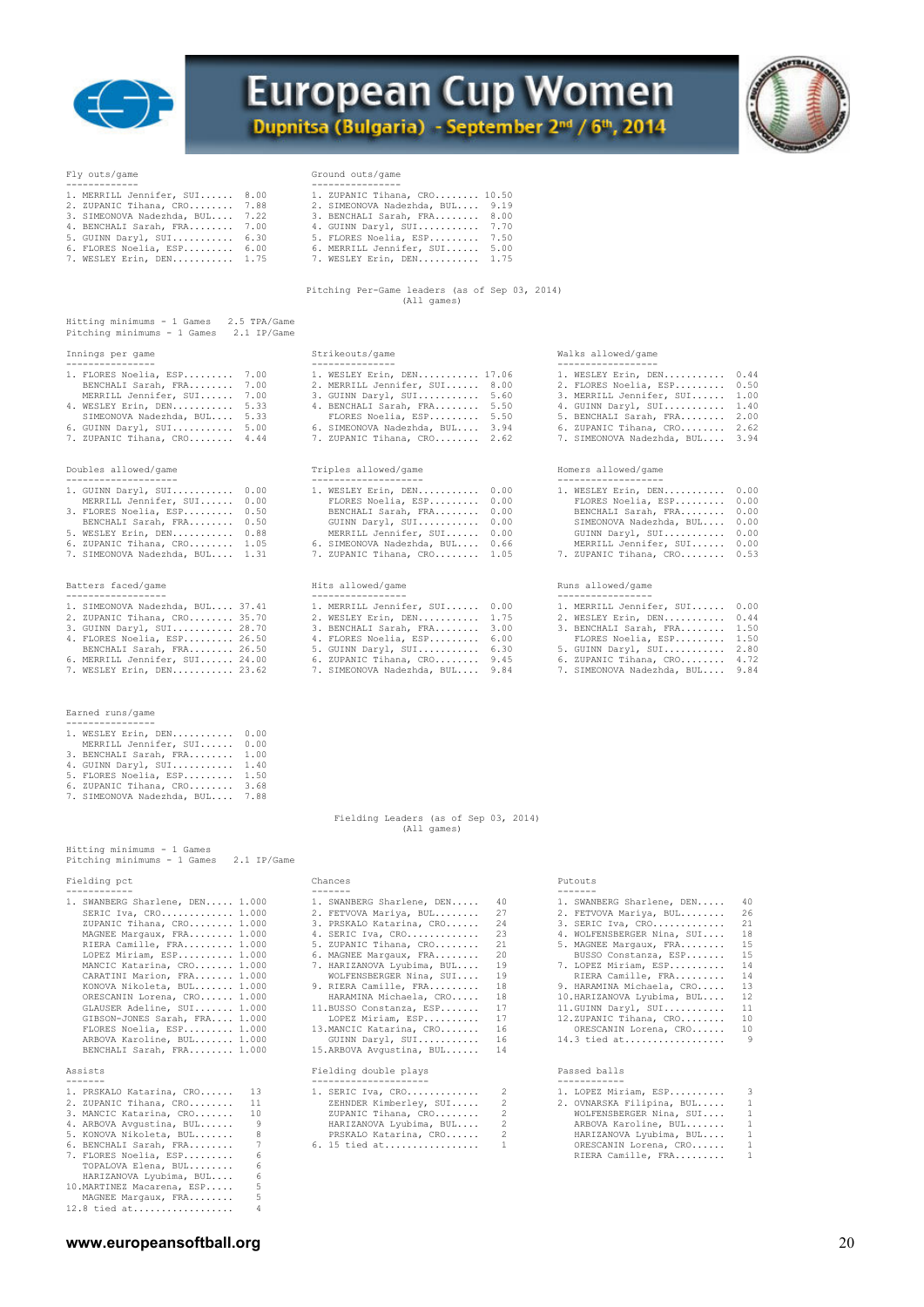# European Cup Women

**Dupnitsa (Bulgaria) - September 2nd / 6th, 2014**

```
Fly outs/game
-------------
1. MERRILL Jennifer, SUI...... 8.00
2. ZUPANIC Tihana, CRO........ 7.88
3. SIMEONOVA Nadezhda, BUL.... 7.22
4. BENCHALI Sarah, FRA........ 7.00
5. GUINN Daryl, SUI........... 6.30
6. FLORES Noelia, ESP......... 6.00
7. WESLEY Erin, DEN........... 1.75
```

```
Ground outs/game
----------------
1. ZUPANIC Tihana, CRO........ 10.50
2. SIMEONOVA Nadezhda, BUL.... 9.19
3. BENCHALI Sarah, FRA........ 8.00
4. GUINN Daryl, SUI........... 7.70
5. FLORES Noelia, ESP......... 7.50
6. MERRILL Jennifer, SUI...... 5.00
7. WESLEY Erin, DEN........... 1.75
```

## Pitching Per-Game leaders (as of Sep 03, 2014)
(All games)

```
Hitting minimums - 1 Games    2.5 TPA/Game
Pitching minimums - 1 Games   2.1 IP/Game
```

```
Innings per game
----------------
1. FLORES Noelia, ESP......... 7.00
   BENCHALI Sarah, FRA........ 7.00
   MERRILL Jennifer, SUI...... 7.00
4. WESLEY Erin, DEN........... 5.33
   SIMEONOVA Nadezhda, BUL.... 5.33
6. GUINN Daryl, SUI........... 5.00
7. ZUPANIC Tihana, CRO........ 4.44
```

```
Strikeouts/game
---------------
1. WESLEY Erin, DEN........... 17.06
2. MERRILL Jennifer, SUI...... 8.00
3. GUINN Daryl, SUI........... 5.60
4. BENCHALI Sarah, FRA........ 5.50
   FLORES Noelia, ESP......... 5.50
6. SIMEONOVA Nadezhda, BUL.... 3.94
7. ZUPANIC Tihana, CRO........ 2.62
```

```
Walks allowed/game
------------------
1. WESLEY Erin, DEN........... 0.44
2. FLORES Noelia, ESP......... 0.50
3. MERRILL Jennifer, SUI...... 1.00
4. GUINN Daryl, SUI........... 1.40
5. BENCHALI Sarah, FRA........ 2.00
6. ZUPANIC Tihana, CRO........ 2.62
7. SIMEONOVA Nadezhda, BUL.... 3.94
```

```
Doubles allowed/game
--------------------
1. GUINN Daryl, SUI........... 0.00
   MERRILL Jennifer, SUI...... 0.00
3. FLORES Noelia, ESP......... 0.50
   BENCHALI Sarah, FRA........ 0.50
5. WESLEY Erin, DEN........... 0.88
6. ZUPANIC Tihana, CRO........ 1.05
7. SIMEONOVA Nadezhda, BUL.... 1.31
```

```
Triples allowed/game
--------------------
1. WESLEY Erin, DEN........... 0.00
   FLORES Noelia, ESP......... 0.00
   BENCHALI Sarah, FRA........ 0.00
   GUINN Daryl, SUI........... 0.00
   MERRILL Jennifer, SUI...... 0.00
6. SIMEONOVA Nadezhda, BUL.... 0.66
7. ZUPANIC Tihana, CRO........ 1.05
```

```
Homers allowed/game
-------------------
1. WESLEY Erin, DEN........... 0.00
   FLORES Noelia, ESP......... 0.00
   BENCHALI Sarah, FRA........ 0.00
   SIMEONOVA Nadezhda, BUL.... 0.00
   GUINN Daryl, SUI........... 0.00
   MERRILL Jennifer, SUI...... 0.00
7. ZUPANIC Tihana, CRO........ 0.53
```

```
Batters faced/game
------------------
1. SIMEONOVA Nadezhda, BUL.... 37.41
2. ZUPANIC Tihana, CRO........ 35.70
3. GUINN Daryl, SUI........... 28.70
4. FLORES Noelia, ESP......... 26.50
   BENCHALI Sarah, FRA........ 26.50
6. MERRILL Jennifer, SUI...... 24.00
7. WESLEY Erin, DEN........... 23.62
```

```
Hits allowed/game
-----------------
1. MERRILL Jennifer, SUI...... 0.00
2. WESLEY Erin, DEN........... 1.75
3. BENCHALI Sarah, FRA........ 3.00
4. FLORES Noelia, ESP......... 6.00
5. GUINN Daryl, SUI........... 6.30
6. ZUPANIC Tihana, CRO........ 9.45
7. SIMEONOVA Nadezhda, BUL.... 9.84
```

```
Runs allowed/game
-----------------
1. MERRILL Jennifer, SUI...... 0.00
2. WESLEY Erin, DEN........... 0.44
3. BENCHALI Sarah, FRA........ 1.50
   FLORES Noelia, ESP......... 1.50
5. GUINN Daryl, SUI........... 2.80
6. ZUPANIC Tihana, CRO........ 4.72
7. SIMEONOVA Nadezhda, BUL.... 9.84
```

```
Earned runs/game
----------------
1. WESLEY Erin, DEN........... 0.00
   MERRILL Jennifer, SUI...... 0.00
3. BENCHALI Sarah, FRA........ 1.00
4. GUINN Daryl, SUI........... 1.40
5. FLORES Noelia, ESP......... 1.50
6. ZUPANIC Tihana, CRO........ 3.68
7. SIMEONOVA Nadezhda, BUL.... 7.88
```

## Fielding Leaders (as of Sep 03, 2014)
(All games)

```
Hitting minimums - 1 Games
Pitching minimums - 1 Games   2.1 IP/Game
```

```
Fielding pct
------------
1. SWANBERG Sharlene, DEN..... 1.000
   SERIC Iva, CRO............. 1.000
   ZUPANIC Tihana, CRO........ 1.000
   MAGNEE Margaux, FRA........ 1.000
   RIERA Camille, FRA......... 1.000
   LOPEZ Miriam, ESP.......... 1.000
   MANCIC Katarina, CRO....... 1.000
   CARATINI Marion, FRA....... 1.000
   KONOVA Nikoleta, BUL....... 1.000
   ORESCANIN Lorena, CRO...... 1.000
   GLAUSER Adeline, SUI....... 1.000
   GIBSON-JONES Sarah, FRA.... 1.000
   FLORES Noelia, ESP......... 1.000
   ARBOVA Karoline, BUL....... 1.000
   BENCHALI Sarah, FRA........ 1.000
```

```
Chances
-------
1. SWANBERG Sharlene, DEN..... 40
2. FETVOVA Mariya, BUL........ 27
3. PRSKALO Katarina, CRO...... 24
4. SERIC Iva, CRO............. 23
5. ZUPANIC Tihana, CRO........ 21
6. MAGNEE Margaux, FRA........ 20
7. HARIZANOVA Lyubima, BUL.... 19
   WOLFENSBERGER Nina, SUI.... 19
9. RIERA Camille, FRA......... 18
   HARAMINA Michaela, CRO..... 18
11.BUSSO Constanza, ESP....... 17
   LOPEZ Miriam, ESP.......... 17
13.MANCIC Katarina, CRO....... 16
   GUINN Daryl, SUI........... 16
15.ARBOVA Avgustina, BUL...... 14
```

```
Putouts
-------
1. SWANBERG Sharlene, DEN..... 40
2. FETVOVA Mariya, BUL........ 26
3. SERIC Iva, CRO............. 21
4. WOLFENSBERGER Nina, SUI.... 18
5. MAGNEE Margaux, FRA........ 15
   BUSSO Constanza, ESP....... 15
7. LOPEZ Miriam, ESP.......... 14
   RIERA Camille, FRA......... 14
9. HARAMINA Michaela, CRO..... 13
10.HARIZANOVA Lyubima, BUL.... 12
11.GUINN Daryl, SUI........... 11
12.ZUPANIC Tihana, CRO........ 10
   ORESCANIN Lorena, CRO...... 10
14.3 tied at.................. 9
```

```
Assists
-------
1. PRSKALO Katarina, CRO...... 13
2. ZUPANIC Tihana, CRO........ 11
3. MANCIC Katarina, CRO....... 10
4. ARBOVA Avgustina, BUL...... 9
5. KONOVA Nikoleta, BUL....... 8
6. BENCHALI Sarah, FRA........ 7
7. FLORES Noelia, ESP......... 6
   TOPALOVA Elena, BUL........ 6
   HARIZANOVA Lyubima, BUL.... 6
10.MARTINEZ Macarena, ESP..... 5
   MAGNEE Margaux, FRA........ 5
12.8 tied at.................. 4
```

```
Fielding double plays
---------------------
1. SERIC Iva, CRO............. 2
   ZEHNDER Kimberley, SUI..... 2
   ZUPANIC Tihana, CRO........ 2
   HARIZANOVA Lyubima, BUL.... 2
   PRSKALO Katarina, CRO...... 2
6. 15 tied at................. 1
```

```
Passed balls
------------
1. LOPEZ Miriam, ESP.......... 3
2. OVNARSKA Filipina, BUL..... 1
   WOLFENSBERGER Nina, SUI.... 1
   ARBOVA Karoline, BUL....... 1
   HARIZANOVA Lyubima, BUL.... 1
   ORESCANIN Lorena, CRO...... 1
   RIERA Camille, FRA......... 1
```

**www.europeansoftball.org**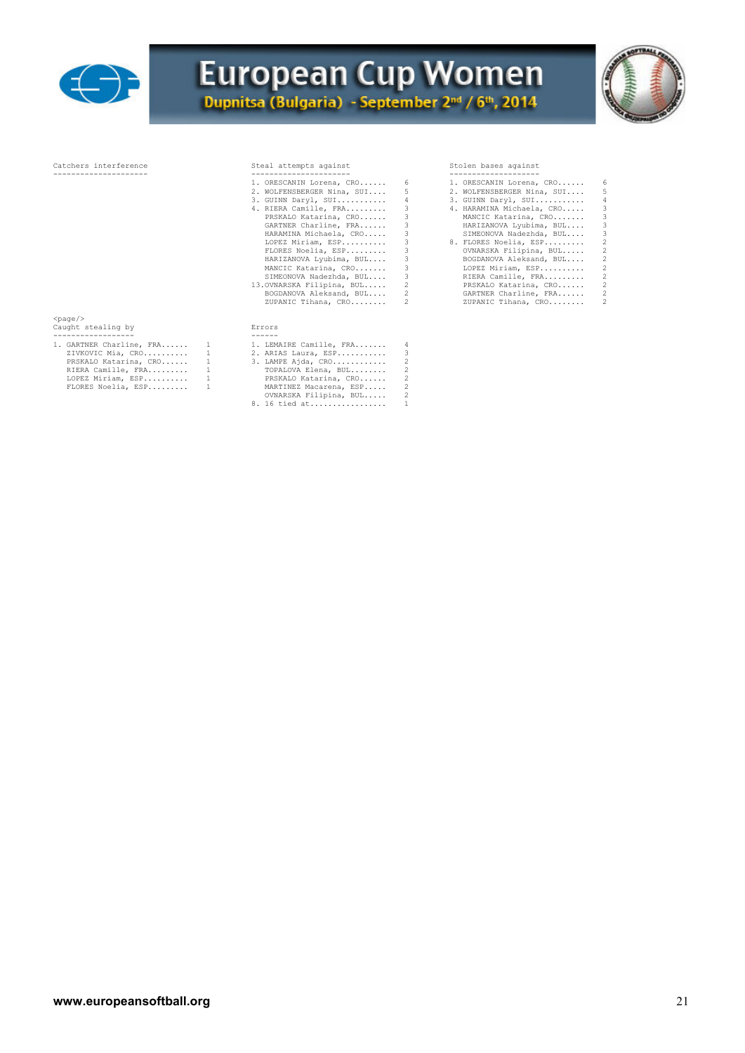# European Cup Women

## Dupnitsa (Bulgaria) - September 2nd / 6th, 2014

### Catchers interference

### Steal attempts against

```
1. ORESCANIN Lorena, CRO......   6
2. WOLFENSBERGER Nina, SUI....   5
3. GUINN Daryl, SUI...........   4
4. RIERA Camille, FRA.........   3
   PRSKALO Katarina, CRO......   3
   GARTNER Charline, FRA......   3
   HARAMINA Michaela, CRO.....   3
   LOPEZ Miriam, ESP..........   3
   FLORES Noelia, ESP.........   3
   HARIZANOVA Lyubima, BUL....   3
   MANCIC Katarina, CRO.......   3
   SIMEONOVA Nadezhda, BUL....   3
13.OVNARSKA Filipina, BUL.....   2
   BOGDANOVA Aleksand, BUL....   2
   ZUPANIC Tihana, CRO........   2
```

### Stolen bases against

```
1. ORESCANIN Lorena, CRO......   6
2. WOLFENSBERGER Nina, SUI....   5
3. GUINN Daryl, SUI...........   4
4. HARAMINA Michaela, CRO.....   3
   MANCIC Katarina, CRO.......   3
   HARIZANOVA Lyubima, BUL....   3
   SIMEONOVA Nadezhda, BUL....   3
8. FLORES Noelia, ESP.........   2
   OVNARSKA Filipina, BUL.....   2
   BOGDANOVA Aleksand, BUL....   2
   LOPEZ Miriam, ESP..........   2
   RIERA Camille, FRA.........   2
   PRSKALO Katarina, CRO......   2
   GARTNER Charline, FRA......   2
   ZUPANIC Tihana, CRO........   2
```

<page/>

### Caught stealing by

```
1. GARTNER Charline, FRA......   1
   ZIVKOVIC Mia, CRO..........   1
   PRSKALO Katarina, CRO......   1
   RIERA Camille, FRA.........   1
   LOPEZ Miriam, ESP..........   1
   FLORES Noelia, ESP.........   1
```

### Errors

```
1. LEMAIRE Camille, FRA.......   4
2. ARIAS Laura, ESP...........   3
3. LAMPE Ajda, CRO............   2
   TOPALOVA Elena, BUL........   2
   PRSKALO Katarina, CRO......   2
   MARTINEZ Macarena, ESP.....   2
   OVNARSKA Filipina, BUL.....   2
8. 16 tied at.................   1
```

www.europeansoftball.org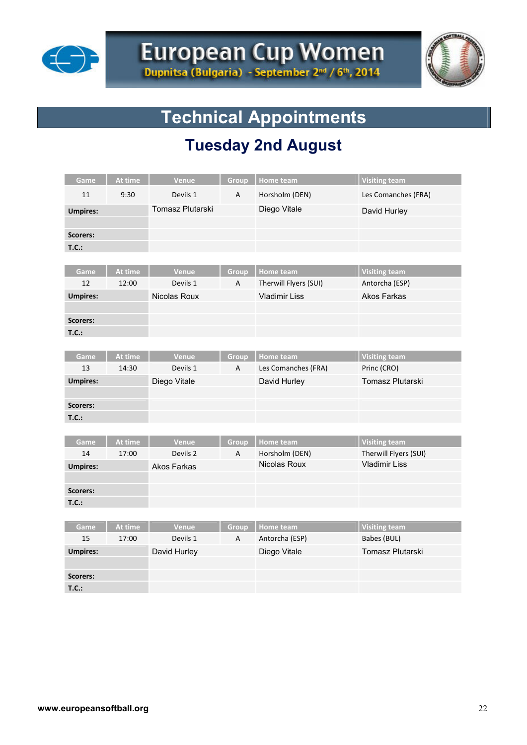# European Cup Women

**Dupnitsa (Bulgaria) - September 2nd / 6th, 2014**

## Technical Appointments

### Tuesday 2nd August

| Game | At time | Venue | Group | Home team | Visiting team |
|---|---|---|---|---|---|
| 11 | 9:30 | Devils 1 | A | Horsholm (DEN) | Les Comanches (FRA) |
| **Umpires:** | | Tomasz Plutarski | | Diego Vitale | David Hurley |
| | | | | | |
| **Scorers:** | | | | | |
| **T.C.:** | | | | | |

| Game | At time | Venue | Group | Home team | Visiting team |
|---|---|---|---|---|---|
| 12 | 12:00 | Devils 1 | A | Therwill Flyers (SUI) | Antorcha (ESP) |
| **Umpires:** | | Nicolas Roux | | Vladimir Liss | Akos Farkas |
| | | | | | |
| **Scorers:** | | | | | |
| **T.C.:** | | | | | |

| Game | At time | Venue | Group | Home team | Visiting team |
|---|---|---|---|---|---|
| 13 | 14:30 | Devils 1 | A | Les Comanches (FRA) | Princ (CRO) |
| **Umpires:** | | Diego Vitale | | David Hurley | Tomasz Plutarski |
| | | | | | |
| **Scorers:** | | | | | |
| **T.C.:** | | | | | |

| Game | At time | Venue | Group | Home team | Visiting team |
|---|---|---|---|---|---|
| 14 | 17:00 | Devils 2 | A | Horsholm (DEN) | Therwill Flyers (SUI) |
| **Umpires:** | | Akos Farkas | | Nicolas Roux | Vladimir Liss |
| | | | | | |
| **Scorers:** | | | | | |
| **T.C.:** | | | | | |

| Game | At time | Venue | Group | Home team | Visiting team |
|---|---|---|---|---|---|
| 15 | 17:00 | Devils 1 | A | Antorcha (ESP) | Babes (BUL) |
| **Umpires:** | | David Hurley | | Diego Vitale | Tomasz Plutarski |
| | | | | | |
| **Scorers:** | | | | | |
| **T.C.:** | | | | | |

www.europeansoftball.org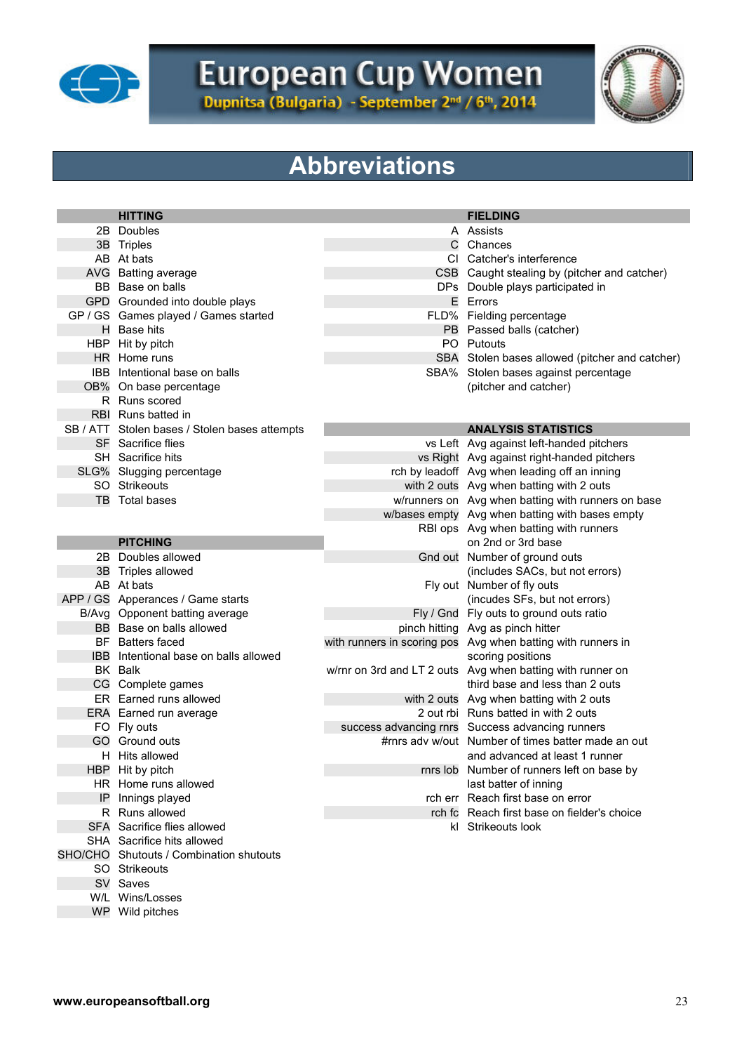# European Cup Women

Dupnitsa (Bulgaria) - September 2nd / 6th, 2014

## Abbreviations

### HITTING

| | |
|---|---|
| 2B | Doubles |
| 3B | Triples |
| AB | At bats |
| AVG | Batting average |
| BB | Base on balls |
| GPD | Grounded into double plays |
| GP / GS | Games played / Games started |
| H | Base hits |
| HBP | Hit by pitch |
| HR | Home runs |
| IBB | Intentional base on balls |
| OB% | On base percentage |
| R | Runs scored |
| RBI | Runs batted in |
| SB / ATT | Stolen bases / Stolen bases attempts |
| SF | Sacrifice flies |
| SH | Sacrifice hits |
| SLG% | Slugging percentage |
| SO | Strikeouts |
| TB | Total bases |

### PITCHING

| | |
|---|---|
| 2B | Doubles allowed |
| 3B | Triples allowed |
| AB | At bats |
| APP / GS | Appearances / Game starts |
| B/Avg | Opponent batting average |
| BB | Base on balls allowed |
| BF | Batters faced |
| IBB | Intentional base on balls allowed |
| BK | Balk |
| CG | Complete games |
| ER | Earned runs allowed |
| ERA | Earned run average |
| FO | Fly outs |
| GO | Ground outs |
| H | Hits allowed |
| HBP | Hit by pitch |
| HR | Home runs allowed |
| IP | Innings played |
| R | Runs allowed |
| SFA | Sacrifice flies allowed |
| SHA | Sacrifice hits allowed |
| SHO/CHO | Shutouts / Combination shutouts |
| SO | Strikeouts |
| SV | Saves |
| W/L | Wins/Losses |
| WP | Wild pitches |

### FIELDING

| | |
|---|---|
| A | Assists |
| C | Chances |
| CI | Catcher's interference |
| CSB | Caught stealing by (pitcher and catcher) |
| DPs | Double plays participated in |
| E | Errors |
| FLD% | Fielding percentage |
| PB | Passed balls (catcher) |
| PO | Putouts |
| SBA | Stolen bases allowed (pitcher and catcher) |
| SBA% | Stolen bases against percentage (pitcher and catcher) |

### ANALYSIS STATISTICS

| | |
|---|---|
| vs Left | Avg against left-handed pitchers |
| vs Right | Avg against right-handed pitchers |
| rch by leadoff | Avg when leading off an inning |
| with 2 outs | Avg when batting with 2 outs |
| w/runners on | Avg when batting with runners on base |
| w/bases empty | Avg when batting with bases empty |
| RBI ops | Avg when batting with runners on 2nd or 3rd base |
| Gnd out | Number of ground outs (includes SACs, but not errors) |
| Fly out | Number of fly outs (incudes SFs, but not errors) |
| Fly / Gnd | Fly outs to ground outs ratio |
| pinch hitting | Avg as pinch hitter |
| with runners in scoring pos | Avg when batting with runners in scoring positions |
| w/rnr on 3rd and LT 2 outs | Avg when batting with runner on third base and less than 2 outs |
| with 2 outs | Avg when batting with 2 outs |
| 2 out rbi | Runs batted in with 2 outs |
| success advancing rnrs | Success advancing runners |
| #rnrs adv w/out | Number of times batter made an out and advanced at least 1 runner |
| rnrs lob | Number of runners left on base by last batter of inning |
| rch err | Reach first base on error |
| rch fc | Reach first base on fielder's choice |
| kl | Strikeouts look |

www.europeansoftball.org